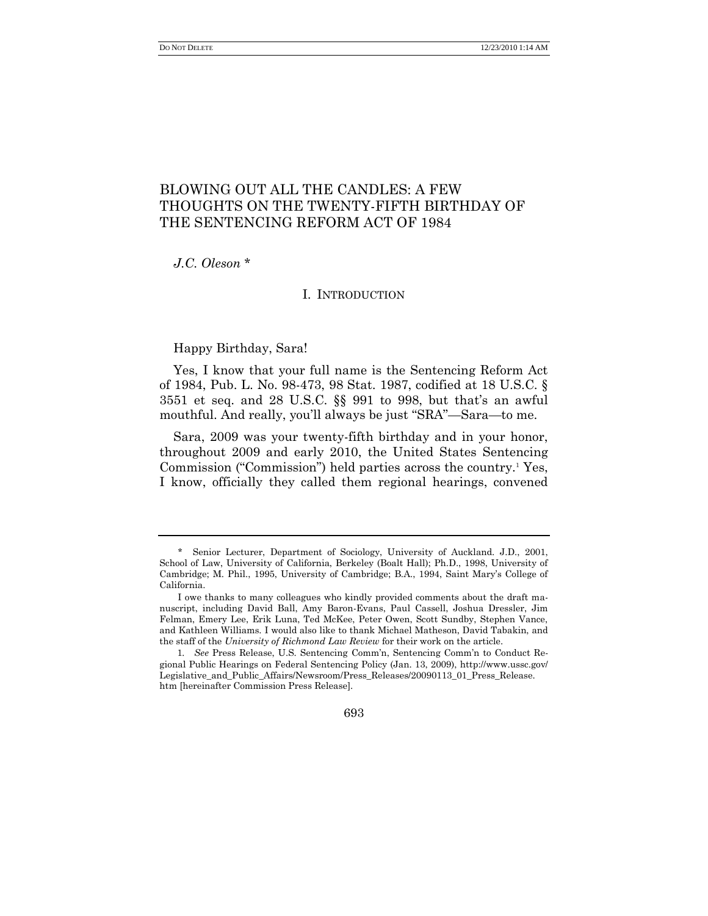# BLOWING OUT ALL THE CANDLES: A FEW THOUGHTS ON THE TWENTY-FIFTH BIRTHDAY OF THE SENTENCING REFORM ACT OF 1984

*J.C. Oleson* *

## I. INTRODUCTION

Happy Birthday, Sara!

Yes, I know that your full name is the Sentencing Reform Act of 1984, Pub. L. No. 98-473, 98 Stat. 1987, codified at 18 U.S.C. § 3551 et seq. and 28 U.S.C. §§ 991 to 998, but that's an awful mouthful. And really, you'll always be just "SRA"—Sara—to me.

Sara, 2009 was your twenty-fifth birthday and in your honor, throughout 2009 and early 2010, the United States Sentencing Commission ("Commission") held parties across the country.[1] Yes, I know, officially they called them regional hearings, convened

---

\* Senior Lecturer, Department of Sociology, University of Auckland. J.D., 2001, School of Law, University of California, Berkeley (Boalt Hall); Ph.D., 1998, University of Cambridge; M. Phil., 1995, University of Cambridge; B.A., 1994, Saint Mary's College of California.

I owe thanks to many colleagues who kindly provided comments about the draft manuscript, including David Ball, Amy Baron-Evans, Paul Cassell, Joshua Dressler, Jim Felman, Emery Lee, Erik Luna, Ted McKee, Peter Owen, Scott Sundby, Stephen Vance, and Kathleen Williams. I would also like to thank Michael Matheson, David Tabakin, and the staff of the *University of Richmond Law Review* for their work on the article.

1. *See* Press Release, U.S. Sentencing Comm'n, Sentencing Comm'n to Conduct Regional Public Hearings on Federal Sentencing Policy (Jan. 13, 2009), http://www.ussc.gov/Legislative_and_Public_Affairs/Newsroom/Press_Releases/20090113_01_Press_Release.htm [hereinafter Commission Press Release].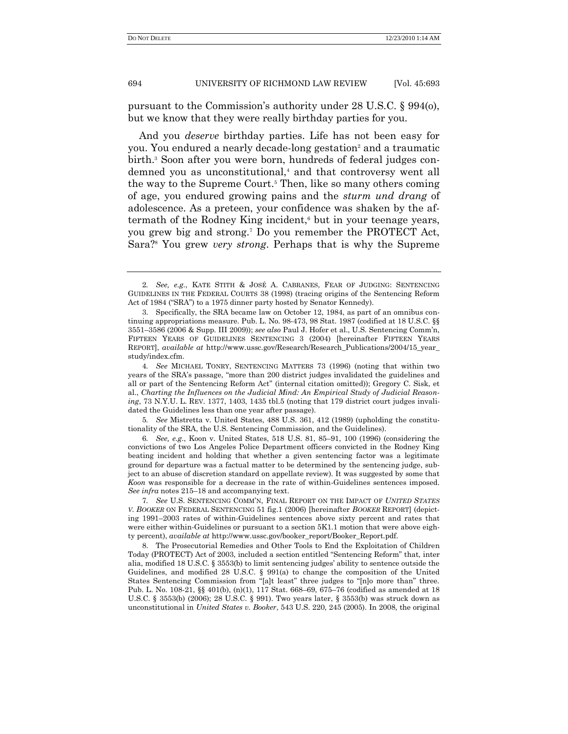pursuant to the Commission's authority under 28 U.S.C. § 994(o), but we know that they were really birthday parties for you.

And you *deserve* birthday parties. Life has not been easy for you. You endured a nearly decade-long gestation[2] and a traumatic birth.[3] Soon after you were born, hundreds of federal judges condemned you as unconstitutional,[4] and that controversy went all the way to the Supreme Court.[5] Then, like so many others coming of age, you endured growing pains and the *sturm und drang* of adolescence. As a preteen, your confidence was shaken by the aftermath of the Rodney King incident,[6] but in your teenage years, you grew big and strong.[7] Do you remember the PROTECT Act, Sara?[8] You grew *very strong*. Perhaps that is why the Supreme

---

2. *See, e.g.*, KATE STITH & JOSÉ A. CABRANES, FEAR OF JUDGING: SENTENCING GUIDELINES IN THE FEDERAL COURTS 38 (1998) (tracing origins of the Sentencing Reform Act of 1984 ("SRA") to a 1975 dinner party hosted by Senator Kennedy).

3. Specifically, the SRA became law on October 12, 1984, as part of an omnibus continuing appropriations measure. Pub. L. No. 98-473, 98 Stat. 1987 (codified at 18 U.S.C. §§ 3551–3586 (2006 & Supp. III 2009)); *see also* Paul J. Hofer et al., U.S. Sentencing Comm'n, FIFTEEN YEARS OF GUIDELINES SENTENCING 3 (2004) [hereinafter FIFTEEN YEARS REPORT], *available at* http://www.ussc.gov/Research/Research_Publications/2004/15_year_study/index.cfm.

4. *See* MICHAEL TONRY, SENTENCING MATTERS 73 (1996) (noting that within two years of the SRA's passage, "more than 200 district judges invalidated the guidelines and all or part of the Sentencing Reform Act" (internal citation omitted)); Gregory C. Sisk, et al., *Charting the Influences on the Judicial Mind: An Empirical Study of Judicial Reasoning*, 73 N.Y.U. L. REV. 1377, 1403, 1435 tbl.5 (noting that 179 district court judges invalidated the Guidelines less than one year after passage).

5. *See* Mistretta v. United States, 488 U.S. 361, 412 (1989) (upholding the constitutionality of the SRA, the U.S. Sentencing Commission, and the Guidelines).

6. *See, e.g.*, Koon v. United States, 518 U.S. 81, 85–91, 100 (1996) (considering the convictions of two Los Angeles Police Department officers convicted in the Rodney King beating incident and holding that whether a given sentencing factor was a legitimate ground for departure was a factual matter to be determined by the sentencing judge, subject to an abuse of discretion standard on appellate review). It was suggested by some that *Koon* was responsible for a decrease in the rate of within-Guidelines sentences imposed. *See infra* notes 215–18 and accompanying text.

7. *See* U.S. SENTENCING COMM'N, FINAL REPORT ON THE IMPACT OF *UNITED STATES V. BOOKER* ON FEDERAL SENTENCING 51 fig.1 (2006) [hereinafter *BOOKER* REPORT] (depicting 1991–2003 rates of within-Guidelines sentences above sixty percent and rates that were either within-Guidelines or pursuant to a section 5K1.1 motion that were above eighty percent), *available at* http://www.ussc.gov/booker_report/Booker_Report.pdf.

8. The Prosecutorial Remedies and Other Tools to End the Exploitation of Children Today (PROTECT) Act of 2003, included a section entitled "Sentencing Reform" that, inter alia, modified 18 U.S.C. § 3553(b) to limit sentencing judges' ability to sentence outside the Guidelines, and modified 28 U.S.C. § 991(a) to change the composition of the United States Sentencing Commission from "[a]t least" three judges to "[n]o more than" three. Pub. L. No. 108-21, §§ 401(b), (n)(1), 117 Stat. 668–69, 675–76 (codified as amended at 18 U.S.C. § 3553(b) (2006); 28 U.S.C. § 991). Two years later, § 3553(b) was struck down as unconstitutional in *United States v. Booker*, 543 U.S. 220, 245 (2005). In 2008, the original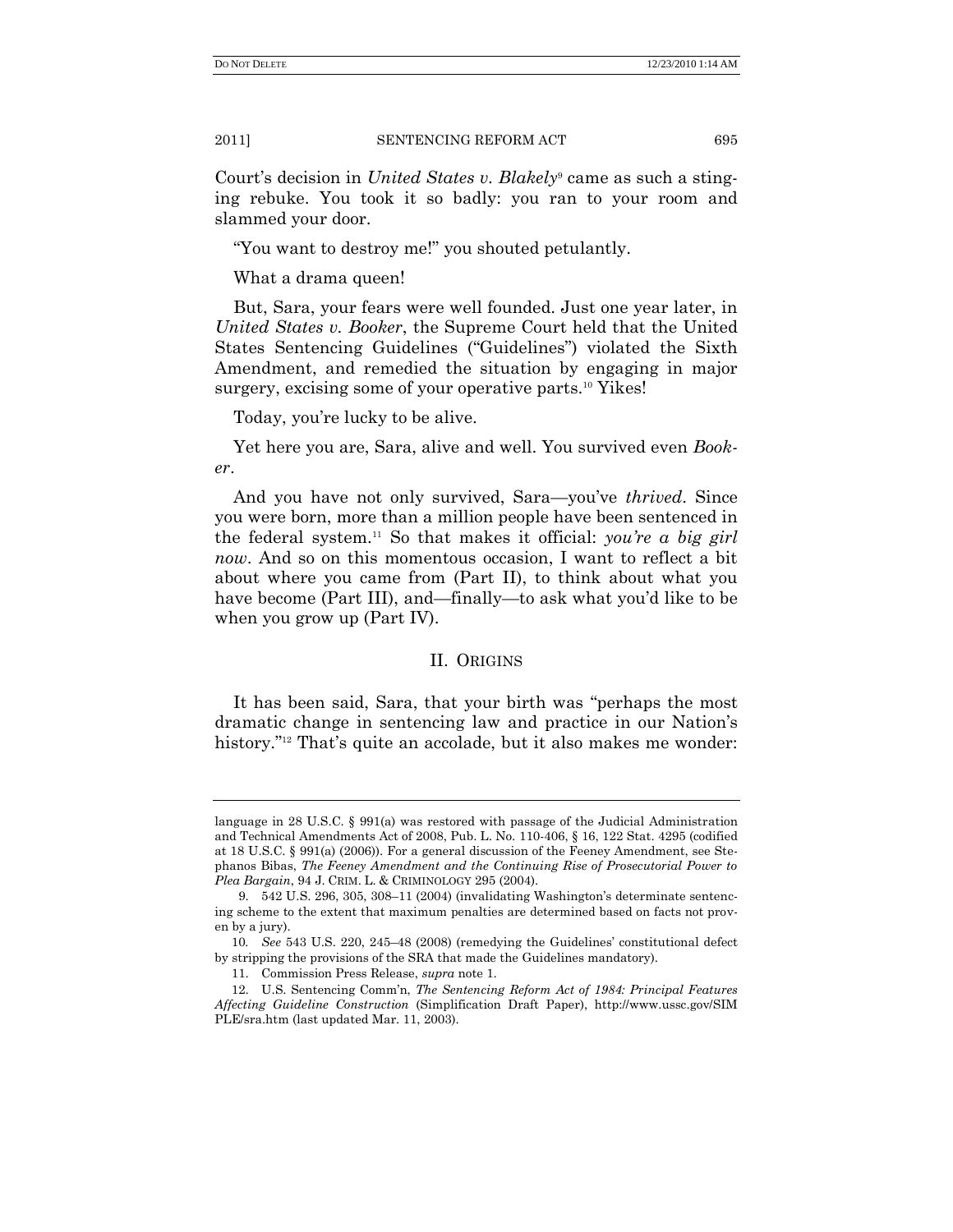Court's decision in *United States v. Blakely*[9] came as such a stinging rebuke. You took it so badly: you ran to your room and slammed your door.

"You want to destroy me!" you shouted petulantly.

What a drama queen!

But, Sara, your fears were well founded. Just one year later, in *United States v. Booker*, the Supreme Court held that the United States Sentencing Guidelines ("Guidelines") violated the Sixth Amendment, and remedied the situation by engaging in major surgery, excising some of your operative parts.[10] Yikes!

Today, you're lucky to be alive.

Yet here you are, Sara, alive and well. You survived even *Booker*.

And you have not only survived, Sara—you've *thrived*. Since you were born, more than a million people have been sentenced in the federal system.[11] So that makes it official: *you're a big girl now*. And so on this momentous occasion, I want to reflect a bit about where you came from (Part II), to think about what you have become (Part III), and—finally—to ask what you'd like to be when you grow up (Part IV).

## II. ORIGINS

It has been said, Sara, that your birth was "perhaps the most dramatic change in sentencing law and practice in our Nation's history."[12] That's quite an accolade, but it also makes me wonder:

---

language in 28 U.S.C. § 991(a) was restored with passage of the Judicial Administration and Technical Amendments Act of 2008, Pub. L. No. 110-406, § 16, 122 Stat. 4295 (codified at 18 U.S.C. § 991(a) (2006)). For a general discussion of the Feeney Amendment, see Stephanos Bibas, *The Feeney Amendment and the Continuing Rise of Prosecutorial Power to Plea Bargain*, 94 J. CRIM. L. & CRIMINOLOGY 295 (2004).

9. 542 U.S. 296, 305, 308–11 (2004) (invalidating Washington's determinate sentencing scheme to the extent that maximum penalties are determined based on facts not proven by a jury).

10. *See* 543 U.S. 220, 245–48 (2008) (remedying the Guidelines' constitutional defect by stripping the provisions of the SRA that made the Guidelines mandatory).

11. Commission Press Release, *supra* note 1.

12. U.S. Sentencing Comm'n, *The Sentencing Reform Act of 1984: Principal Features Affecting Guideline Construction* (Simplification Draft Paper), http://www.ussc.gov/SIMPLE/sra.htm (last updated Mar. 11, 2003).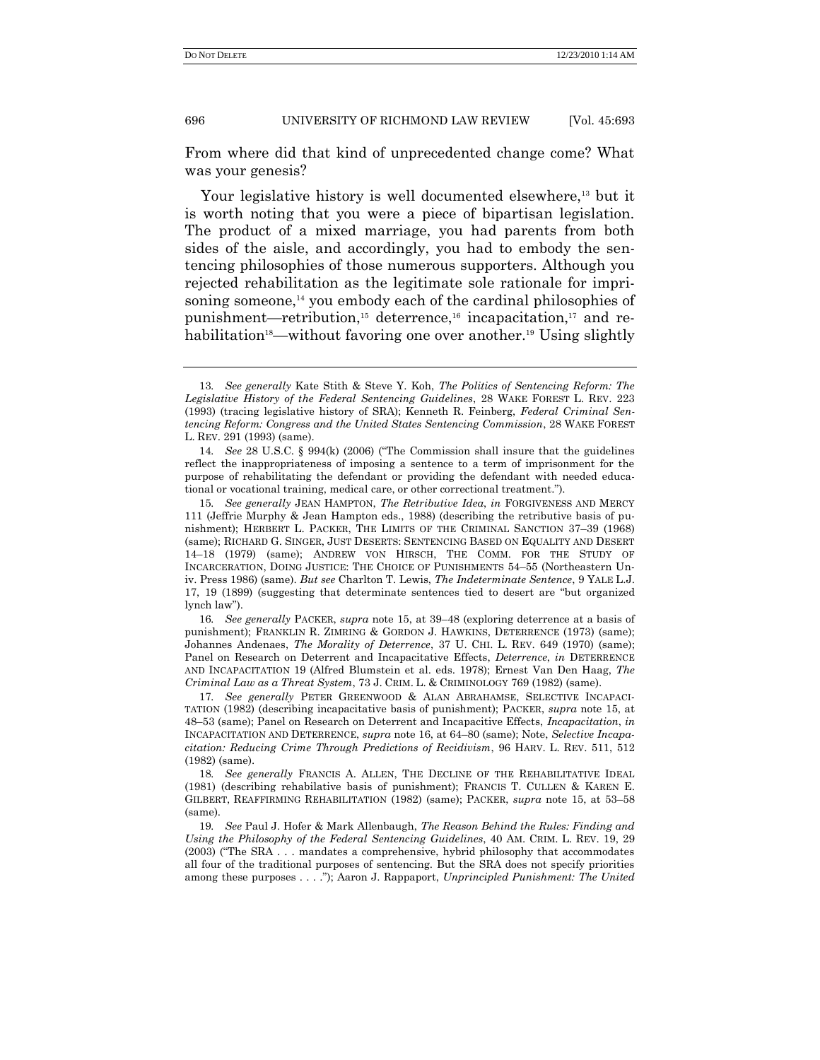From where did that kind of unprecedented change come? What was your genesis?

Your legislative history is well documented elsewhere,[13] but it is worth noting that you were a piece of bipartisan legislation. The product of a mixed marriage, you had parents from both sides of the aisle, and accordingly, you had to embody the sentencing philosophies of those numerous supporters. Although you rejected rehabilitation as the legitimate sole rationale for imprisoning someone,[14] you embody each of the cardinal philosophies of punishment—retribution,[15] deterrence,[16] incapacitation,[17] and rehabilitation[18]—without favoring one over another.[19] Using slightly

---

13. *See generally* Kate Stith & Steve Y. Koh, *The Politics of Sentencing Reform: The Legislative History of the Federal Sentencing Guidelines*, 28 WAKE FOREST L. REV. 223 (1993) (tracing legislative history of SRA); Kenneth R. Feinberg, *Federal Criminal Sentencing Reform: Congress and the United States Sentencing Commission*, 28 WAKE FOREST L. REV. 291 (1993) (same).

14. *See* 28 U.S.C. § 994(k) (2006) ("The Commission shall insure that the guidelines reflect the inappropriateness of imposing a sentence to a term of imprisonment for the purpose of rehabilitating the defendant or providing the defendant with needed educational or vocational training, medical care, or other correctional treatment.").

15. *See generally* JEAN HAMPTON, *The Retributive Idea*, *in* FORGIVENESS AND MERCY 111 (Jeffrie Murphy & Jean Hampton eds., 1988) (describing the retributive basis of punishment); HERBERT L. PACKER, THE LIMITS OF THE CRIMINAL SANCTION 37–39 (1968) (same); RICHARD G. SINGER, JUST DESERTS: SENTENCING BASED ON EQUALITY AND DESERT 14–18 (1979) (same); ANDREW VON HIRSCH, THE COMM. FOR THE STUDY OF INCARCERATION, DOING JUSTICE: THE CHOICE OF PUNISHMENTS 54–55 (Northeastern Univ. Press 1986) (same). *But see* Charlton T. Lewis, *The Indeterminate Sentence*, 9 YALE L.J. 17, 19 (1899) (suggesting that determinate sentences tied to desert are "but organized lynch law").

16. *See generally* PACKER, *supra* note 15, at 39–48 (exploring deterrence at a basis of punishment); FRANKLIN R. ZIMRING & GORDON J. HAWKINS, DETERRENCE (1973) (same); Johannes Andenaes, *The Morality of Deterrence*, 37 U. CHI. L. REV. 649 (1970) (same); Panel on Research on Deterrent and Incapacitative Effects, *Deterrence*, *in* DETERRENCE AND INCAPACITATION 19 (Alfred Blumstein et al. eds. 1978); Ernest Van Den Haag, *The Criminal Law as a Threat System*, 73 J. CRIM. L. & CRIMINOLOGY 769 (1982) (same).

17. *See generally* PETER GREENWOOD & ALAN ABRAHAMSE, SELECTIVE INCAPACITATION (1982) (describing incapacitative basis of punishment); PACKER, *supra* note 15, at 48–53 (same); Panel on Research on Deterrent and Incapacitive Effects, *Incapacitation*, *in* INCAPACITATION AND DETERRENCE, *supra* note 16, at 64–80 (same); Note, *Selective Incapacitation: Reducing Crime Through Predictions of Recidivism*, 96 HARV. L. REV. 511, 512 (1982) (same).

18. *See generally* FRANCIS A. ALLEN, THE DECLINE OF THE REHABILITATIVE IDEAL (1981) (describing rehabilitative basis of punishment); FRANCIS T. CULLEN & KAREN E. GILBERT, REAFFIRMING REHABILITATION (1982) (same); PACKER, *supra* note 15, at 53–58 (same).

19. *See* Paul J. Hofer & Mark Allenbaugh, *The Reason Behind the Rules: Finding and Using the Philosophy of the Federal Sentencing Guidelines*, 40 AM. CRIM. L. REV. 19, 29 (2003) ("The SRA . . . mandates a comprehensive, hybrid philosophy that accommodates all four of the traditional purposes of sentencing. But the SRA does not specify priorities among these purposes . . . ."); Aaron J. Rappaport, *Unprincipled Punishment: The United*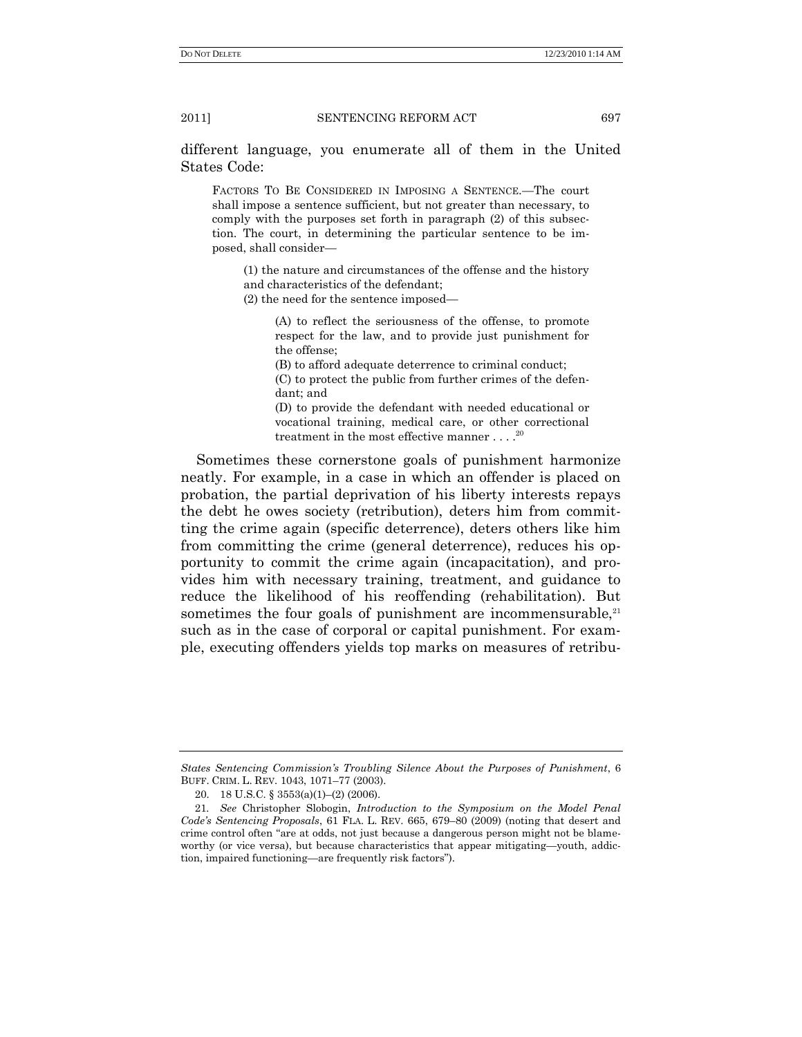different language, you enumerate all of them in the United States Code:

> FACTORS TO BE CONSIDERED IN IMPOSING A SENTENCE.—The court shall impose a sentence sufficient, but not greater than necessary, to comply with the purposes set forth in paragraph (2) of this subsection. The court, in determining the particular sentence to be imposed, shall consider—
>
> > (1) the nature and circumstances of the offense and the history and characteristics of the defendant;
> > (2) the need for the sentence imposed—
> >
> > > (A) to reflect the seriousness of the offense, to promote respect for the law, and to provide just punishment for the offense;
> > > (B) to afford adequate deterrence to criminal conduct;
> > > (C) to protect the public from further crimes of the defendant; and
> > > (D) to provide the defendant with needed educational or vocational training, medical care, or other correctional treatment in the most effective manner . . . .[20]

Sometimes these cornerstone goals of punishment harmonize neatly. For example, in a case in which an offender is placed on probation, the partial deprivation of his liberty interests repays the debt he owes society (retribution), deters him from committing the crime again (specific deterrence), deters others like him from committing the crime (general deterrence), reduces his opportunity to commit the crime again (incapacitation), and provides him with necessary training, treatment, and guidance to reduce the likelihood of his reoffending (rehabilitation). But sometimes the four goals of punishment are incommensurable,[21] such as in the case of corporal or capital punishment. For example, executing offenders yields top marks on measures of retribu-

---

*States Sentencing Commission's Troubling Silence About the Purposes of Punishment*, 6 BUFF. CRIM. L. REV. 1043, 1071–77 (2003).

20. 18 U.S.C. § 3553(a)(1)–(2) (2006).

21. *See* Christopher Slobogin, *Introduction to the Symposium on the Model Penal Code's Sentencing Proposals*, 61 FLA. L. REV. 665, 679–80 (2009) (noting that desert and crime control often "are at odds, not just because a dangerous person might not be blameworthy (or vice versa), but because characteristics that appear mitigating—youth, addiction, impaired functioning—are frequently risk factors").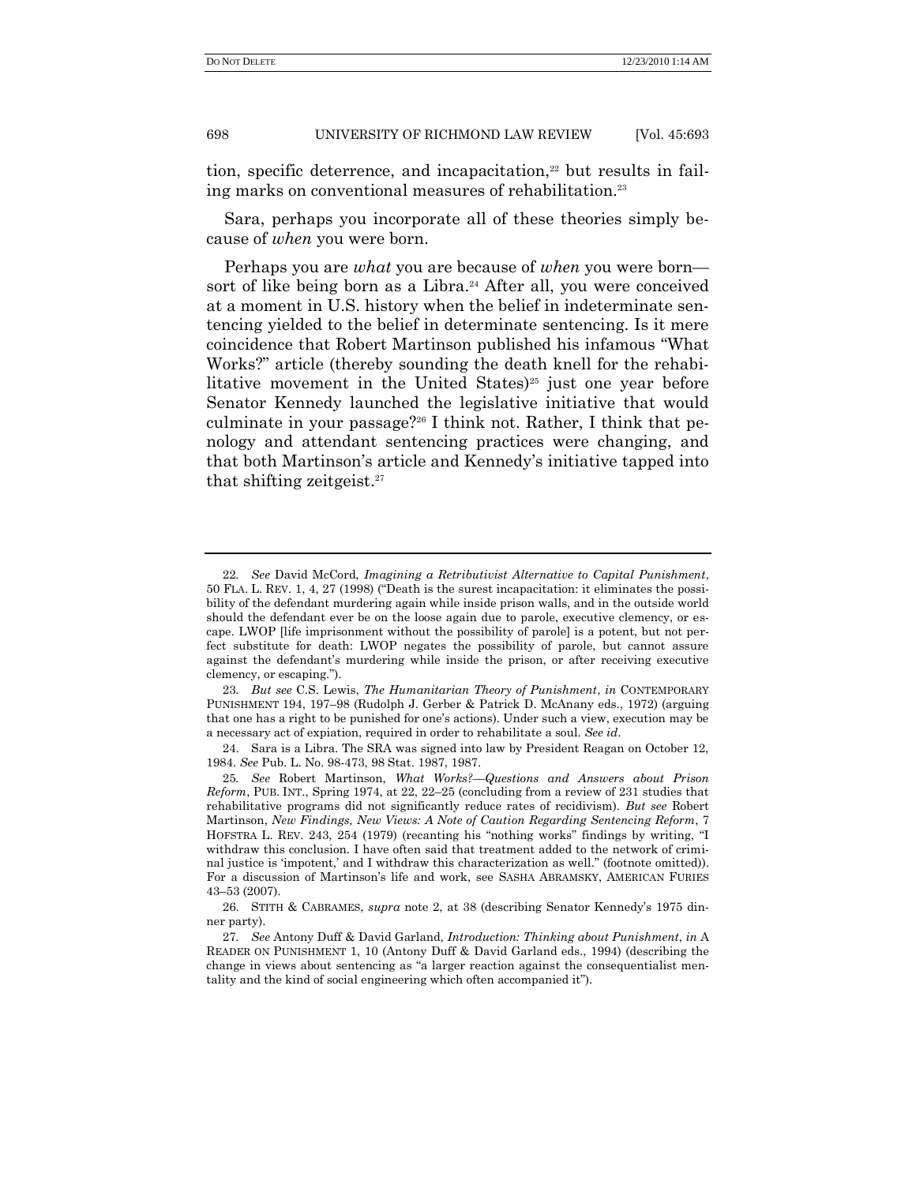tion, specific deterrence, and incapacitation,[22] but results in failing marks on conventional measures of rehabilitation.[23]

Sara, perhaps you incorporate all of these theories simply because of *when* you were born.

Perhaps you are *what* you are because of *when* you were born—sort of like being born as a Libra.[24] After all, you were conceived at a moment in U.S. history when the belief in indeterminate sentencing yielded to the belief in determinate sentencing. Is it mere coincidence that Robert Martinson published his infamous "What Works?" article (thereby sounding the death knell for the rehabilitative movement in the United States)[25] just one year before Senator Kennedy launched the legislative initiative that would culminate in your passage?[26] I think not. Rather, I think that penology and attendant sentencing practices were changing, and that both Martinson's article and Kennedy's initiative tapped into that shifting zeitgeist.[27]

---

22. *See* David McCord, *Imagining a Retributivist Alternative to Capital Punishment*, 50 FLA. L. REV. 1, 4, 27 (1998) ("Death is the surest incapacitation: it eliminates the possibility of the defendant murdering again while inside prison walls, and in the outside world should the defendant ever be on the loose again due to parole, executive clemency, or escape. LWOP [life imprisonment without the possibility of parole] is a potent, but not perfect substitute for death: LWOP negates the possibility of parole, but cannot assure against the defendant's murdering while inside the prison, or after receiving executive clemency, or escaping.").

23. *But see* C.S. Lewis, *The Humanitarian Theory of Punishment*, *in* CONTEMPORARY PUNISHMENT 194, 197–98 (Rudolph J. Gerber & Patrick D. McAnany eds., 1972) (arguing that one has a right to be punished for one's actions). Under such a view, execution may be a necessary act of expiation, required in order to rehabilitate a soul. *See id*.

24. Sara is a Libra. The SRA was signed into law by President Reagan on October 12, 1984. *See* Pub. L. No. 98-473, 98 Stat. 1987, 1987.

25. *See* Robert Martinson, *What Works?—Questions and Answers about Prison Reform*, PUB. INT., Spring 1974, at 22, 22–25 (concluding from a review of 231 studies that rehabilitative programs did not significantly reduce rates of recidivism). *But see* Robert Martinson, *New Findings, New Views: A Note of Caution Regarding Sentencing Reform*, 7 HOFSTRA L. REV. 243, 254 (1979) (recanting his "nothing works" findings by writing, "I withdraw this conclusion. I have often said that treatment added to the network of criminal justice is 'impotent,' and I withdraw this characterization as well." (footnote omitted)). For a discussion of Martinson's life and work, see SASHA ABRAMSKY, AMERICAN FURIES 43–53 (2007).

26. STITH & CABRAMES, *supra* note 2, at 38 (describing Senator Kennedy's 1975 dinner party).

27. *See* Antony Duff & David Garland, *Introduction: Thinking about Punishment*, *in* A READER ON PUNISHMENT 1, 10 (Antony Duff & David Garland eds., 1994) (describing the change in views about sentencing as "a larger reaction against the consequentialist mentality and the kind of social engineering which often accompanied it").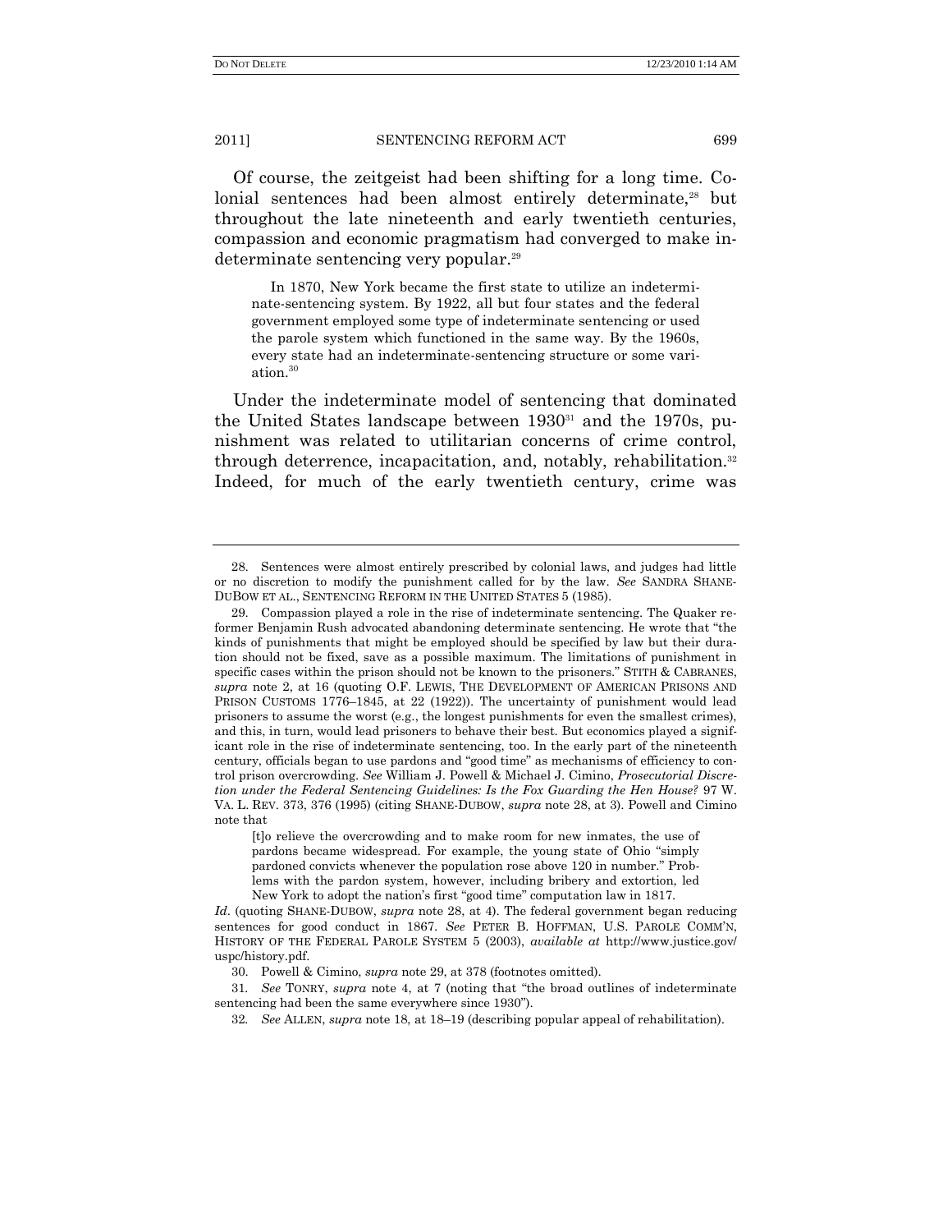Of course, the zeitgeist had been shifting for a long time. Colonial sentences had been almost entirely determinate,[28] but throughout the late nineteenth and early twentieth centuries, compassion and economic pragmatism had converged to make indeterminate sentencing very popular.[29]

> In 1870, New York became the first state to utilize an indeterminate-sentencing system. By 1922, all but four states and the federal government employed some type of indeterminate sentencing or used the parole system which functioned in the same way. By the 1960s, every state had an indeterminate-sentencing structure or some variation.[30]

Under the indeterminate model of sentencing that dominated the United States landscape between 1930[31] and the 1970s, punishment was related to utilitarian concerns of crime control, through deterrence, incapacitation, and, notably, rehabilitation.[32] Indeed, for much of the early twentieth century, crime was

---

28. Sentences were almost entirely prescribed by colonial laws, and judges had little or no discretion to modify the punishment called for by the law. *See* SANDRA SHANE-DUBOW ET AL., SENTENCING REFORM IN THE UNITED STATES 5 (1985).

29. Compassion played a role in the rise of indeterminate sentencing. The Quaker reformer Benjamin Rush advocated abandoning determinate sentencing. He wrote that "the kinds of punishments that might be employed should be specified by law but their duration should not be fixed, save as a possible maximum. The limitations of punishment in specific cases within the prison should not be known to the prisoners." STITH & CABRANES, *supra* note 2, at 16 (quoting O.F. LEWIS, THE DEVELOPMENT OF AMERICAN PRISONS AND PRISON CUSTOMS 1776–1845, at 22 (1922)). The uncertainty of punishment would lead prisoners to assume the worst (e.g., the longest punishments for even the smallest crimes), and this, in turn, would lead prisoners to behave their best. But economics played a significant role in the rise of indeterminate sentencing, too. In the early part of the nineteenth century, officials began to use pardons and "good time" as mechanisms of efficiency to control prison overcrowding. *See* William J. Powell & Michael J. Cimino, *Prosecutorial Discretion under the Federal Sentencing Guidelines: Is the Fox Guarding the Hen House?* 97 W. VA. L. REV. 373, 376 (1995) (citing SHANE-DUBOW, *supra* note 28, at 3). Powell and Cimino note that

> [t]o relieve the overcrowding and to make room for new inmates, the use of pardons became widespread. For example, the young state of Ohio "simply pardoned convicts whenever the population rose above 120 in number." Problems with the pardon system, however, including bribery and extortion, led New York to adopt the nation's first "good time" computation law in 1817.

*Id*. (quoting SHANE-DUBOW, *supra* note 28, at 4). The federal government began reducing sentences for good conduct in 1867. *See* PETER B. HOFFMAN, U.S. PAROLE COMM'N, HISTORY OF THE FEDERAL PAROLE SYSTEM 5 (2003), *available at* http://www.justice.gov/uspc/history.pdf.

30. Powell & Cimino, *supra* note 29, at 378 (footnotes omitted).

31. *See* TONRY, *supra* note 4, at 7 (noting that "the broad outlines of indeterminate sentencing had been the same everywhere since 1930").

32. *See* ALLEN, *supra* note 18, at 18–19 (describing popular appeal of rehabilitation).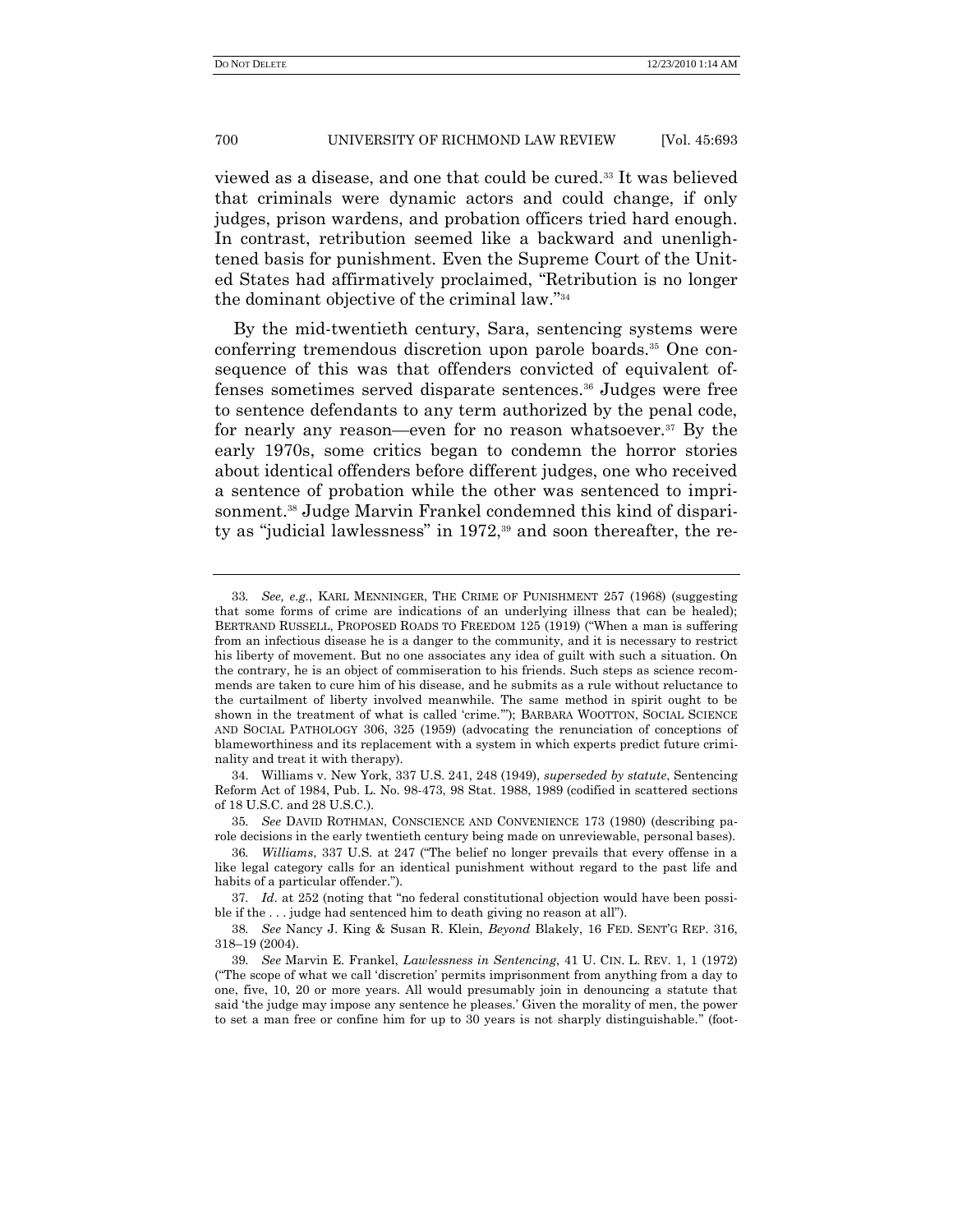viewed as a disease, and one that could be cured.[33] It was believed that criminals were dynamic actors and could change, if only judges, prison wardens, and probation officers tried hard enough. In contrast, retribution seemed like a backward and unenlightened basis for punishment. Even the Supreme Court of the United States had affirmatively proclaimed, "Retribution is no longer the dominant objective of the criminal law."[34]

By the mid-twentieth century, Sara, sentencing systems were conferring tremendous discretion upon parole boards.[35] One consequence of this was that offenders convicted of equivalent offenses sometimes served disparate sentences.[36] Judges were free to sentence defendants to any term authorized by the penal code, for nearly any reason—even for no reason whatsoever.[37] By the early 1970s, some critics began to condemn the horror stories about identical offenders before different judges, one who received a sentence of probation while the other was sentenced to imprisonment.[38] Judge Marvin Frankel condemned this kind of disparity as "judicial lawlessness" in 1972,[39] and soon thereafter, the re-

---

33. *See, e.g.*, KARL MENNINGER, THE CRIME OF PUNISHMENT 257 (1968) (suggesting that some forms of crime are indications of an underlying illness that can be healed); BERTRAND RUSSELL, PROPOSED ROADS TO FREEDOM 125 (1919) ("When a man is suffering from an infectious disease he is a danger to the community, and it is necessary to restrict his liberty of movement. But no one associates any idea of guilt with such a situation. On the contrary, he is an object of commiseration to his friends. Such steps as science recommends are taken to cure him of his disease, and he submits as a rule without reluctance to the curtailment of liberty involved meanwhile. The same method in spirit ought to be shown in the treatment of what is called 'crime.'"); BARBARA WOOTTON, SOCIAL SCIENCE AND SOCIAL PATHOLOGY 306, 325 (1959) (advocating the renunciation of conceptions of blameworthiness and its replacement with a system in which experts predict future criminality and treat it with therapy).

34. Williams v. New York, 337 U.S. 241, 248 (1949), *superseded by statute*, Sentencing Reform Act of 1984, Pub. L. No. 98-473, 98 Stat. 1988, 1989 (codified in scattered sections of 18 U.S.C. and 28 U.S.C.).

35. *See* DAVID ROTHMAN, CONSCIENCE AND CONVENIENCE 173 (1980) (describing parole decisions in the early twentieth century being made on unreviewable, personal bases).

36. *Williams*, 337 U.S. at 247 ("The belief no longer prevails that every offense in a like legal category calls for an identical punishment without regard to the past life and habits of a particular offender.").

37. *Id*. at 252 (noting that "no federal constitutional objection would have been possible if the . . . judge had sentenced him to death giving no reason at all").

38. *See* Nancy J. King & Susan R. Klein, *Beyond* Blakely, 16 FED. SENT'G REP. 316, 318–19 (2004).

39. *See* Marvin E. Frankel, *Lawlessness in Sentencing*, 41 U. CIN. L. REV. 1, 1 (1972) ("The scope of what we call 'discretion' permits imprisonment from anything from a day to one, five, 10, 20 or more years. All would presumably join in denouncing a statute that said 'the judge may impose any sentence he pleases.' Given the morality of men, the power to set a man free or confine him for up to 30 years is not sharply distinguishable." (foot-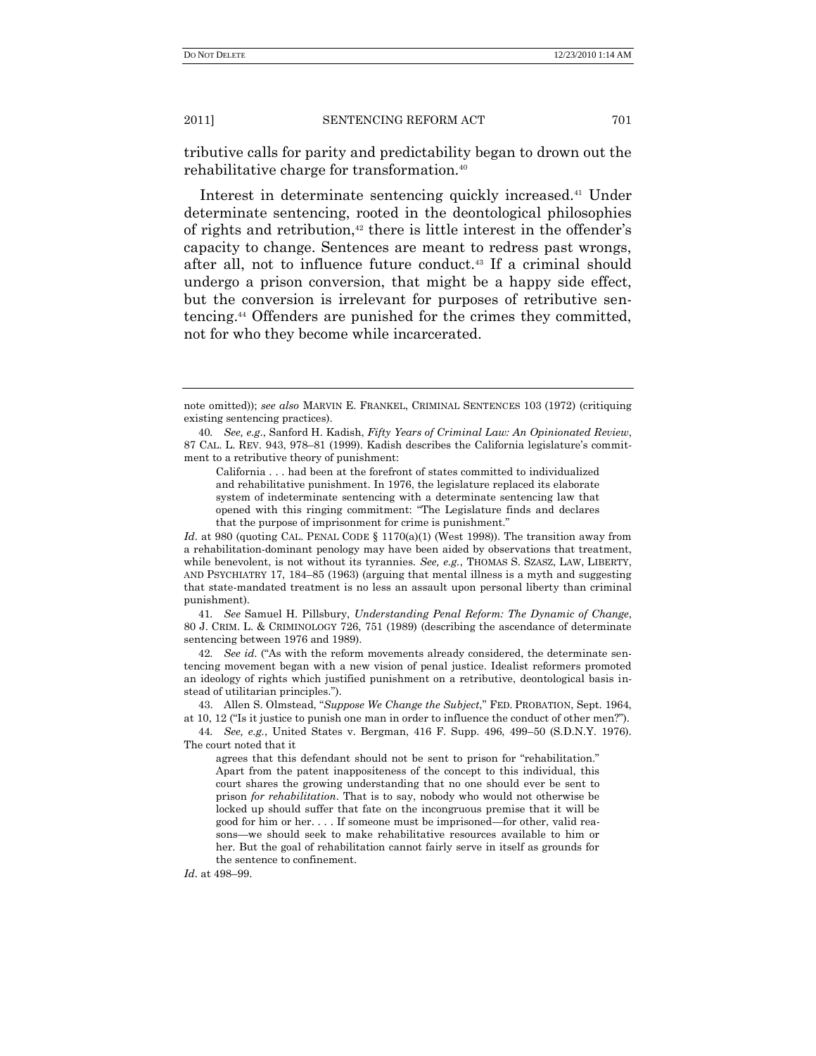tributive calls for parity and predictability began to drown out the rehabilitative charge for transformation.[40]

Interest in determinate sentencing quickly increased.[41] Under determinate sentencing, rooted in the deontological philosophies of rights and retribution,[42] there is little interest in the offender's capacity to change. Sentences are meant to redress past wrongs, after all, not to influence future conduct.[43] If a criminal should undergo a prison conversion, that might be a happy side effect, but the conversion is irrelevant for purposes of retributive sentencing.[44] Offenders are punished for the crimes they committed, not for who they become while incarcerated.

---

note omitted)); *see also* MARVIN E. FRANKEL, CRIMINAL SENTENCES 103 (1972) (critiquing existing sentencing practices).

40. *See, e.g.*, Sanford H. Kadish, *Fifty Years of Criminal Law: An Opinionated Review*, 87 CAL. L. REV. 943, 978–81 (1999). Kadish describes the California legislature's commitment to a retributive theory of punishment:

> California . . . had been at the forefront of states committed to individualized and rehabilitative punishment. In 1976, the legislature replaced its elaborate system of indeterminate sentencing with a determinate sentencing law that opened with this ringing commitment: "The Legislature finds and declares that the purpose of imprisonment for crime is punishment."

*Id*. at 980 (quoting CAL. PENAL CODE § 1170(a)(1) (West 1998)). The transition away from a rehabilitation-dominant penology may have been aided by observations that treatment, while benevolent, is not without its tyrannies. *See, e.g.*, THOMAS S. SZASZ, LAW, LIBERTY, AND PSYCHIATRY 17, 184–85 (1963) (arguing that mental illness is a myth and suggesting that state-mandated treatment is no less an assault upon personal liberty than criminal punishment).

41. *See* Samuel H. Pillsbury, *Understanding Penal Reform: The Dynamic of Change*, 80 J. CRIM. L. & CRIMINOLOGY 726, 751 (1989) (describing the ascendance of determinate sentencing between 1976 and 1989).

42. *See id.* ("As with the reform movements already considered, the determinate sentencing movement began with a new vision of penal justice. Idealist reformers promoted an ideology of rights which justified punishment on a retributive, deontological basis instead of utilitarian principles.").

43. Allen S. Olmstead, "*Suppose We Change the Subject*," FED. PROBATION, Sept. 1964, at 10, 12 ("Is it justice to punish one man in order to influence the conduct of other men?").

44. *See, e.g.*, United States v. Bergman, 416 F. Supp. 496, 499–50 (S.D.N.Y. 1976). The court noted that it

> agrees that this defendant should not be sent to prison for "rehabilitation." Apart from the patent inappositeness of the concept to this individual, this court shares the growing understanding that no one should ever be sent to prison *for rehabilitation*. That is to say, nobody who would not otherwise be locked up should suffer that fate on the incongruous premise that it will be good for him or her. . . . If someone must be imprisoned—for other, valid reasons—we should seek to make rehabilitative resources available to him or her. But the goal of rehabilitation cannot fairly serve in itself as grounds for the sentence to confinement.

*Id*. at 498–99.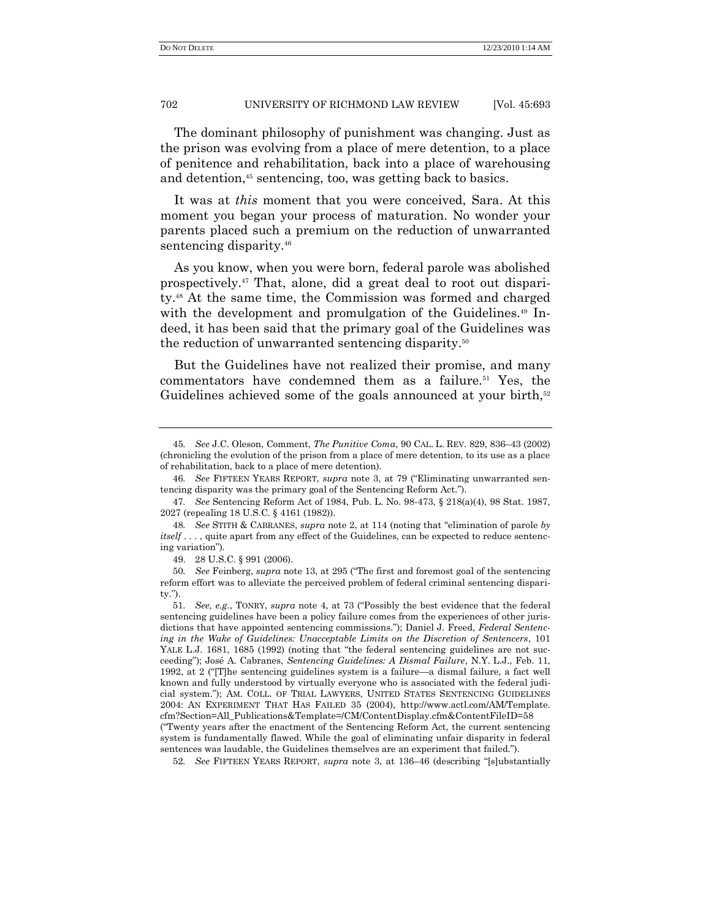The dominant philosophy of punishment was changing. Just as the prison was evolving from a place of mere detention, to a place of penitence and rehabilitation, back into a place of warehousing and detention,[45] sentencing, too, was getting back to basics.

It was at *this* moment that you were conceived, Sara. At this moment you began your process of maturation. No wonder your parents placed such a premium on the reduction of unwarranted sentencing disparity.[46]

As you know, when you were born, federal parole was abolished prospectively.[47] That, alone, did a great deal to root out disparity.[48] At the same time, the Commission was formed and charged with the development and promulgation of the Guidelines.[49] Indeed, it has been said that the primary goal of the Guidelines was the reduction of unwarranted sentencing disparity.[50]

But the Guidelines have not realized their promise, and many commentators have condemned them as a failure.[51] Yes, the Guidelines achieved some of the goals announced at your birth,[52]

---

45. *See* J.C. Oleson, Comment, *The Punitive Coma*, 90 CAL. L. REV. 829, 836–43 (2002) (chronicling the evolution of the prison from a place of mere detention, to its use as a place of rehabilitation, back to a place of mere detention).

46. *See* FIFTEEN YEARS REPORT, *supra* note 3, at 79 ("Eliminating unwarranted sentencing disparity was the primary goal of the Sentencing Reform Act.").

47. *See* Sentencing Reform Act of 1984, Pub. L. No. 98-473, § 218(a)(4), 98 Stat. 1987, 2027 (repealing 18 U.S.C. § 4161 (1982)).

48. *See* STITH & CABRANES, *supra* note 2, at 114 (noting that "elimination of parole *by itself* . . . , quite apart from any effect of the Guidelines, can be expected to reduce sentencing variation").

49. 28 U.S.C. § 991 (2006).

50. *See* Feinberg, *supra* note 13, at 295 ("The first and foremost goal of the sentencing reform effort was to alleviate the perceived problem of federal criminal sentencing disparity.").

51. *See, e.g.*, TONRY, *supra* note 4, at 73 ("Possibly the best evidence that the federal sentencing guidelines have been a policy failure comes from the experiences of other jurisdictions that have appointed sentencing commissions."); Daniel J. Freed, *Federal Sentencing in the Wake of Guidelines: Unacceptable Limits on the Discretion of Sentencers*, 101 YALE L.J. 1681, 1685 (1992) (noting that "the federal sentencing guidelines are not succeeding"); José A. Cabranes, *Sentencing Guidelines: A Dismal Failure*, N.Y. L.J., Feb. 11, 1992, at 2 ("[T]he sentencing guidelines system is a failure—a dismal failure, a fact well known and fully understood by virtually everyone who is associated with the federal judicial system."); AM. COLL. OF TRIAL LAWYERS, UNITED STATES SENTENCING GUIDELINES 2004: AN EXPERIMENT THAT HAS FAILED 35 (2004), http://www.actl.com/AM/Template.cfm?Section=All_Publications&Template=/CM/ContentDisplay.cfm&ContentFileID=58 ("Twenty years after the enactment of the Sentencing Reform Act, the current sentencing system is fundamentally flawed. While the goal of eliminating unfair disparity in federal sentences was laudable, the Guidelines themselves are an experiment that failed.").

52. *See* FIFTEEN YEARS REPORT, *supra* note 3, at 136–46 (describing "[s]ubstantially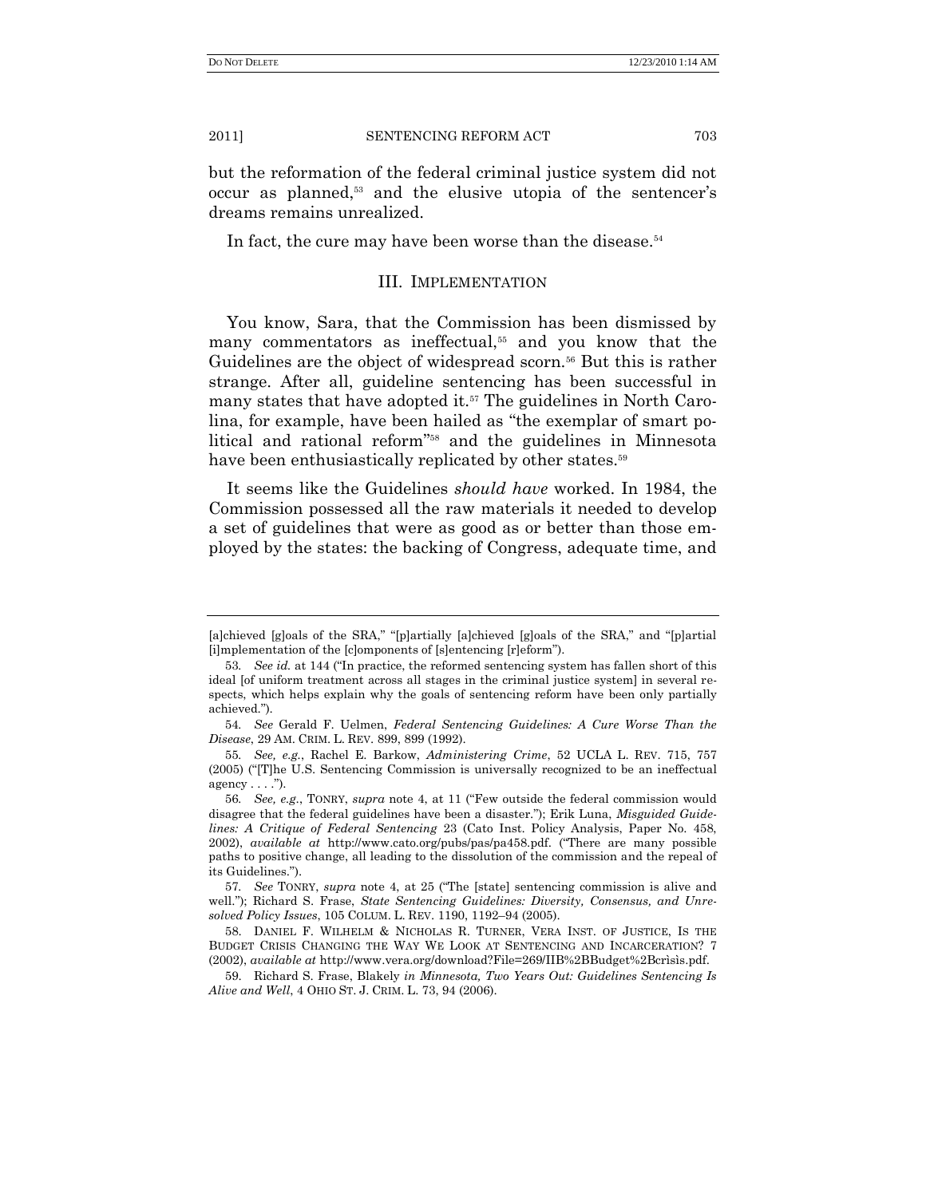but the reformation of the federal criminal justice system did not occur as planned,[53] and the elusive utopia of the sentencer's dreams remains unrealized.

In fact, the cure may have been worse than the disease.[54]

## III. IMPLEMENTATION

You know, Sara, that the Commission has been dismissed by many commentators as ineffectual,[55] and you know that the Guidelines are the object of widespread scorn.[56] But this is rather strange. After all, guideline sentencing has been successful in many states that have adopted it.[57] The guidelines in North Carolina, for example, have been hailed as "the exemplar of smart political and rational reform"[58] and the guidelines in Minnesota have been enthusiastically replicated by other states.[59]

It seems like the Guidelines *should have* worked. In 1984, the Commission possessed all the raw materials it needed to develop a set of guidelines that were as good as or better than those employed by the states: the backing of Congress, adequate time, and

---

[a]chieved [g]oals of the SRA," "[p]artially [a]chieved [g]oals of the SRA," and "[p]artial [i]mplementation of the [c]omponents of [s]entencing [r]eform").

53. *See id.* at 144 ("In practice, the reformed sentencing system has fallen short of this ideal [of uniform treatment across all stages in the criminal justice system] in several respects, which helps explain why the goals of sentencing reform have been only partially achieved.").

54. *See* Gerald F. Uelmen, *Federal Sentencing Guidelines: A Cure Worse Than the Disease*, 29 AM. CRIM. L. REV. 899, 899 (1992).

55. *See, e.g.*, Rachel E. Barkow, *Administering Crime*, 52 UCLA L. REV. 715, 757 (2005) ("[T]he U.S. Sentencing Commission is universally recognized to be an ineffectual agency . . . .").

56. *See, e.g.*, TONRY, *supra* note 4, at 11 ("Few outside the federal commission would disagree that the federal guidelines have been a disaster."); Erik Luna, *Misguided Guidelines: A Critique of Federal Sentencing* 23 (Cato Inst. Policy Analysis, Paper No. 458, 2002), *available at* http://www.cato.org/pubs/pas/pa458.pdf. ("There are many possible paths to positive change, all leading to the dissolution of the commission and the repeal of its Guidelines.").

57. *See* TONRY, *supra* note 4, at 25 ("The [state] sentencing commission is alive and well."); Richard S. Frase, *State Sentencing Guidelines: Diversity, Consensus, and Unresolved Policy Issues*, 105 COLUM. L. REV. 1190, 1192–94 (2005).

58. DANIEL F. WILHELM & NICHOLAS R. TURNER, VERA INST. OF JUSTICE, IS THE BUDGET CRISIS CHANGING THE WAY WE LOOK AT SENTENCING AND INCARCERATION? 7 (2002), *available at* http://www.vera.org/download?File=269/IIB%2BBudget%2Bcrìsìs.pdf.

59. Richard S. Frase, Blakely *in Minnesota, Two Years Out: Guidelines Sentencing Is Alive and Well*, 4 OHIO ST. J. CRIM. L. 73, 94 (2006).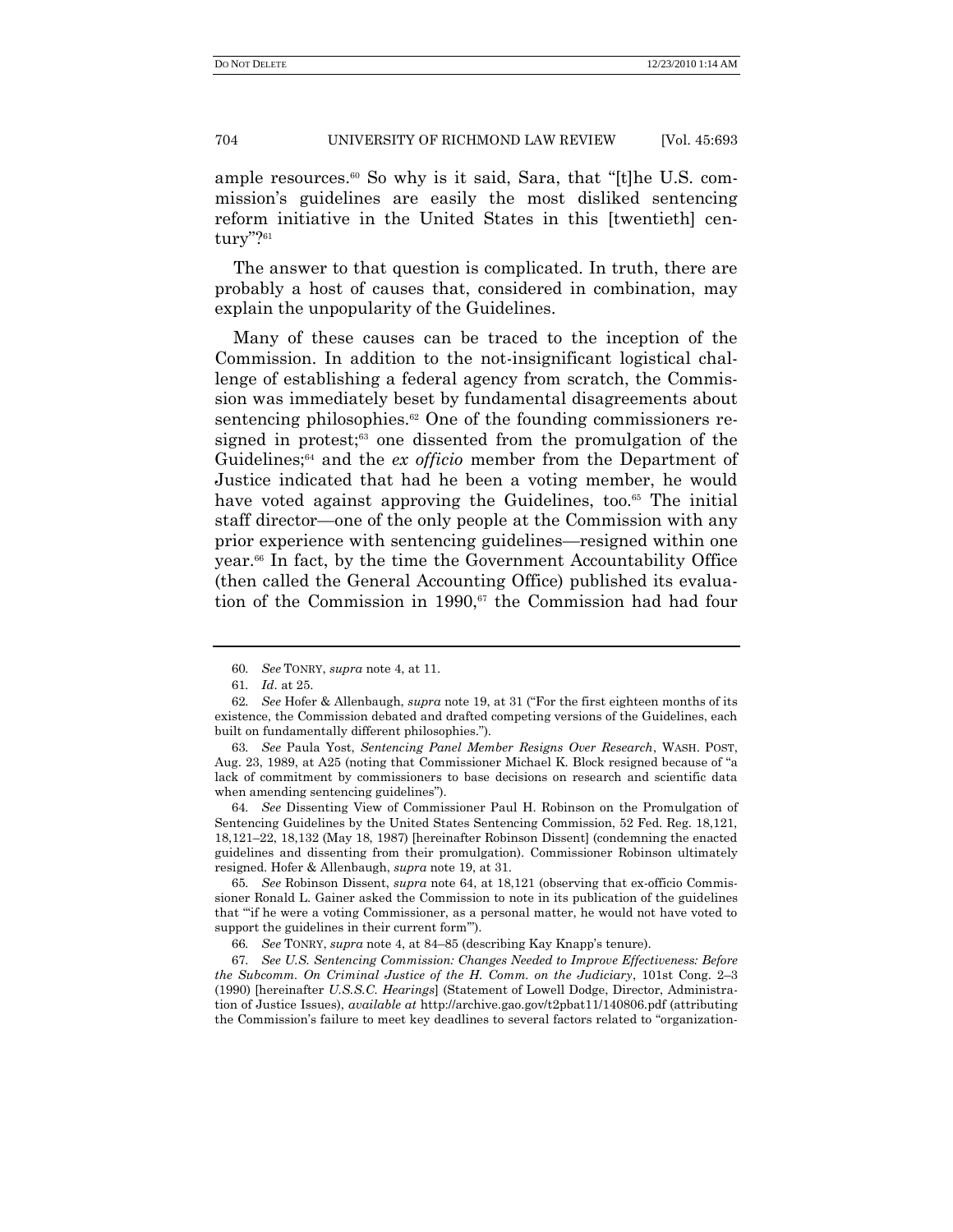ample resources.[60] So why is it said, Sara, that "[t]he U.S. commission's guidelines are easily the most disliked sentencing reform initiative in the United States in this [twentieth] century"?[61]

The answer to that question is complicated. In truth, there are probably a host of causes that, considered in combination, may explain the unpopularity of the Guidelines.

Many of these causes can be traced to the inception of the Commission. In addition to the not-insignificant logistical challenge of establishing a federal agency from scratch, the Commission was immediately beset by fundamental disagreements about sentencing philosophies.[62] One of the founding commissioners resigned in protest;[63] one dissented from the promulgation of the Guidelines;[64] and the *ex officio* member from the Department of Justice indicated that had he been a voting member, he would have voted against approving the Guidelines, too.[65] The initial staff director—one of the only people at the Commission with any prior experience with sentencing guidelines—resigned within one year.[66] In fact, by the time the Government Accountability Office (then called the General Accounting Office) published its evaluation of the Commission in 1990,[67] the Commission had had four

---

60. *See* TONRY, *supra* note 4, at 11.

61. *Id*. at 25.

62. *See* Hofer & Allenbaugh, *supra* note 19, at 31 ("For the first eighteen months of its existence, the Commission debated and drafted competing versions of the Guidelines, each built on fundamentally different philosophies.").

63. *See* Paula Yost, *Sentencing Panel Member Resigns Over Research*, WASH. POST, Aug. 23, 1989, at A25 (noting that Commissioner Michael K. Block resigned because of "a lack of commitment by commissioners to base decisions on research and scientific data when amending sentencing guidelines").

64. *See* Dissenting View of Commissioner Paul H. Robinson on the Promulgation of Sentencing Guidelines by the United States Sentencing Commission, 52 Fed. Reg. 18,121, 18,121–22, 18,132 (May 18, 1987) [hereinafter Robinson Dissent] (condemning the enacted guidelines and dissenting from their promulgation). Commissioner Robinson ultimately resigned. Hofer & Allenbaugh, *supra* note 19, at 31.

65. *See* Robinson Dissent, *supra* note 64, at 18,121 (observing that ex-officio Commissioner Ronald L. Gainer asked the Commission to note in its publication of the guidelines that "'if he were a voting Commissioner, as a personal matter, he would not have voted to support the guidelines in their current form'").

66. *See* TONRY, *supra* note 4, at 84–85 (describing Kay Knapp's tenure).

67. *See U.S. Sentencing Commission: Changes Needed to Improve Effectiveness: Before the Subcomm. On Criminal Justice of the H. Comm. on the Judiciary*, 101st Cong. 2–3 (1990) [hereinafter *U.S.S.C. Hearings*] (Statement of Lowell Dodge, Director, Administration of Justice Issues), *available at* http://archive.gao.gov/t2pbat11/140806.pdf (attributing the Commission's failure to meet key deadlines to several factors related to "organization-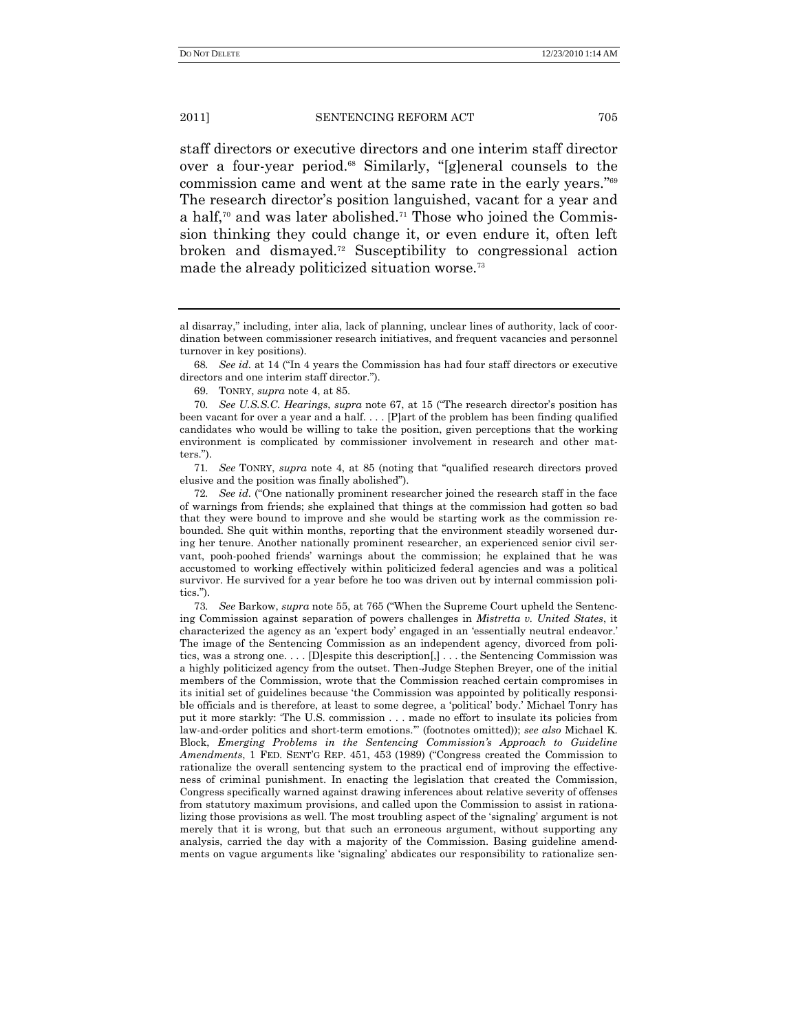staff directors or executive directors and one interim staff director over a four-year period.[68] Similarly, "[g]eneral counsels to the commission came and went at the same rate in the early years."[69] The research director's position languished, vacant for a year and a half,[70] and was later abolished.[71] Those who joined the Commission thinking they could change it, or even endure it, often left broken and dismayed.[72] Susceptibility to congressional action made the already politicized situation worse.[73]

---

al disarray," including, inter alia, lack of planning, unclear lines of authority, lack of coordination between commissioner research initiatives, and frequent vacancies and personnel turnover in key positions).

68. *See id.* at 14 ("In 4 years the Commission has had four staff directors or executive directors and one interim staff director.").

69. TONRY, *supra* note 4, at 85.

70. *See U.S.S.C. Hearings*, *supra* note 67, at 15 ("The research director's position has been vacant for over a year and a half. . . . [P]art of the problem has been finding qualified candidates who would be willing to take the position, given perceptions that the working environment is complicated by commissioner involvement in research and other matters.").

71. *See* TONRY, *supra* note 4, at 85 (noting that "qualified research directors proved elusive and the position was finally abolished").

72. *See id.* ("One nationally prominent researcher joined the research staff in the face of warnings from friends; she explained that things at the commission had gotten so bad that they were bound to improve and she would be starting work as the commission rebounded. She quit within months, reporting that the environment steadily worsened during her tenure. Another nationally prominent researcher, an experienced senior civil servant, pooh-poohed friends' warnings about the commission; he explained that he was accustomed to working effectively within politicized federal agencies and was a political survivor. He survived for a year before he too was driven out by internal commission politics.").

73. *See* Barkow, *supra* note 55, at 765 ("When the Supreme Court upheld the Sentencing Commission against separation of powers challenges in *Mistretta v. United States*, it characterized the agency as an 'expert body' engaged in an 'essentially neutral endeavor.' The image of the Sentencing Commission as an independent agency, divorced from politics, was a strong one. . . . [D]espite this description[,] . . . the Sentencing Commission was a highly politicized agency from the outset. Then-Judge Stephen Breyer, one of the initial members of the Commission, wrote that the Commission reached certain compromises in its initial set of guidelines because 'the Commission was appointed by politically responsible officials and is therefore, at least to some degree, a 'political' body.' Michael Tonry has put it more starkly: 'The U.S. commission . . . made no effort to insulate its policies from law-and-order politics and short-term emotions.'" (footnotes omitted)); *see also* Michael K. Block, *Emerging Problems in the Sentencing Commission's Approach to Guideline Amendments*, 1 FED. SENT'G REP. 451, 453 (1989) ("Congress created the Commission to rationalize the overall sentencing system to the practical end of improving the effectiveness of criminal punishment. In enacting the legislation that created the Commission, Congress specifically warned against drawing inferences about relative severity of offenses from statutory maximum provisions, and called upon the Commission to assist in rationalizing those provisions as well. The most troubling aspect of the 'signaling' argument is not merely that it is wrong, but that such an erroneous argument, without supporting any analysis, carried the day with a majority of the Commission. Basing guideline amendments on vague arguments like 'signaling' abdicates our responsibility to rationalize sen-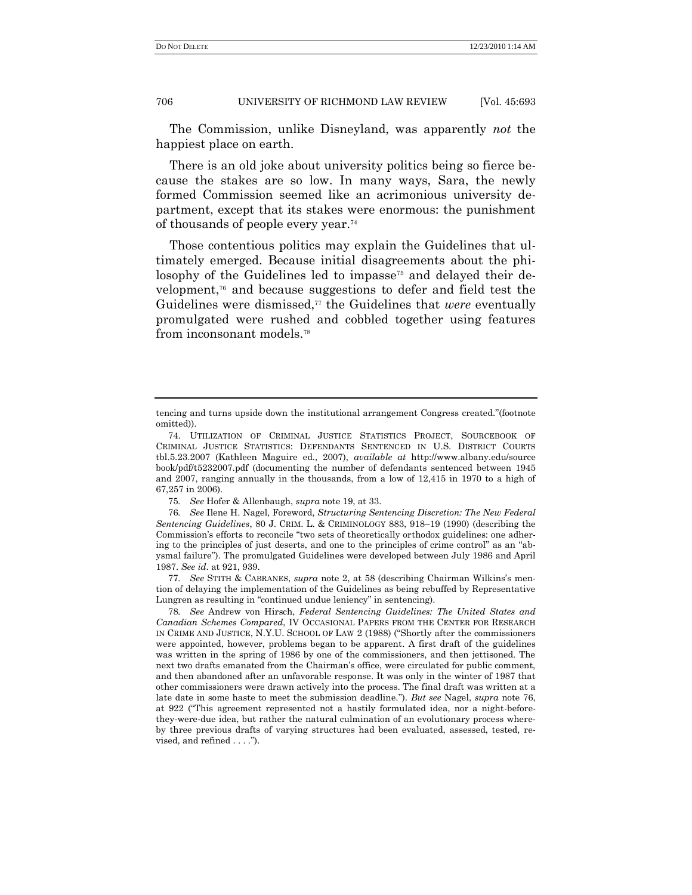The Commission, unlike Disneyland, was apparently *not* the happiest place on earth.

There is an old joke about university politics being so fierce because the stakes are so low. In many ways, Sara, the newly formed Commission seemed like an acrimonious university department, except that its stakes were enormous: the punishment of thousands of people every year.[74]

Those contentious politics may explain the Guidelines that ultimately emerged. Because initial disagreements about the philosophy of the Guidelines led to impasse[75] and delayed their development,[76] and because suggestions to defer and field test the Guidelines were dismissed,[77] the Guidelines that *were* eventually promulgated were rushed and cobbled together using features from inconsonant models.[78]

---

tencing and turns upside down the institutional arrangement Congress created."(footnote omitted)).

74. UTILIZATION OF CRIMINAL JUSTICE STATISTICS PROJECT, SOURCEBOOK OF CRIMINAL JUSTICE STATISTICS: DEFENDANTS SENTENCED IN U.S. DISTRICT COURTS tbl.5.23.2007 (Kathleen Maguire ed., 2007), *available at* http://www.albany.edu/sourcebook/pdf/t5232007.pdf (documenting the number of defendants sentenced between 1945 and 2007, ranging annually in the thousands, from a low of 12,415 in 1970 to a high of 67,257 in 2006).

75. *See* Hofer & Allenbaugh, *supra* note 19, at 33.

76. *See* Ilene H. Nagel, Foreword, *Structuring Sentencing Discretion: The New Federal Sentencing Guidelines*, 80 J. CRIM. L. & CRIMINOLOGY 883, 918–19 (1990) (describing the Commission's efforts to reconcile "two sets of theoretically orthodox guidelines: one adhering to the principles of just deserts, and one to the principles of crime control" as an "abysmal failure"). The promulgated Guidelines were developed between July 1986 and April 1987. *See id.* at 921, 939.

77. *See* STITH & CABRANES, *supra* note 2, at 58 (describing Chairman Wilkins's mention of delaying the implementation of the Guidelines as being rebuffed by Representative Lungren as resulting in "continued undue leniency" in sentencing).

78. *See* Andrew von Hirsch, *Federal Sentencing Guidelines: The United States and Canadian Schemes Compared*, IV OCCASIONAL PAPERS FROM THE CENTER FOR RESEARCH IN CRIME AND JUSTICE, N.Y.U. SCHOOL OF LAW 2 (1988) ("Shortly after the commissioners were appointed, however, problems began to be apparent. A first draft of the guidelines was written in the spring of 1986 by one of the commissioners, and then jettisoned. The next two drafts emanated from the Chairman's office, were circulated for public comment, and then abandoned after an unfavorable response. It was only in the winter of 1987 that other commissioners were drawn actively into the process. The final draft was written at a late date in some haste to meet the submission deadline."). *But see* Nagel, *supra* note 76, at 922 ("This agreement represented not a hastily formulated idea, nor a night-before-they-were-due idea, but rather the natural culmination of an evolutionary process whereby three previous drafts of varying structures had been evaluated, assessed, tested, revised, and refined . . . .").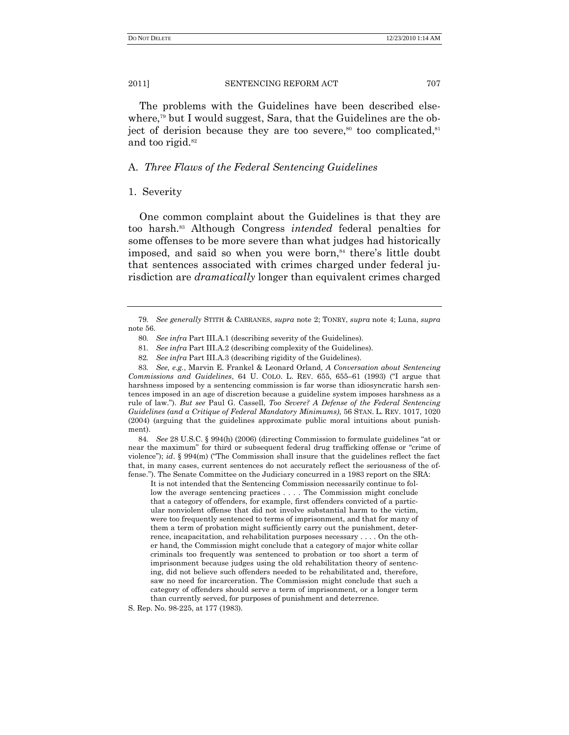The problems with the Guidelines have been described elsewhere,[79] but I would suggest, Sara, that the Guidelines are the object of derision because they are too severe,[80] too complicated,[81] and too rigid.[82]

### A. *Three Flaws of the Federal Sentencing Guidelines*

#### 1. Severity

One common complaint about the Guidelines is that they are too harsh.[83] Although Congress *intended* federal penalties for some offenses to be more severe than what judges had historically imposed, and said so when you were born,[84] there's little doubt that sentences associated with crimes charged under federal jurisdiction are *dramatically* longer than equivalent crimes charged

---

79. *See generally* STITH & CABRANES, *supra* note 2; TONRY, *supra* note 4; Luna, *supra* note 56.

80. *See infra* Part III.A.1 (describing severity of the Guidelines).

81. *See infra* Part III.A.2 (describing complexity of the Guidelines).

82. *See infra* Part III.A.3 (describing rigidity of the Guidelines).

83. *See, e.g.*, Marvin E. Frankel & Leonard Orland, *A Conversation about Sentencing Commissions and Guidelines*, 64 U. COLO. L. REV. 655, 655–61 (1993) ("I argue that harshness imposed by a sentencing commission is far worse than idiosyncratic harsh sentences imposed in an age of discretion because a guideline system imposes harshness as a rule of law."). *But see* Paul G. Cassell, *Too Severe? A Defense of the Federal Sentencing Guidelines (and a Critique of Federal Mandatory Minimums)*, 56 STAN. L. REV. 1017, 1020 (2004) (arguing that the guidelines approximate public moral intuitions about punishment).

84. *See* 28 U.S.C. § 994(h) (2006) (directing Commission to formulate guidelines "at or near the maximum" for third or subsequent federal drug trafficking offense or "crime of violence"); *id*. § 994(m) ("The Commission shall insure that the guidelines reflect the fact that, in many cases, current sentences do not accurately reflect the seriousness of the offense."). The Senate Committee on the Judiciary concurred in a 1983 report on the SRA:

> It is not intended that the Sentencing Commission necessarily continue to follow the average sentencing practices . . . . The Commission might conclude that a category of offenders, for example, first offenders convicted of a particular nonviolent offense that did not involve substantial harm to the victim, were too frequently sentenced to terms of imprisonment, and that for many of them a term of probation might sufficiently carry out the punishment, deterrence, incapacitation, and rehabilitation purposes necessary . . . . On the other hand, the Commission might conclude that a category of major white collar criminals too frequently was sentenced to probation or too short a term of imprisonment because judges using the old rehabilitation theory of sentencing, did not believe such offenders needed to be rehabilitated and, therefore, saw no need for incarceration. The Commission might conclude that such a category of offenders should serve a term of imprisonment, or a longer term than currently served, for purposes of punishment and deterrence.

S. Rep. No. 98-225, at 177 (1983).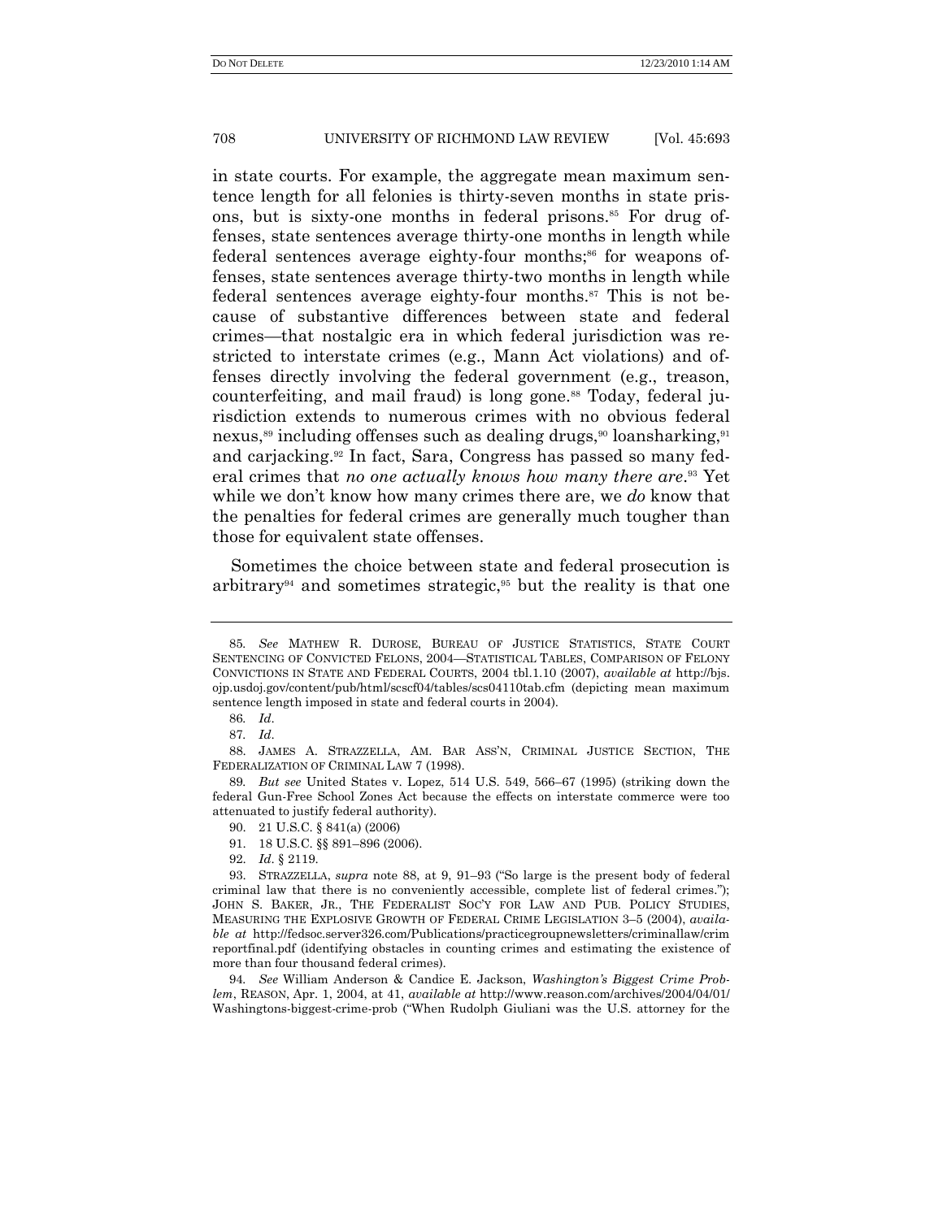in state courts. For example, the aggregate mean maximum sentence length for all felonies is thirty-seven months in state prisons, but is sixty-one months in federal prisons.[85] For drug offenses, state sentences average thirty-one months in length while federal sentences average eighty-four months;[86] for weapons offenses, state sentences average thirty-two months in length while federal sentences average eighty-four months.[87] This is not because of substantive differences between state and federal crimes—that nostalgic era in which federal jurisdiction was restricted to interstate crimes (e.g., Mann Act violations) and offenses directly involving the federal government (e.g., treason, counterfeiting, and mail fraud) is long gone.[88] Today, federal jurisdiction extends to numerous crimes with no obvious federal nexus,[89] including offenses such as dealing drugs,[90] loansharking,[91] and carjacking.[92] In fact, Sara, Congress has passed so many federal crimes that *no one actually knows how many there are*.[93] Yet while we don't know how many crimes there are, we *do* know that the penalties for federal crimes are generally much tougher than those for equivalent state offenses.

Sometimes the choice between state and federal prosecution is arbitrary[94] and sometimes strategic,[95] but the reality is that one

---

85. *See* MATHEW R. DUROSE, BUREAU OF JUSTICE STATISTICS, STATE COURT SENTENCING OF CONVICTED FELONS, 2004—STATISTICAL TABLES, COMPARISON OF FELONY CONVICTIONS IN STATE AND FEDERAL COURTS, 2004 tbl.1.10 (2007), *available at* http://bjs.ojp.usdoj.gov/content/pub/html/scscf04/tables/scs04110tab.cfm (depicting mean maximum sentence length imposed in state and federal courts in 2004).

86. *Id.*

87. *Id.*

88. JAMES A. STRAZZELLA, AM. BAR ASS'N, CRIMINAL JUSTICE SECTION, THE FEDERALIZATION OF CRIMINAL LAW 7 (1998).

89. *But see* United States v. Lopez, 514 U.S. 549, 566–67 (1995) (striking down the federal Gun-Free School Zones Act because the effects on interstate commerce were too attenuated to justify federal authority).

90. 21 U.S.C. § 841(a) (2006)

91. 18 U.S.C. §§ 891–896 (2006).

92. *Id.* § 2119.

93. STRAZZELLA, *supra* note 88, at 9, 91–93 ("So large is the present body of federal criminal law that there is no conveniently accessible, complete list of federal crimes."); JOHN S. BAKER, JR., THE FEDERALIST SOC'Y FOR LAW AND PUB. POLICY STUDIES, MEASURING THE EXPLOSIVE GROWTH OF FEDERAL CRIME LEGISLATION 3–5 (2004), *available at* http://fedsoc.server326.com/Publications/practicegroupnewsletters/criminallaw/crimreportfinal.pdf (identifying obstacles in counting crimes and estimating the existence of more than four thousand federal crimes).

94. *See* William Anderson & Candice E. Jackson, *Washington's Biggest Crime Problem*, REASON, Apr. 1, 2004, at 41, *available at* http://www.reason.com/archives/2004/04/01/Washingtons-biggest-crime-prob ("When Rudolph Giuliani was the U.S. attorney for the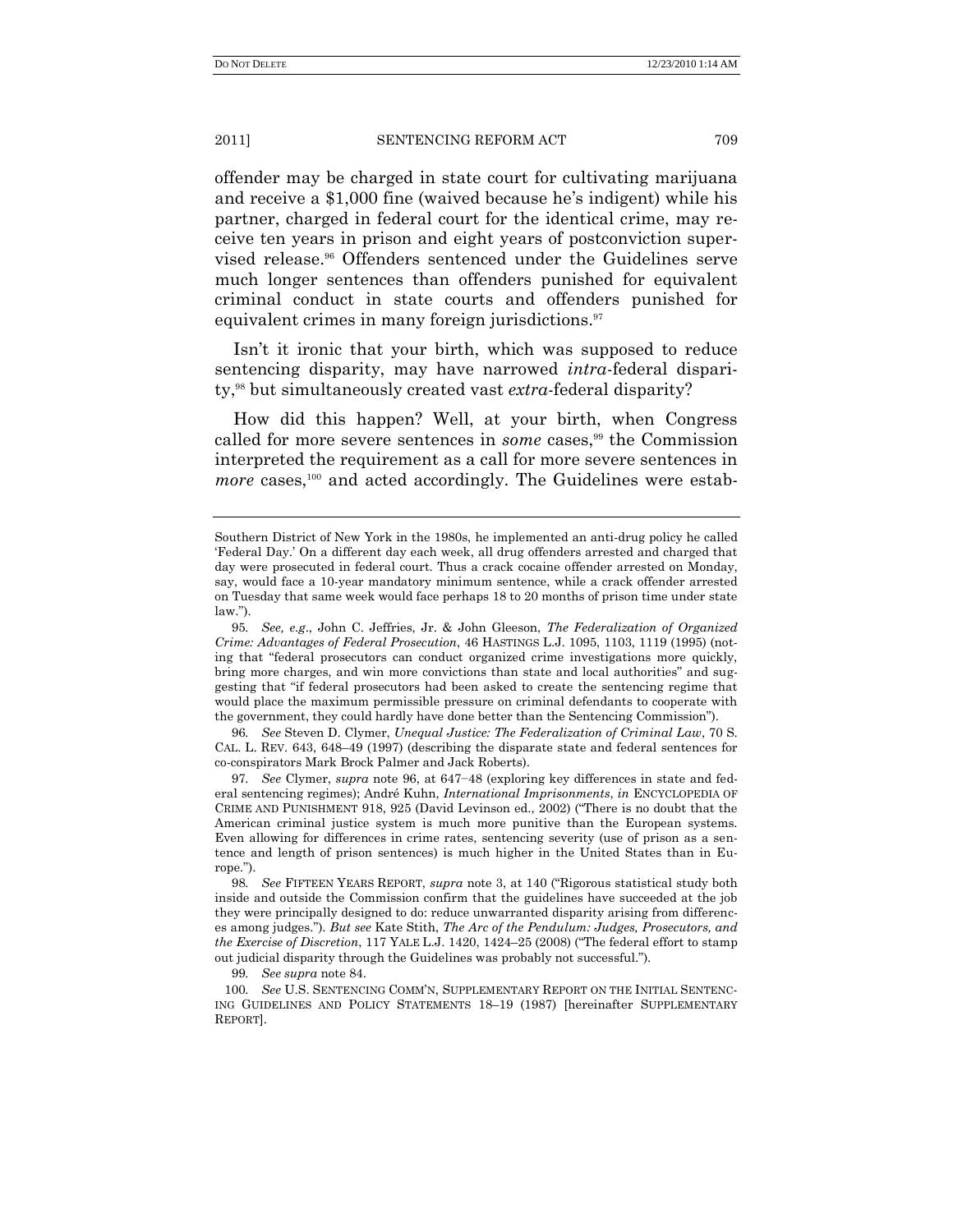offender may be charged in state court for cultivating marijuana and receive a $1,000 fine (waived because he's indigent) while his partner, charged in federal court for the identical crime, may receive ten years in prison and eight years of postconviction supervised release.[96] Offenders sentenced under the Guidelines serve much longer sentences than offenders punished for equivalent criminal conduct in state courts and offenders punished for equivalent crimes in many foreign jurisdictions.[97]

Isn't it ironic that your birth, which was supposed to reduce sentencing disparity, may have narrowed *intra*-federal disparity,[98] but simultaneously created vast *extra*-federal disparity?

How did this happen? Well, at your birth, when Congress called for more severe sentences in *some* cases,[99] the Commission interpreted the requirement as a call for more severe sentences in *more* cases,[100] and acted accordingly. The Guidelines were estab-

---

Southern District of New York in the 1980s, he implemented an anti-drug policy he called 'Federal Day.' On a different day each week, all drug offenders arrested and charged that day were prosecuted in federal court. Thus a crack cocaine offender arrested on Monday, say, would face a 10-year mandatory minimum sentence, while a crack offender arrested on Tuesday that same week would face perhaps 18 to 20 months of prison time under state law.").

95. *See, e.g.*, John C. Jeffries, Jr. & John Gleeson, *The Federalization of Organized Crime: Advantages of Federal Prosecution*, 46 HASTINGS L.J. 1095, 1103, 1119 (1995) (noting that "federal prosecutors can conduct organized crime investigations more quickly, bring more charges, and win more convictions than state and local authorities" and suggesting that "if federal prosecutors had been asked to create the sentencing regime that would place the maximum permissible pressure on criminal defendants to cooperate with the government, they could hardly have done better than the Sentencing Commission").

96. *See* Steven D. Clymer, *Unequal Justice: The Federalization of Criminal Law*, 70 S. CAL. L. REV. 643, 648–49 (1997) (describing the disparate state and federal sentences for co-conspirators Mark Brock Palmer and Jack Roberts).

97. *See* Clymer, *supra* note 96, at 647–48 (exploring key differences in state and federal sentencing regimes); André Kuhn, *International Imprisonments*, *in* ENCYCLOPEDIA OF CRIME AND PUNISHMENT 918, 925 (David Levinson ed., 2002) ("There is no doubt that the American criminal justice system is much more punitive than the European systems. Even allowing for differences in crime rates, sentencing severity (use of prison as a sentence and length of prison sentences) is much higher in the United States than in Europe.").

98. *See* FIFTEEN YEARS REPORT, *supra* note 3, at 140 ("Rigorous statistical study both inside and outside the Commission confirm that the guidelines have succeeded at the job they were principally designed to do: reduce unwarranted disparity arising from differences among judges."). *But see* Kate Stith, *The Arc of the Pendulum: Judges, Prosecutors, and the Exercise of Discretion*, 117 YALE L.J. 1420, 1424–25 (2008) ("The federal effort to stamp out judicial disparity through the Guidelines was probably not successful.").

99. *See supra* note 84.

100. *See* U.S. SENTENCING COMM'N, SUPPLEMENTARY REPORT ON THE INITIAL SENTENCING GUIDELINES AND POLICY STATEMENTS 18–19 (1987) [hereinafter SUPPLEMENTARY REPORT].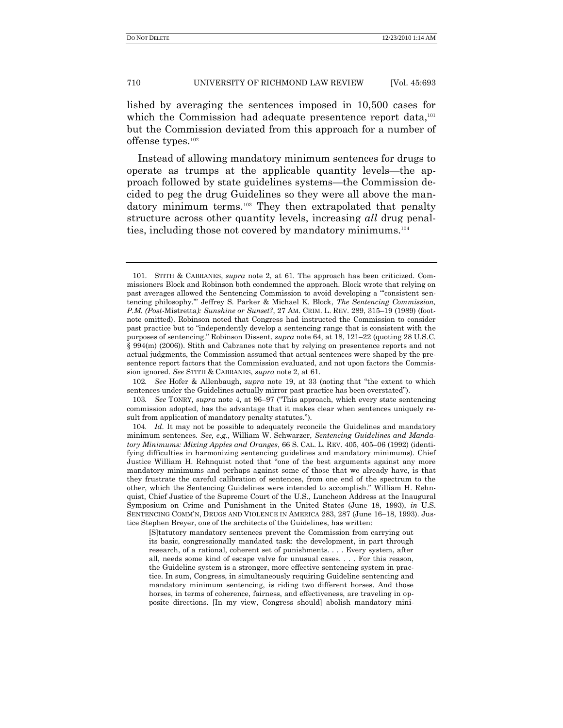lished by averaging the sentences imposed in 10,500 cases for which the Commission had adequate presentence report data,[101] but the Commission deviated from this approach for a number of offense types.[102]

Instead of allowing mandatory minimum sentences for drugs to operate as trumps at the applicable quantity levels—the approach followed by state guidelines systems—the Commission decided to peg the drug Guidelines so they were all above the mandatory minimum terms.[103] They then extrapolated that penalty structure across other quantity levels, increasing *all* drug penalties, including those not covered by mandatory minimums.[104]

---

101. STITH & CABRANES, *supra* note 2, at 61. The approach has been criticized. Commissioners Block and Robinson both condemned the approach. Block wrote that relying on past averages allowed the Sentencing Commission to avoid developing a "'consistent sentencing philosophy.'" Jeffrey S. Parker & Michael K. Block, *The Sentencing Commission, P.M. (Post-*Mistretta*): Sunshine or Sunset?*, 27 AM. CRIM. L. REV. 289, 315–19 (1989) (footnote omitted). Robinson noted that Congress had instructed the Commission to consider past practice but to "independently develop a sentencing range that is consistent with the purposes of sentencing." Robinson Dissent, *supra* note 64, at 18, 121–22 (quoting 28 U.S.C. § 994(m) (2006)). Stith and Cabranes note that by relying on presentence reports and not actual judgments, the Commission assumed that actual sentences were shaped by the presentence report factors that the Commission evaluated, and not upon factors the Commission ignored. *See* STITH & CABRANES, *supra* note 2, at 61.

102. *See* Hofer & Allenbaugh, *supra* note 19, at 33 (noting that "the extent to which sentences under the Guidelines actually mirror past practice has been overstated").

103. *See* TONRY, *supra* note 4, at 96–97 ("This approach, which every state sentencing commission adopted, has the advantage that it makes clear when sentences uniquely result from application of mandatory penalty statutes.").

104. *Id*. It may not be possible to adequately reconcile the Guidelines and mandatory minimum sentences. *See, e.g.*, William W. Schwarzer, *Sentencing Guidelines and Mandatory Minimums: Mixing Apples and Oranges*, 66 S. CAL. L. REV. 405, 405–06 (1992) (identifying difficulties in harmonizing sentencing guidelines and mandatory minimums). Chief Justice William H. Rehnquist noted that "one of the best arguments against any more mandatory minimums and perhaps against some of those that we already have, is that they frustrate the careful calibration of sentences, from one end of the spectrum to the other, which the Sentencing Guidelines were intended to accomplish." William H. Rehnquist, Chief Justice of the Supreme Court of the U.S., Luncheon Address at the Inaugural Symposium on Crime and Punishment in the United States (June 18, 1993), *in* U.S. SENTENCING COMM'N, DRUGS AND VIOLENCE IN AMERICA 283, 287 (June 16–18, 1993). Justice Stephen Breyer, one of the architects of the Guidelines, has written:

> [S]tatutory mandatory sentences prevent the Commission from carrying out its basic, congressionally mandated task: the development, in part through research, of a rational, coherent set of punishments. . . . Every system, after all, needs some kind of escape valve for unusual cases. . . . For this reason, the Guideline system is a stronger, more effective sentencing system in practice. In sum, Congress, in simultaneously requiring Guideline sentencing and mandatory minimum sentencing, is riding two different horses. And those horses, in terms of coherence, fairness, and effectiveness, are traveling in opposite directions. [In my view, Congress should] abolish mandatory mini-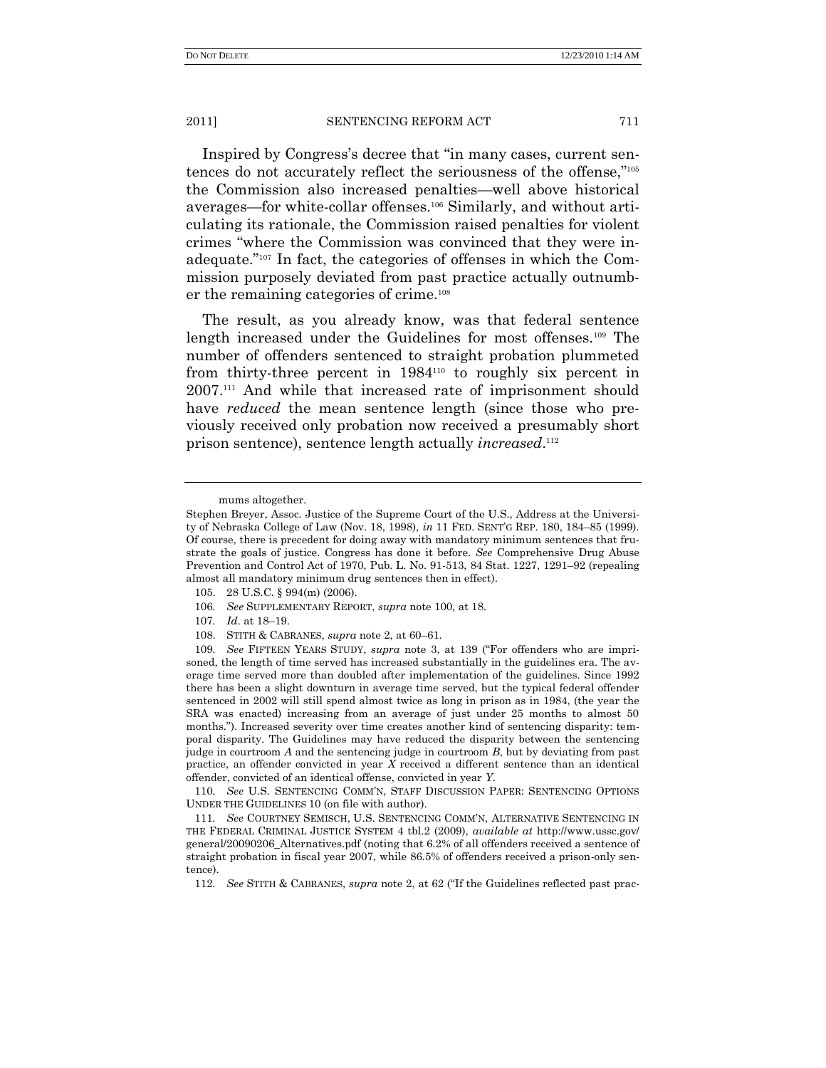Inspired by Congress's decree that "in many cases, current sentences do not accurately reflect the seriousness of the offense,"[105] the Commission also increased penalties—well above historical averages—for white-collar offenses.[106] Similarly, and without articulating its rationale, the Commission raised penalties for violent crimes "where the Commission was convinced that they were inadequate."[107] In fact, the categories of offenses in which the Commission purposely deviated from past practice actually outnumber the remaining categories of crime.[108]

The result, as you already know, was that federal sentence length increased under the Guidelines for most offenses.[109] The number of offenders sentenced to straight probation plummeted from thirty-three percent in 1984[110] to roughly six percent in 2007.[111] And while that increased rate of imprisonment should have *reduced* the mean sentence length (since those who previously received only probation now received a presumably short prison sentence), sentence length actually *increased*.[112]

---

mums altogether.

Stephen Breyer, Assoc. Justice of the Supreme Court of the U.S., Address at the University of Nebraska College of Law (Nov. 18, 1998), *in* 11 FED. SENT'G REP. 180, 184–85 (1999). Of course, there is precedent for doing away with mandatory minimum sentences that frustrate the goals of justice. Congress has done it before. *See* Comprehensive Drug Abuse Prevention and Control Act of 1970, Pub. L. No. 91-513, 84 Stat. 1227, 1291–92 (repealing almost all mandatory minimum drug sentences then in effect).

105. 28 U.S.C. § 994(m) (2006).

106. *See* SUPPLEMENTARY REPORT, *supra* note 100, at 18.

107. *Id.* at 18–19.

108. STITH & CABRANES, *supra* note 2, at 60–61.

109. *See* FIFTEEN YEARS STUDY, *supra* note 3, at 139 ("For offenders who are imprisoned, the length of time served has increased substantially in the guidelines era. The average time served more than doubled after implementation of the guidelines. Since 1992 there has been a slight downturn in average time served, but the typical federal offender sentenced in 2002 will still spend almost twice as long in prison as in 1984, (the year the SRA was enacted) increasing from an average of just under 25 months to almost 50 months."). Increased severity over time creates another kind of sentencing disparity: temporal disparity. The Guidelines may have reduced the disparity between the sentencing judge in courtroom *A* and the sentencing judge in courtroom *B*, but by deviating from past practice, an offender convicted in year *X* received a different sentence than an identical offender, convicted of an identical offense, convicted in year *Y*.

110. *See* U.S. SENTENCING COMM'N, STAFF DISCUSSION PAPER: SENTENCING OPTIONS UNDER THE GUIDELINES 10 (on file with author).

111. *See* COURTNEY SEMISCH, U.S. SENTENCING COMM'N, ALTERNATIVE SENTENCING IN THE FEDERAL CRIMINAL JUSTICE SYSTEM 4 tbl.2 (2009), *available at* http://www.ussc.gov/general/20090206_Alternatives.pdf (noting that 6.2% of all offenders received a sentence of straight probation in fiscal year 2007, while 86.5% of offenders received a prison-only sentence).

112. *See* STITH & CABRANES, *supra* note 2, at 62 ("If the Guidelines reflected past prac-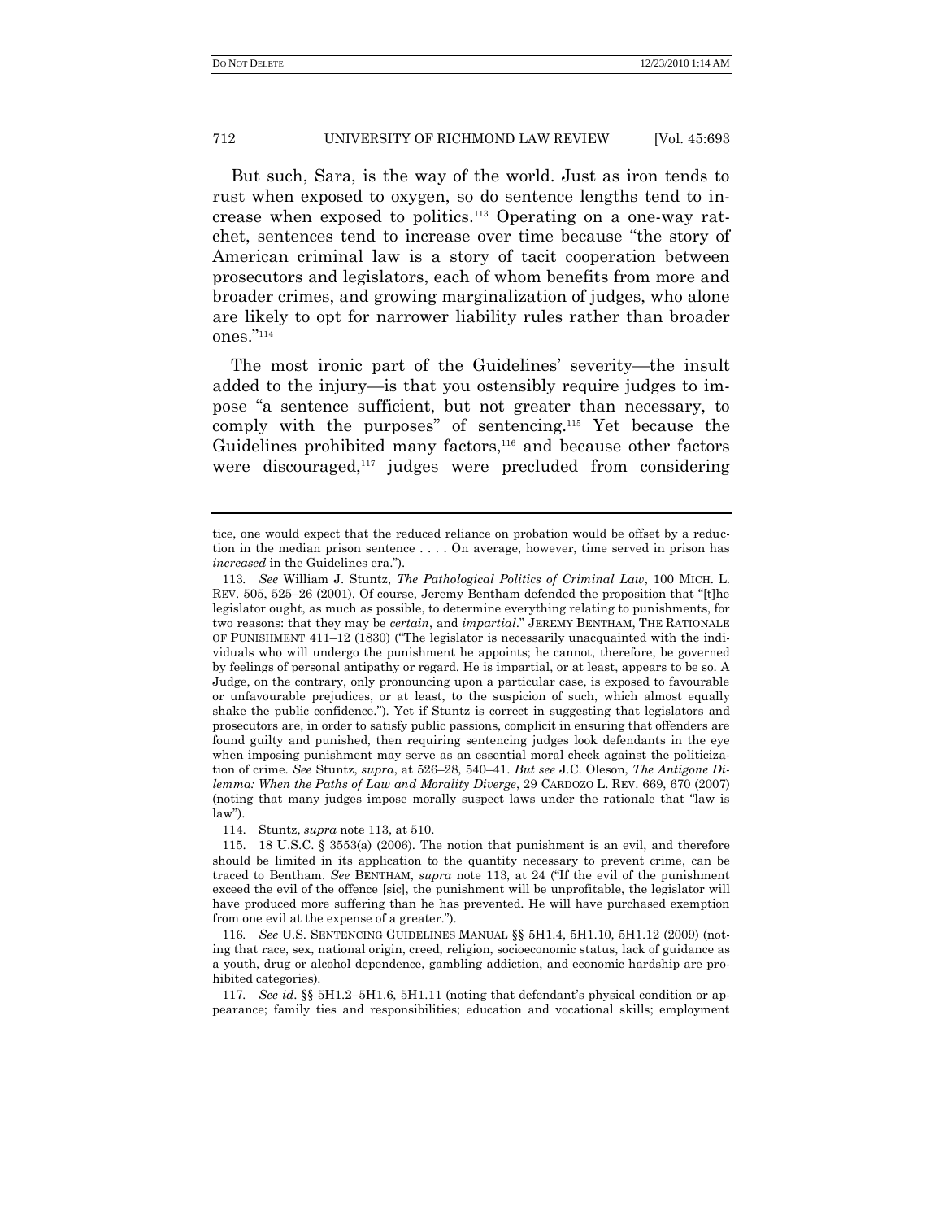But such, Sara, is the way of the world. Just as iron tends to rust when exposed to oxygen, so do sentence lengths tend to increase when exposed to politics.[113] Operating on a one-way ratchet, sentences tend to increase over time because "the story of American criminal law is a story of tacit cooperation between prosecutors and legislators, each of whom benefits from more and broader crimes, and growing marginalization of judges, who alone are likely to opt for narrower liability rules rather than broader ones."[114]

The most ironic part of the Guidelines' severity—the insult added to the injury—is that you ostensibly require judges to impose "a sentence sufficient, but not greater than necessary, to comply with the purposes" of sentencing.[115] Yet because the Guidelines prohibited many factors,[116] and because other factors were discouraged,[117] judges were precluded from considering

---

tice, one would expect that the reduced reliance on probation would be offset by a reduction in the median prison sentence . . . . On average, however, time served in prison has *increased* in the Guidelines era.").

113. *See* William J. Stuntz, *The Pathological Politics of Criminal Law*, 100 MICH. L. REV. 505, 525–26 (2001). Of course, Jeremy Bentham defended the proposition that "[t]he legislator ought, as much as possible, to determine everything relating to punishments, for two reasons: that they may be *certain*, and *impartial*." JEREMY BENTHAM, THE RATIONALE OF PUNISHMENT 411–12 (1830) ("The legislator is necessarily unacquainted with the individuals who will undergo the punishment he appoints; he cannot, therefore, be governed by feelings of personal antipathy or regard. He is impartial, or at least, appears to be so. A Judge, on the contrary, only pronouncing upon a particular case, is exposed to favourable or unfavourable prejudices, or at least, to the suspicion of such, which almost equally shake the public confidence."). Yet if Stuntz is correct in suggesting that legislators and prosecutors are, in order to satisfy public passions, complicit in ensuring that offenders are found guilty and punished, then requiring sentencing judges look defendants in the eye when imposing punishment may serve as an essential moral check against the politicization of crime. *See* Stuntz, *supra*, at 526–28, 540–41. *But see* J.C. Oleson, *The Antigone Dilemma: When the Paths of Law and Morality Diverge*, 29 CARDOZO L. REV. 669, 670 (2007) (noting that many judges impose morally suspect laws under the rationale that "law is law").

114. Stuntz, *supra* note 113, at 510.

115. 18 U.S.C. § 3553(a) (2006). The notion that punishment is an evil, and therefore should be limited in its application to the quantity necessary to prevent crime, can be traced to Bentham. *See* BENTHAM, *supra* note 113, at 24 ("If the evil of the punishment exceed the evil of the offence [sic], the punishment will be unprofitable, the legislator will have produced more suffering than he has prevented. He will have purchased exemption from one evil at the expense of a greater.").

116. *See* U.S. SENTENCING GUIDELINES MANUAL §§ 5H1.4, 5H1.10, 5H1.12 (2009) (noting that race, sex, national origin, creed, religion, socioeconomic status, lack of guidance as a youth, drug or alcohol dependence, gambling addiction, and economic hardship are prohibited categories).

117. *See id.* §§ 5H1.2–5H1.6, 5H1.11 (noting that defendant's physical condition or appearance; family ties and responsibilities; education and vocational skills; employment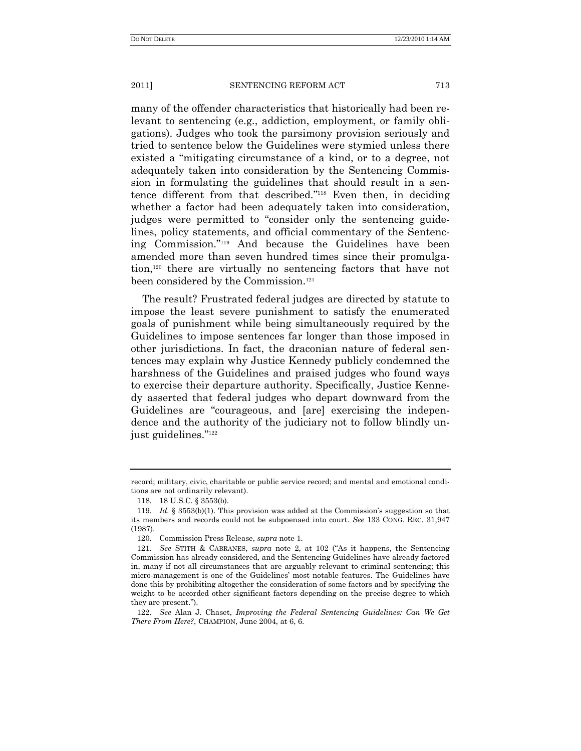many of the offender characteristics that historically had been relevant to sentencing (e.g., addiction, employment, or family obligations). Judges who took the parsimony provision seriously and tried to sentence below the Guidelines were stymied unless there existed a "mitigating circumstance of a kind, or to a degree, not adequately taken into consideration by the Sentencing Commission in formulating the guidelines that should result in a sentence different from that described."[118] Even then, in deciding whether a factor had been adequately taken into consideration, judges were permitted to "consider only the sentencing guidelines, policy statements, and official commentary of the Sentencing Commission."[119] And because the Guidelines have been amended more than seven hundred times since their promulgation,[120] there are virtually no sentencing factors that have not been considered by the Commission.[121]

The result? Frustrated federal judges are directed by statute to impose the least severe punishment to satisfy the enumerated goals of punishment while being simultaneously required by the Guidelines to impose sentences far longer than those imposed in other jurisdictions. In fact, the draconian nature of federal sentences may explain why Justice Kennedy publicly condemned the harshness of the Guidelines and praised judges who found ways to exercise their departure authority. Specifically, Justice Kennedy asserted that federal judges who depart downward from the Guidelines are "courageous, and [are] exercising the independence and the authority of the judiciary not to follow blindly unjust guidelines."[122]

---

record; military, civic, charitable or public service record; and mental and emotional conditions are not ordinarily relevant).

118. 18 U.S.C. § 3553(b).

119. *Id.* § 3553(b)(1). This provision was added at the Commission's suggestion so that its members and records could not be subpoenaed into court. *See* 133 CONG. REC. 31,947 (1987).

120. Commission Press Release, *supra* note 1.

121. *See* STITH & CABRANES, *supra* note 2, at 102 ("As it happens, the Sentencing Commission has already considered, and the Sentencing Guidelines have already factored in, many if not all circumstances that are arguably relevant to criminal sentencing; this micro-management is one of the Guidelines' most notable features. The Guidelines have done this by prohibiting altogether the consideration of some factors and by specifying the weight to be accorded other significant factors depending on the precise degree to which they are present.").

122. *See* Alan J. Chaset, *Improving the Federal Sentencing Guidelines: Can We Get There From Here?*, CHAMPION, June 2004, at 6, 6.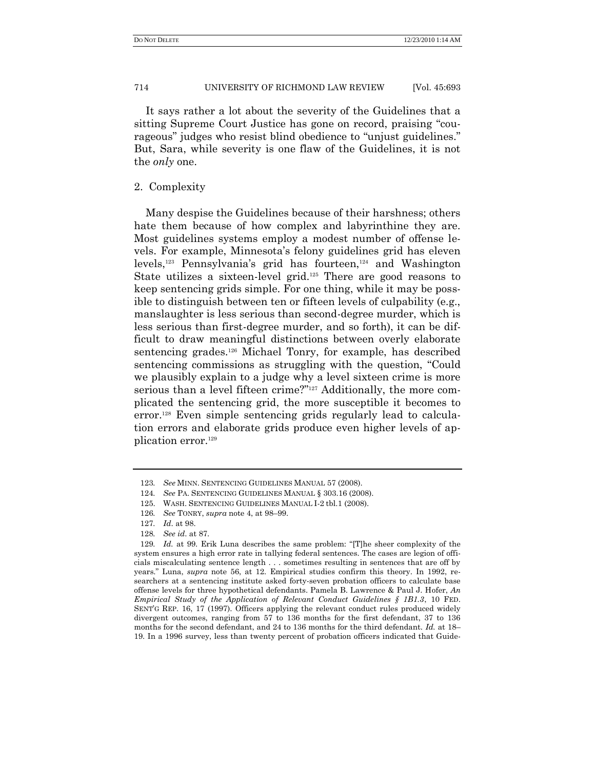It says rather a lot about the severity of the Guidelines that a sitting Supreme Court Justice has gone on record, praising "courageous" judges who resist blind obedience to "unjust guidelines." But, Sara, while severity is one flaw of the Guidelines, it is not the *only* one.

### 2. Complexity

Many despise the Guidelines because of their harshness; others hate them because of how complex and labyrinthine they are. Most guidelines systems employ a modest number of offense levels. For example, Minnesota's felony guidelines grid has eleven levels,[123] Pennsylvania's grid has fourteen,[124] and Washington State utilizes a sixteen-level grid.[125] There are good reasons to keep sentencing grids simple. For one thing, while it may be possible to distinguish between ten or fifteen levels of culpability (e.g., manslaughter is less serious than second-degree murder, which is less serious than first-degree murder, and so forth), it can be difficult to draw meaningful distinctions between overly elaborate sentencing grades.[126] Michael Tonry, for example, has described sentencing commissions as struggling with the question, "Could we plausibly explain to a judge why a level sixteen crime is more serious than a level fifteen crime?"[127] Additionally, the more complicated the sentencing grid, the more susceptible it becomes to error.[128] Even simple sentencing grids regularly lead to calculation errors and elaborate grids produce even higher levels of application error.[129]

---

123. *See* MINN. SENTENCING GUIDELINES MANUAL 57 (2008).

124. *See* PA. SENTENCING GUIDELINES MANUAL § 303.16 (2008).

125. WASH. SENTENCING GUIDELINES MANUAL I-2 tbl.1 (2008).

126. *See* TONRY, *supra* note 4, at 98–99.

127. *Id.* at 98.

128. *See id.* at 87.

129. *Id.* at 99. Erik Luna describes the same problem: "[T]he sheer complexity of the system ensures a high error rate in tallying federal sentences. The cases are legion of officials miscalculating sentence length . . . sometimes resulting in sentences that are off by years." Luna, *supra* note 56, at 12. Empirical studies confirm this theory. In 1992, researchers at a sentencing institute asked forty-seven probation officers to calculate base offense levels for three hypothetical defendants. Pamela B. Lawrence & Paul J. Hofer, *An Empirical Study of the Application of Relevant Conduct Guidelines § 1B1.3*, 10 FED. SENT'G REP. 16, 17 (1997). Officers applying the relevant conduct rules produced widely divergent outcomes, ranging from 57 to 136 months for the first defendant, 37 to 136 months for the second defendant, and 24 to 136 months for the third defendant. *Id.* at 18–19. In a 1996 survey, less than twenty percent of probation officers indicated that Guide-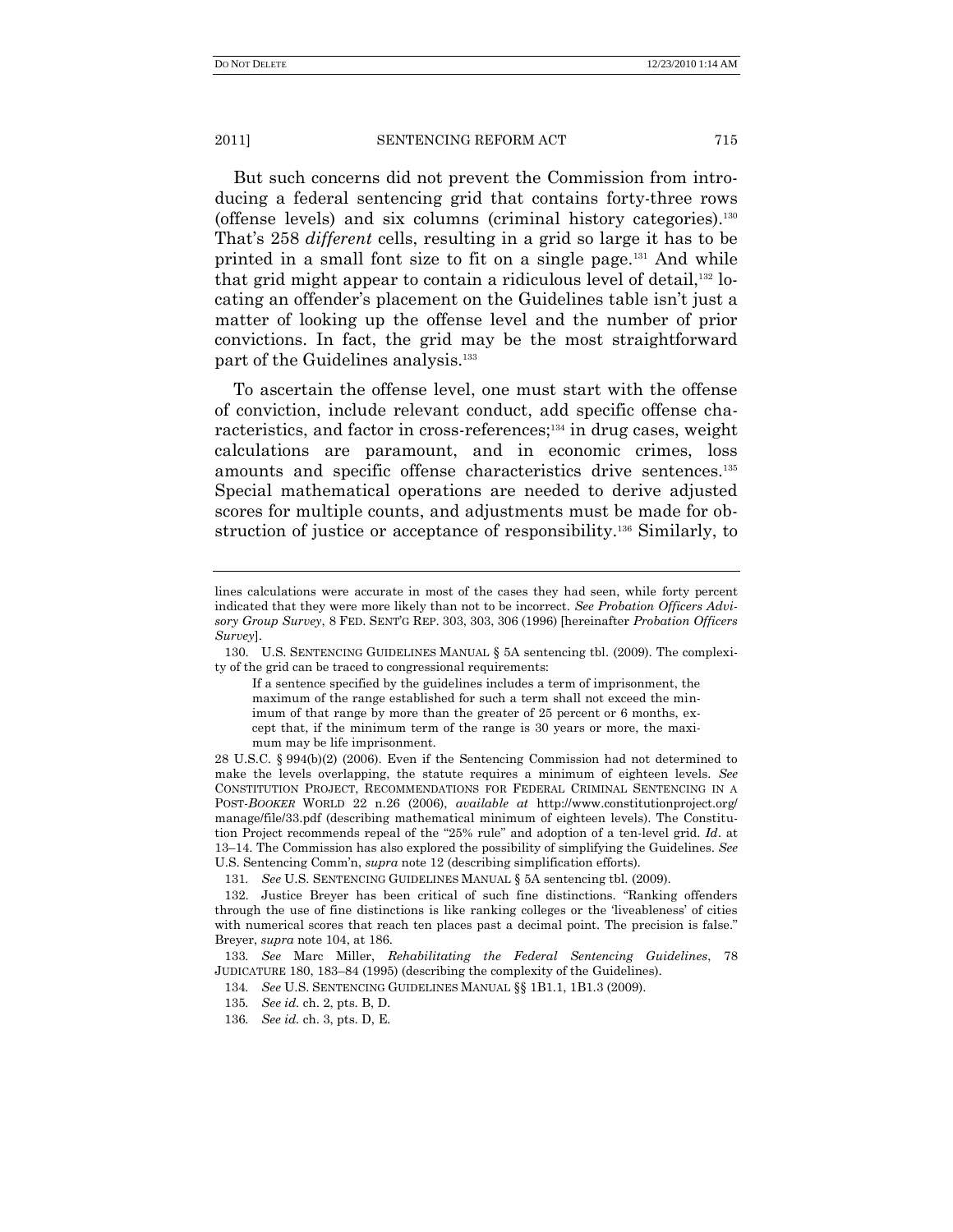But such concerns did not prevent the Commission from introducing a federal sentencing grid that contains forty-three rows (offense levels) and six columns (criminal history categories).[130] That's 258 *different* cells, resulting in a grid so large it has to be printed in a small font size to fit on a single page.[131] And while that grid might appear to contain a ridiculous level of detail,[132] locating an offender's placement on the Guidelines table isn't just a matter of looking up the offense level and the number of prior convictions. In fact, the grid may be the most straightforward part of the Guidelines analysis.[133]

To ascertain the offense level, one must start with the offense of conviction, include relevant conduct, add specific offense characteristics, and factor in cross-references;[134] in drug cases, weight calculations are paramount, and in economic crimes, loss amounts and specific offense characteristics drive sentences.[135] Special mathematical operations are needed to derive adjusted scores for multiple counts, and adjustments must be made for obstruction of justice or acceptance of responsibility.[136] Similarly, to

---

lines calculations were accurate in most of the cases they had seen, while forty percent indicated that they were more likely than not to be incorrect. *See Probation Officers Advisory Group Survey*, 8 FED. SENT'G REP. 303, 303, 306 (1996) [hereinafter *Probation Officers Survey*].

130. U.S. SENTENCING GUIDELINES MANUAL § 5A sentencing tbl. (2009). The complexity of the grid can be traced to congressional requirements:

> If a sentence specified by the guidelines includes a term of imprisonment, the maximum of the range established for such a term shall not exceed the minimum of that range by more than the greater of 25 percent or 6 months, except that, if the minimum term of the range is 30 years or more, the maximum may be life imprisonment.

28 U.S.C. § 994(b)(2) (2006). Even if the Sentencing Commission had not determined to make the levels overlapping, the statute requires a minimum of eighteen levels. *See* CONSTITUTION PROJECT, RECOMMENDATIONS FOR FEDERAL CRIMINAL SENTENCING IN A POST-*BOOKER* WORLD 22 n.26 (2006), *available at* http://www.constitutionproject.org/manage/file/33.pdf (describing mathematical minimum of eighteen levels). The Constitution Project recommends repeal of the "25% rule" and adoption of a ten-level grid. *Id*. at 13–14. The Commission has also explored the possibility of simplifying the Guidelines. *See* U.S. Sentencing Comm'n, *supra* note 12 (describing simplification efforts).

131. *See* U.S. SENTENCING GUIDELINES MANUAL § 5A sentencing tbl. (2009).

132. Justice Breyer has been critical of such fine distinctions. "Ranking offenders through the use of fine distinctions is like ranking colleges or the 'liveableness' of cities with numerical scores that reach ten places past a decimal point. The precision is false." Breyer, *supra* note 104, at 186.

133. *See* Marc Miller, *Rehabilitating the Federal Sentencing Guidelines*, 78 JUDICATURE 180, 183–84 (1995) (describing the complexity of the Guidelines).

134. *See* U.S. SENTENCING GUIDELINES MANUAL §§ 1B1.1, 1B1.3 (2009).

135. *See id.* ch. 2, pts. B, D.

136. *See id.* ch. 3, pts. D, E.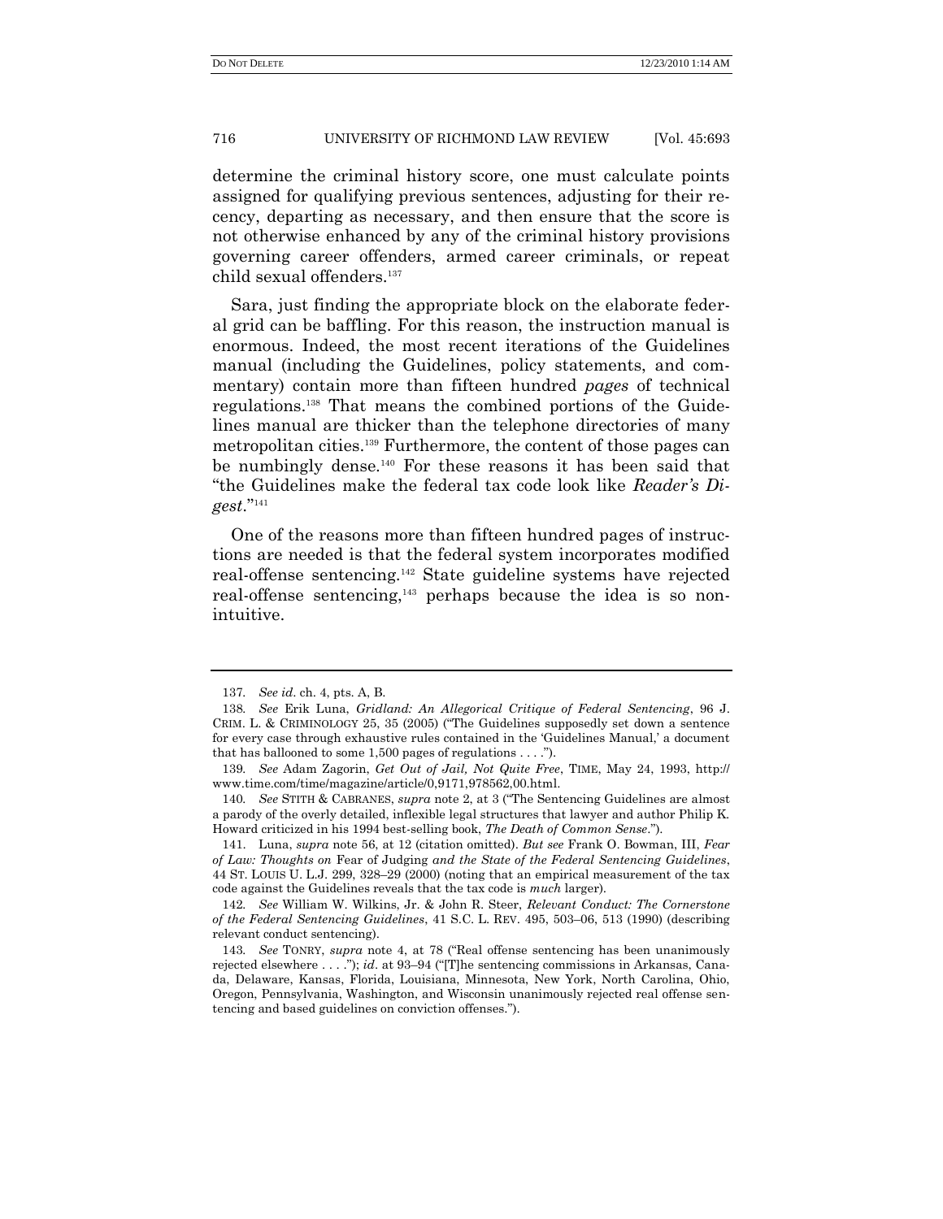determine the criminal history score, one must calculate points assigned for qualifying previous sentences, adjusting for their recency, departing as necessary, and then ensure that the score is not otherwise enhanced by any of the criminal history provisions governing career offenders, armed career criminals, or repeat child sexual offenders.[137]

Sara, just finding the appropriate block on the elaborate federal grid can be baffling. For this reason, the instruction manual is enormous. Indeed, the most recent iterations of the Guidelines manual (including the Guidelines, policy statements, and commentary) contain more than fifteen hundred *pages* of technical regulations.[138] That means the combined portions of the Guidelines manual are thicker than the telephone directories of many metropolitan cities.[139] Furthermore, the content of those pages can be numbingly dense.[140] For these reasons it has been said that "the Guidelines make the federal tax code look like *Reader's Digest*."[141]

One of the reasons more than fifteen hundred pages of instructions are needed is that the federal system incorporates modified real-offense sentencing.[142] State guideline systems have rejected real-offense sentencing,[143] perhaps because the idea is so non-intuitive.

---

137. *See id*. ch. 4, pts. A, B.

138. *See* Erik Luna, *Gridland: An Allegorical Critique of Federal Sentencing*, 96 J. CRIM. L. & CRIMINOLOGY 25, 35 (2005) ("The Guidelines supposedly set down a sentence for every case through exhaustive rules contained in the 'Guidelines Manual,' a document that has ballooned to some 1,500 pages of regulations . . . .").

139. *See* Adam Zagorin, *Get Out of Jail, Not Quite Free*, TIME, May 24, 1993, http://www.time.com/time/magazine/article/0,9171,978562,00.html.

140. *See* STITH & CABRANES, *supra* note 2, at 3 ("The Sentencing Guidelines are almost a parody of the overly detailed, inflexible legal structures that lawyer and author Philip K. Howard criticized in his 1994 best-selling book, *The Death of Common Sense*.").

141. Luna, *supra* note 56, at 12 (citation omitted). *But see* Frank O. Bowman, III, *Fear of Law: Thoughts on* Fear of Judging *and the State of the Federal Sentencing Guidelines*, 44 ST. LOUIS U. L.J. 299, 328–29 (2000) (noting that an empirical measurement of the tax code against the Guidelines reveals that the tax code is *much* larger).

142. *See* William W. Wilkins, Jr. & John R. Steer, *Relevant Conduct: The Cornerstone of the Federal Sentencing Guidelines*, 41 S.C. L. REV. 495, 503–06, 513 (1990) (describing relevant conduct sentencing).

143. *See* TONRY, *supra* note 4, at 78 ("Real offense sentencing has been unanimously rejected elsewhere . . . ."); *id*. at 93–94 ("[T]he sentencing commissions in Arkansas, Canada, Delaware, Kansas, Florida, Louisiana, Minnesota, New York, North Carolina, Ohio, Oregon, Pennsylvania, Washington, and Wisconsin unanimously rejected real offense sentencing and based guidelines on conviction offenses.").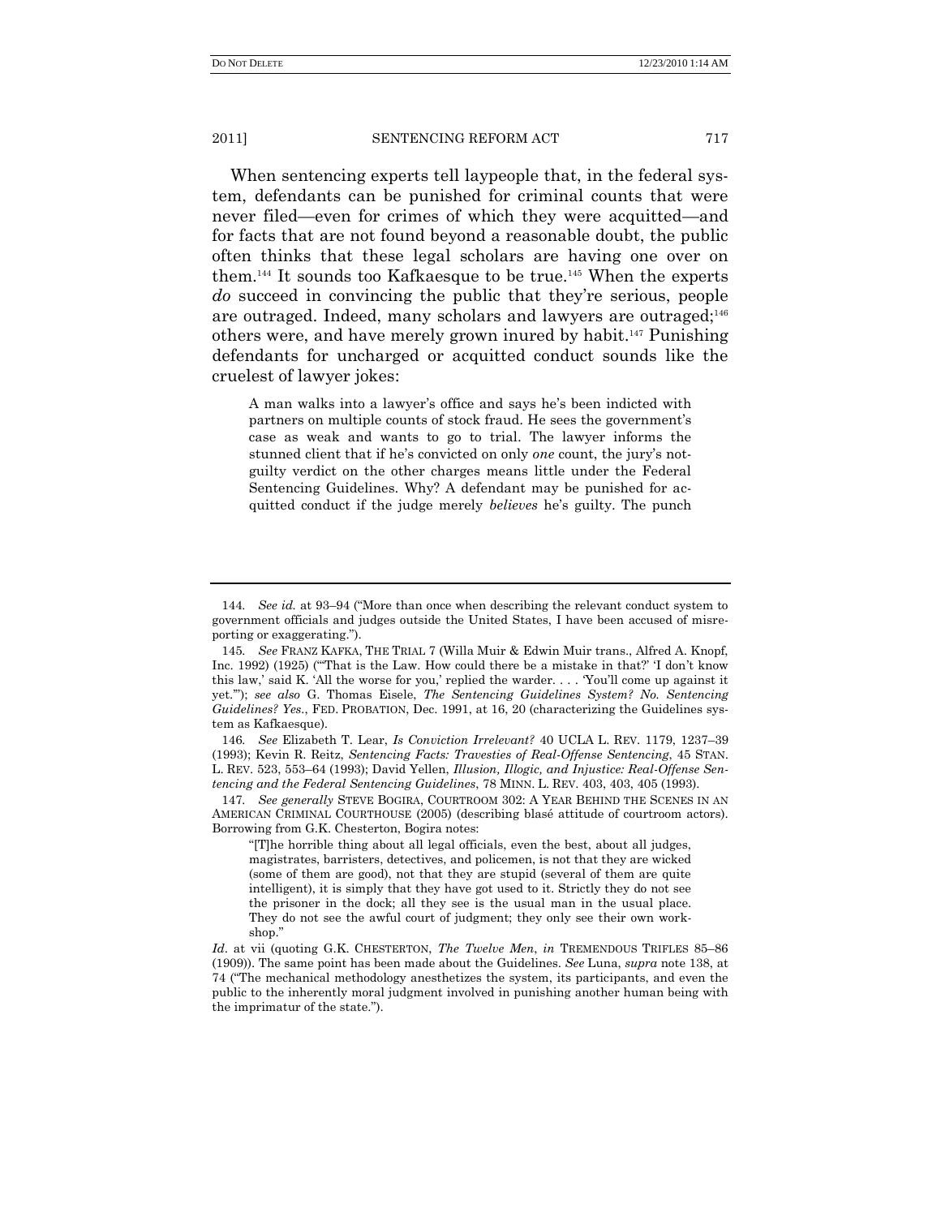When sentencing experts tell laypeople that, in the federal system, defendants can be punished for criminal counts that were never filed—even for crimes of which they were acquitted—and for facts that are not found beyond a reasonable doubt, the public often thinks that these legal scholars are having one over on them.[144] It sounds too Kafkaesque to be true.[145] When the experts *do* succeed in convincing the public that they're serious, people are outraged. Indeed, many scholars and lawyers are outraged;[146] others were, and have merely grown inured by habit.[147] Punishing defendants for uncharged or acquitted conduct sounds like the cruelest of lawyer jokes:

> A man walks into a lawyer's office and says he's been indicted with partners on multiple counts of stock fraud. He sees the government's case as weak and wants to go to trial. The lawyer informs the stunned client that if he's convicted on only *one* count, the jury's not-guilty verdict on the other charges means little under the Federal Sentencing Guidelines. Why? A defendant may be punished for acquitted conduct if the judge merely *believes* he's guilty. The punch

---

144. *See id.* at 93–94 ("More than once when describing the relevant conduct system to government officials and judges outside the United States, I have been accused of misreporting or exaggerating.").

145. *See* FRANZ KAFKA, THE TRIAL 7 (Willa Muir & Edwin Muir trans., Alfred A. Knopf, Inc. 1992) (1925) ("'That is the Law. How could there be a mistake in that?' 'I don't know this law,' said K. 'All the worse for you,' replied the warder. . . . 'You'll come up against it yet.'"); *see also* G. Thomas Eisele, *The Sentencing Guidelines System? No. Sentencing Guidelines? Yes.*, FED. PROBATION, Dec. 1991, at 16, 20 (characterizing the Guidelines system as Kafkaesque).

146. *See* Elizabeth T. Lear, *Is Conviction Irrelevant?* 40 UCLA L. REV. 1179, 1237–39 (1993); Kevin R. Reitz, *Sentencing Facts: Travesties of Real-Offense Sentencing*, 45 STAN. L. REV. 523, 553–64 (1993); David Yellen, *Illusion, Illogic, and Injustice: Real-Offense Sentencing and the Federal Sentencing Guidelines*, 78 MINN. L. REV. 403, 403, 405 (1993).

147. *See generally* STEVE BOGIRA, COURTROOM 302: A YEAR BEHIND THE SCENES IN AN AMERICAN CRIMINAL COURTHOUSE (2005) (describing blasé attitude of courtroom actors). Borrowing from G.K. Chesterton, Bogira notes:

> "[T]he horrible thing about all legal officials, even the best, about all judges, magistrates, barristers, detectives, and policemen, is not that they are wicked (some of them are good), not that they are stupid (several of them are quite intelligent), it is simply that they have got used to it. Strictly they do not see the prisoner in the dock; all they see is the usual man in the usual place. They do not see the awful court of judgment; they only see their own workshop."

*Id.* at vii (quoting G.K. CHESTERTON, *The Twelve Men*, *in* TREMENDOUS TRIFLES 85–86 (1909)). The same point has been made about the Guidelines. *See* Luna, *supra* note 138, at 74 ("The mechanical methodology anesthetizes the system, its participants, and even the public to the inherently moral judgment involved in punishing another human being with the imprimatur of the state.").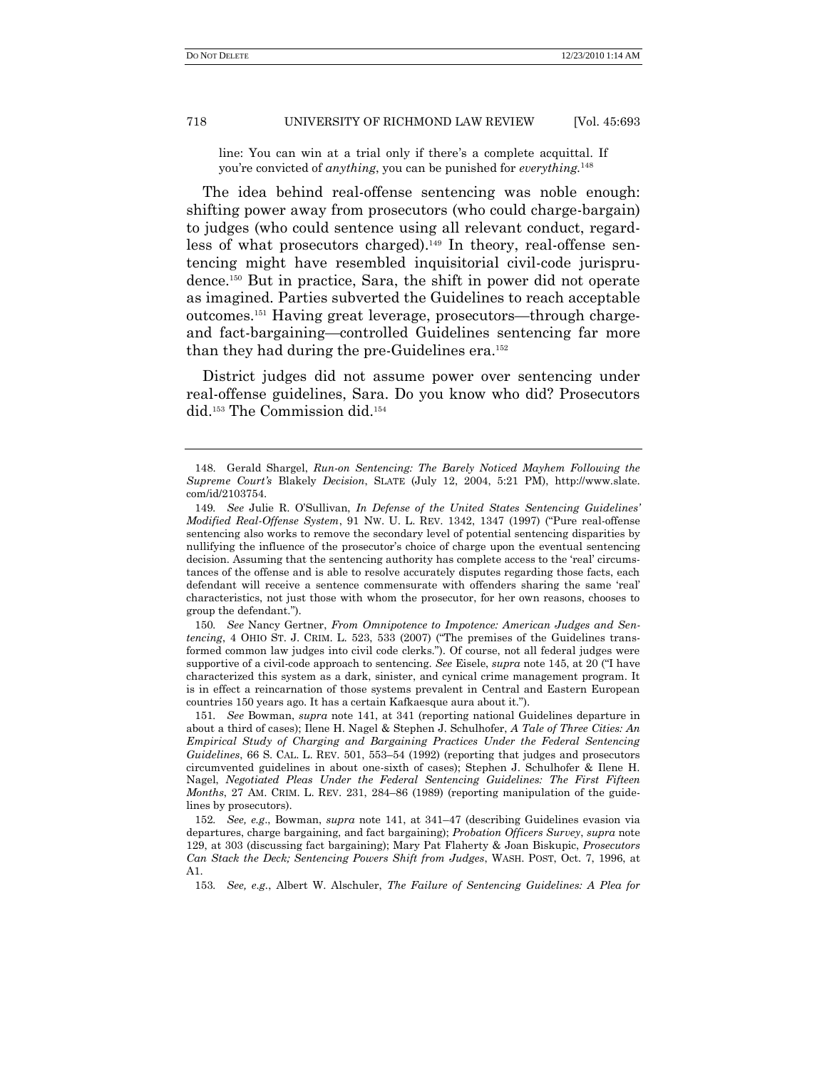line: You can win at a trial only if there's a complete acquittal. If you're convicted of *anything*, you can be punished for *everything*.[148]

The idea behind real-offense sentencing was noble enough: shifting power away from prosecutors (who could charge-bargain) to judges (who could sentence using all relevant conduct, regardless of what prosecutors charged).[149] In theory, real-offense sentencing might have resembled inquisitorial civil-code jurisprudence.[150] But in practice, Sara, the shift in power did not operate as imagined. Parties subverted the Guidelines to reach acceptable outcomes.[151] Having great leverage, prosecutors—through charge- and fact-bargaining—controlled Guidelines sentencing far more than they had during the pre-Guidelines era.[152]

District judges did not assume power over sentencing under real-offense guidelines, Sara. Do you know who did? Prosecutors did.[153] The Commission did.[154]

---

148. Gerald Shargel, *Run-on Sentencing: The Barely Noticed Mayhem Following the Supreme Court's* Blakely *Decision*, SLATE (July 12, 2004, 5:21 PM), http://www.slate.com/id/2103754.

149. *See* Julie R. O'Sullivan, *In Defense of the United States Sentencing Guidelines' Modified Real-Offense System*, 91 NW. U. L. REV. 1342, 1347 (1997) ("Pure real-offense sentencing also works to remove the secondary level of potential sentencing disparities by nullifying the influence of the prosecutor's choice of charge upon the eventual sentencing decision. Assuming that the sentencing authority has complete access to the 'real' circumstances of the offense and is able to resolve accurately disputes regarding those facts, each defendant will receive a sentence commensurate with offenders sharing the same 'real' characteristics, not just those with whom the prosecutor, for her own reasons, chooses to group the defendant.").

150. *See* Nancy Gertner, *From Omnipotence to Impotence: American Judges and Sentencing*, 4 OHIO ST. J. CRIM. L. 523, 533 (2007) ("The premises of the Guidelines transformed common law judges into civil code clerks."). Of course, not all federal judges were supportive of a civil-code approach to sentencing. *See* Eisele, *supra* note 145, at 20 ("I have characterized this system as a dark, sinister, and cynical crime management program. It is in effect a reincarnation of those systems prevalent in Central and Eastern European countries 150 years ago. It has a certain Kafkaesque aura about it.").

151. *See* Bowman, *supra* note 141, at 341 (reporting national Guidelines departure in about a third of cases); Ilene H. Nagel & Stephen J. Schulhofer, *A Tale of Three Cities: An Empirical Study of Charging and Bargaining Practices Under the Federal Sentencing Guidelines*, 66 S. CAL. L. REV. 501, 553–54 (1992) (reporting that judges and prosecutors circumvented guidelines in about one-sixth of cases); Stephen J. Schulhofer & Ilene H. Nagel, *Negotiated Pleas Under the Federal Sentencing Guidelines: The First Fifteen Months*, 27 AM. CRIM. L. REV. 231, 284–86 (1989) (reporting manipulation of the guidelines by prosecutors).

152. *See, e.g.*, Bowman, *supra* note 141, at 341–47 (describing Guidelines evasion via departures, charge bargaining, and fact bargaining); *Probation Officers Survey*, *supra* note 129, at 303 (discussing fact bargaining); Mary Pat Flaherty & Joan Biskupic, *Prosecutors Can Stack the Deck; Sentencing Powers Shift from Judges*, WASH. POST, Oct. 7, 1996, at A1.

153. *See, e.g.*, Albert W. Alschuler, *The Failure of Sentencing Guidelines: A Plea for*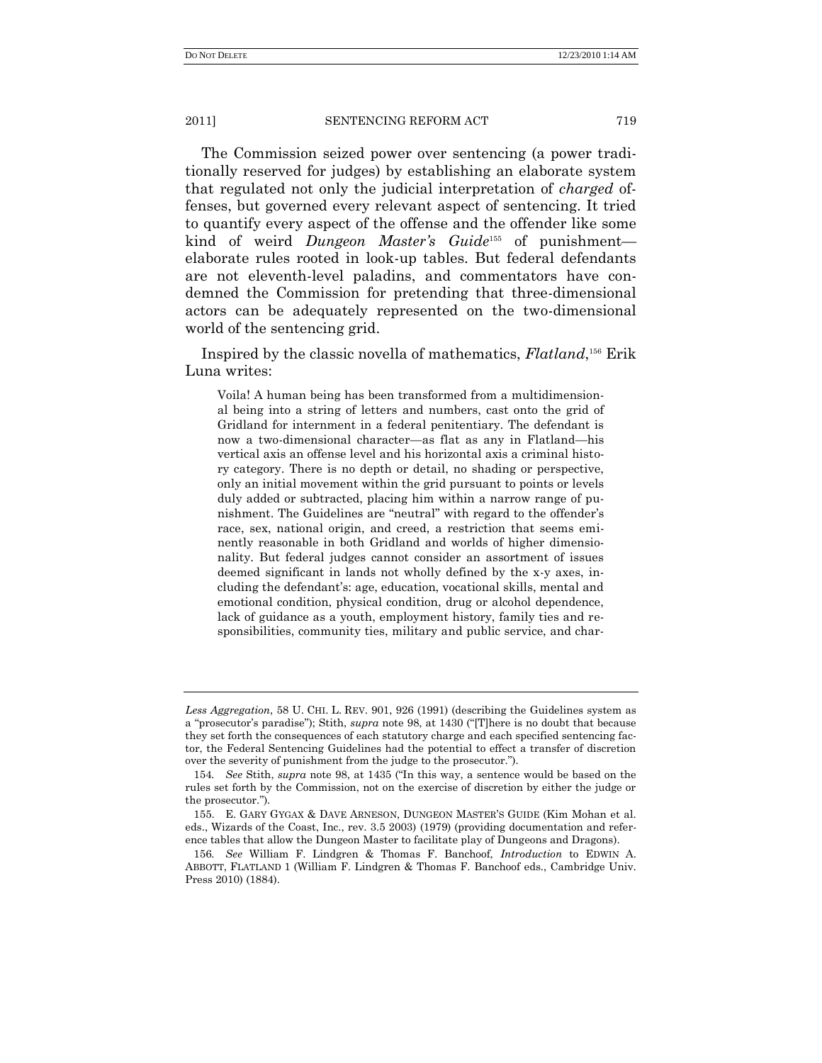The Commission seized power over sentencing (a power traditionally reserved for judges) by establishing an elaborate system that regulated not only the judicial interpretation of *charged* offenses, but governed every relevant aspect of sentencing. It tried to quantify every aspect of the offense and the offender like some kind of weird *Dungeon Master's Guide*[155] of punishment—elaborate rules rooted in look-up tables. But federal defendants are not eleventh-level paladins, and commentators have condemned the Commission for pretending that three-dimensional actors can be adequately represented on the two-dimensional world of the sentencing grid.

Inspired by the classic novella of mathematics, *Flatland*,[156] Erik Luna writes:

> Voila! A human being has been transformed from a multidimensional being into a string of letters and numbers, cast onto the grid of Gridland for internment in a federal penitentiary. The defendant is now a two-dimensional character—as flat as any in Flatland—his vertical axis an offense level and his horizontal axis a criminal history category. There is no depth or detail, no shading or perspective, only an initial movement within the grid pursuant to points or levels duly added or subtracted, placing him within a narrow range of punishment. The Guidelines are "neutral" with regard to the offender's race, sex, national origin, and creed, a restriction that seems eminently reasonable in both Gridland and worlds of higher dimensionality. But federal judges cannot consider an assortment of issues deemed significant in lands not wholly defined by the x-y axes, including the defendant's: age, education, vocational skills, mental and emotional condition, physical condition, drug or alcohol dependence, lack of guidance as a youth, employment history, family ties and responsibilities, community ties, military and public service, and char-

---

*Less Aggregation*, 58 U. CHI. L. REV. 901, 926 (1991) (describing the Guidelines system as a "prosecutor's paradise"); Stith, *supra* note 98, at 1430 ("[T]here is no doubt that because they set forth the consequences of each statutory charge and each specified sentencing factor, the Federal Sentencing Guidelines had the potential to effect a transfer of discretion over the severity of punishment from the judge to the prosecutor.").

154. *See* Stith, *supra* note 98, at 1435 ("In this way, a sentence would be based on the rules set forth by the Commission, not on the exercise of discretion by either the judge or the prosecutor.").

155. E. GARY GYGAX & DAVE ARNESON, DUNGEON MASTER'S GUIDE (Kim Mohan et al. eds., Wizards of the Coast, Inc., rev. 3.5 2003) (1979) (providing documentation and reference tables that allow the Dungeon Master to facilitate play of Dungeons and Dragons).

156. *See* William F. Lindgren & Thomas F. Banchoof, *Introduction* to EDWIN A. ABBOTT, FLATLAND 1 (William F. Lindgren & Thomas F. Banchoof eds., Cambridge Univ. Press 2010) (1884).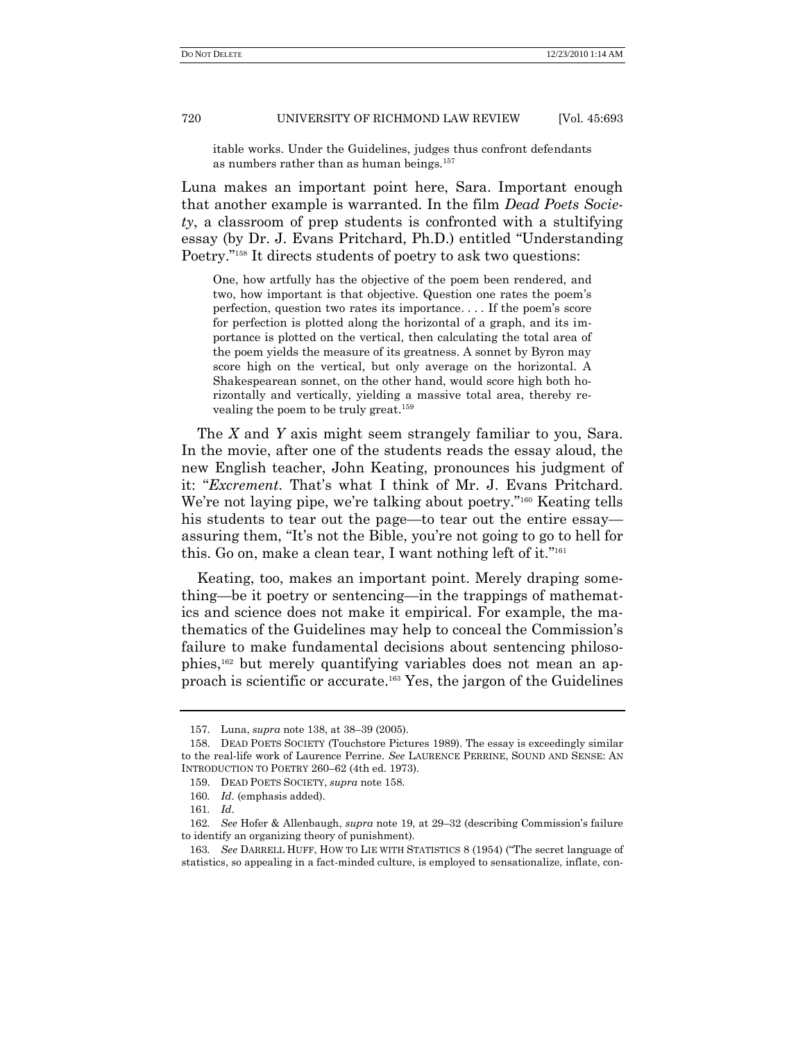> itable works. Under the Guidelines, judges thus confront defendants as numbers rather than as human beings.[157]

Luna makes an important point here, Sara. Important enough that another example is warranted. In the film *Dead Poets Society*, a classroom of prep students is confronted with a stultifying essay (by Dr. J. Evans Pritchard, Ph.D.) entitled "Understanding Poetry."[158] It directs students of poetry to ask two questions:

> One, how artfully has the objective of the poem been rendered, and two, how important is that objective. Question one rates the poem's perfection, question two rates its importance. . . . If the poem's score for perfection is plotted along the horizontal of a graph, and its importance is plotted on the vertical, then calculating the total area of the poem yields the measure of its greatness. A sonnet by Byron may score high on the vertical, but only average on the horizontal. A Shakespearean sonnet, on the other hand, would score high both horizontally and vertically, yielding a massive total area, thereby revealing the poem to be truly great.[159]

The *X* and *Y* axis might seem strangely familiar to you, Sara. In the movie, after one of the students reads the essay aloud, the new English teacher, John Keating, pronounces his judgment of it: "*Excrement*. That's what I think of Mr. J. Evans Pritchard. We're not laying pipe, we're talking about poetry."[160] Keating tells his students to tear out the page—to tear out the entire essay—assuring them, "It's not the Bible, you're not going to go to hell for this. Go on, make a clean tear, I want nothing left of it."[161]

Keating, too, makes an important point. Merely draping something—be it poetry or sentencing—in the trappings of mathematics and science does not make it empirical. For example, the mathematics of the Guidelines may help to conceal the Commission's failure to make fundamental decisions about sentencing philosophies,[162] but merely quantifying variables does not mean an approach is scientific or accurate.[163] Yes, the jargon of the Guidelines

---

157. Luna, *supra* note 138, at 38–39 (2005).

158. DEAD POETS SOCIETY (Touchstore Pictures 1989). The essay is exceedingly similar to the real-life work of Laurence Perrine. *See* LAURENCE PERRINE, SOUND AND SENSE: AN INTRODUCTION TO POETRY 260–62 (4th ed. 1973).

159. DEAD POETS SOCIETY, *supra* note 158.

160. *Id.* (emphasis added).

161. *Id.*

162. *See* Hofer & Allenbaugh, *supra* note 19, at 29–32 (describing Commission's failure to identify an organizing theory of punishment).

163. *See* DARRELL HUFF, HOW TO LIE WITH STATISTICS 8 (1954) ("The secret language of statistics, so appealing in a fact-minded culture, is employed to sensationalize, inflate, con-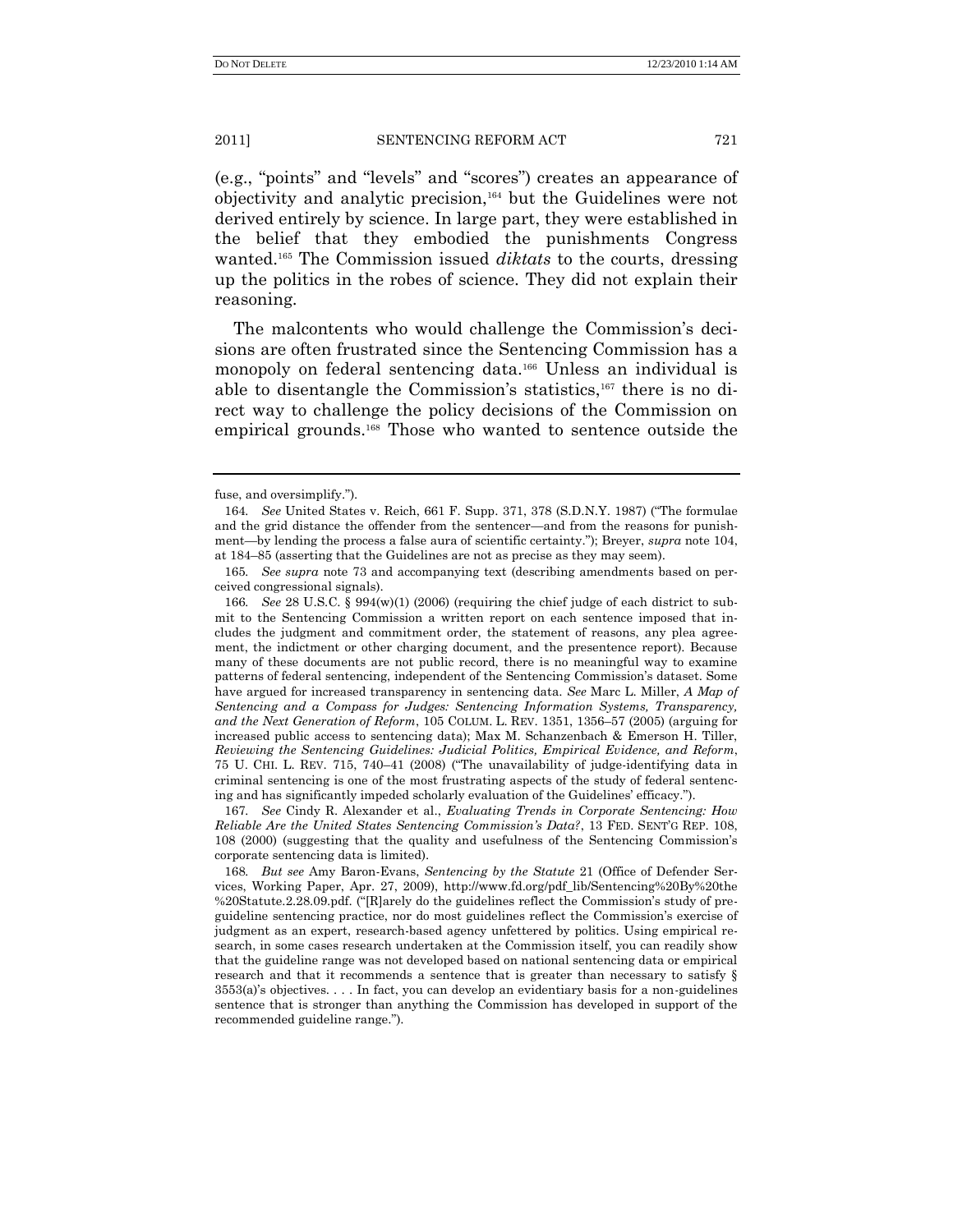(e.g., "points" and "levels" and "scores") creates an appearance of objectivity and analytic precision,[164] but the Guidelines were not derived entirely by science. In large part, they were established in the belief that they embodied the punishments Congress wanted.[165] The Commission issued *diktats* to the courts, dressing up the politics in the robes of science. They did not explain their reasoning.

The malcontents who would challenge the Commission's decisions are often frustrated since the Sentencing Commission has a monopoly on federal sentencing data.[166] Unless an individual is able to disentangle the Commission's statistics,[167] there is no direct way to challenge the policy decisions of the Commission on empirical grounds.[168] Those who wanted to sentence outside the

---

fuse, and oversimplify.").

164. *See* United States v. Reich, 661 F. Supp. 371, 378 (S.D.N.Y. 1987) ("The formulae and the grid distance the offender from the sentencer—and from the reasons for punishment—by lending the process a false aura of scientific certainty."); Breyer, *supra* note 104, at 184–85 (asserting that the Guidelines are not as precise as they may seem).

165. *See supra* note 73 and accompanying text (describing amendments based on perceived congressional signals).

166. *See* 28 U.S.C. § 994(w)(1) (2006) (requiring the chief judge of each district to submit to the Sentencing Commission a written report on each sentence imposed that includes the judgment and commitment order, the statement of reasons, any plea agreement, the indictment or other charging document, and the presentence report). Because many of these documents are not public record, there is no meaningful way to examine patterns of federal sentencing, independent of the Sentencing Commission's dataset. Some have argued for increased transparency in sentencing data. *See* Marc L. Miller, *A Map of Sentencing and a Compass for Judges: Sentencing Information Systems, Transparency, and the Next Generation of Reform*, 105 COLUM. L. REV. 1351, 1356–57 (2005) (arguing for increased public access to sentencing data); Max M. Schanzenbach & Emerson H. Tiller, *Reviewing the Sentencing Guidelines: Judicial Politics, Empirical Evidence, and Reform*, 75 U. CHI. L. REV. 715, 740–41 (2008) ("The unavailability of judge-identifying data in criminal sentencing is one of the most frustrating aspects of the study of federal sentencing and has significantly impeded scholarly evaluation of the Guidelines' efficacy.").

167. *See* Cindy R. Alexander et al., *Evaluating Trends in Corporate Sentencing: How Reliable Are the United States Sentencing Commission's Data?*, 13 FED. SENT'G REP. 108, 108 (2000) (suggesting that the quality and usefulness of the Sentencing Commission's corporate sentencing data is limited).

168. *But see* Amy Baron-Evans, *Sentencing by the Statute* 21 (Office of Defender Services, Working Paper, Apr. 27, 2009), http://www.fd.org/pdf_lib/Sentencing%20By%20the%20Statute.2.28.09.pdf. ("[R]arely do the guidelines reflect the Commission's study of pre-guideline sentencing practice, nor do most guidelines reflect the Commission's exercise of judgment as an expert, research-based agency unfettered by politics. Using empirical research, in some cases research undertaken at the Commission itself, you can readily show that the guideline range was not developed based on national sentencing data or empirical research and that it recommends a sentence that is greater than necessary to satisfy § 3553(a)'s objectives. . . . In fact, you can develop an evidentiary basis for a non-guidelines sentence that is stronger than anything the Commission has developed in support of the recommended guideline range.").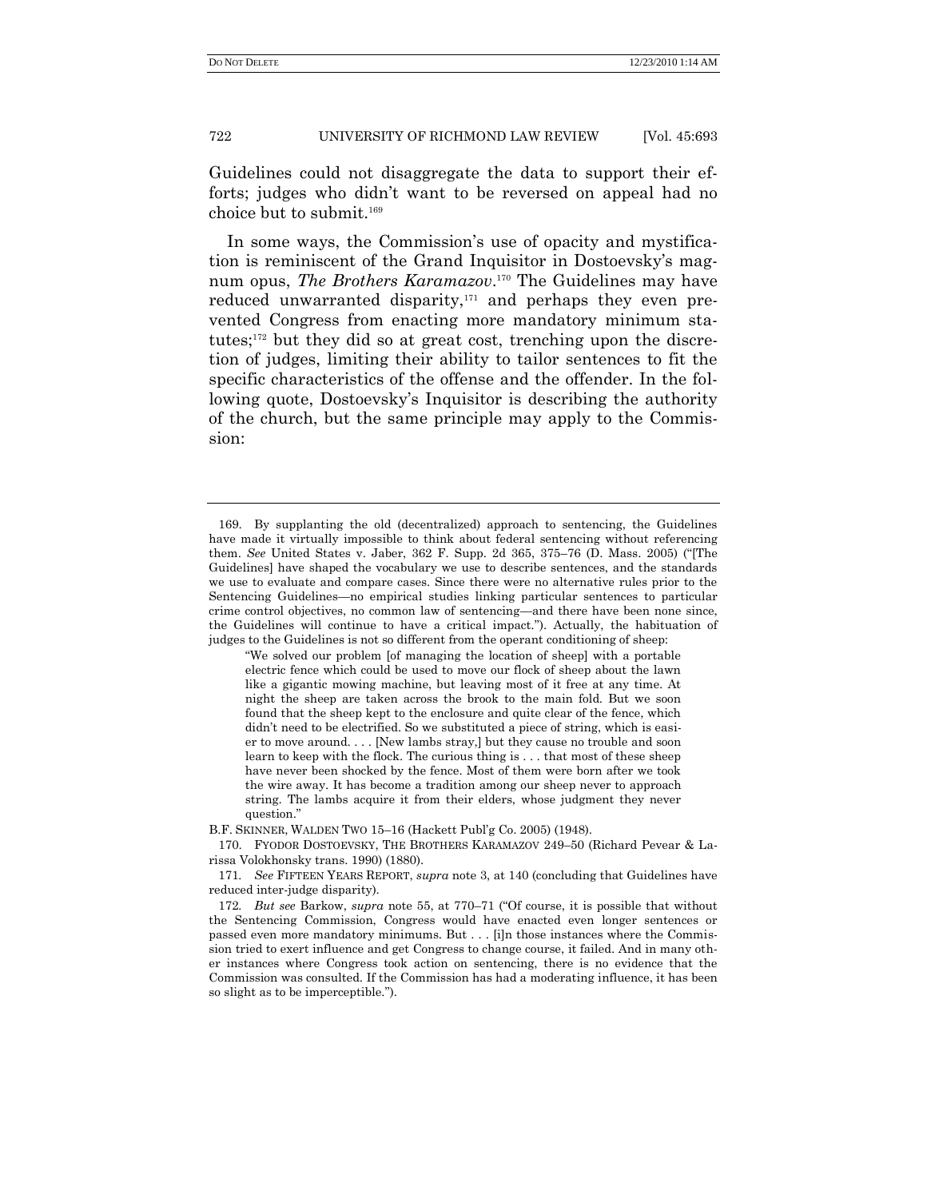Guidelines could not disaggregate the data to support their efforts; judges who didn't want to be reversed on appeal had no choice but to submit.[169]

In some ways, the Commission's use of opacity and mystification is reminiscent of the Grand Inquisitor in Dostoevsky's magnum opus, *The Brothers Karamazov*.[170] The Guidelines may have reduced unwarranted disparity,[171] and perhaps they even prevented Congress from enacting more mandatory minimum statutes;[172] but they did so at great cost, trenching upon the discretion of judges, limiting their ability to tailor sentences to fit the specific characteristics of the offense and the offender. In the following quote, Dostoevsky's Inquisitor is describing the authority of the church, but the same principle may apply to the Commission:

---

169. By supplanting the old (decentralized) approach to sentencing, the Guidelines have made it virtually impossible to think about federal sentencing without referencing them. *See* United States v. Jaber, 362 F. Supp. 2d 365, 375–76 (D. Mass. 2005) ("[The Guidelines] have shaped the vocabulary we use to describe sentences, and the standards we use to evaluate and compare cases. Since there were no alternative rules prior to the Sentencing Guidelines—no empirical studies linking particular sentences to particular crime control objectives, no common law of sentencing—and there have been none since, the Guidelines will continue to have a critical impact."). Actually, the habituation of judges to the Guidelines is not so different from the operant conditioning of sheep:

> "We solved our problem [of managing the location of sheep] with a portable electric fence which could be used to move our flock of sheep about the lawn like a gigantic mowing machine, but leaving most of it free at any time. At night the sheep are taken across the brook to the main fold. But we soon found that the sheep kept to the enclosure and quite clear of the fence, which didn't need to be electrified. So we substituted a piece of string, which is easier to move around. . . . [New lambs stray,] but they cause no trouble and soon learn to keep with the flock. The curious thing is . . . that most of these sheep have never been shocked by the fence. Most of them were born after we took the wire away. It has become a tradition among our sheep never to approach string. The lambs acquire it from their elders, whose judgment they never question."

B.F. SKINNER, WALDEN TWO 15–16 (Hackett Publ'g Co. 2005) (1948).

170. FYODOR DOSTOEVSKY, THE BROTHERS KARAMAZOV 249–50 (Richard Pevear & Larissa Volokhonsky trans. 1990) (1880).

171. *See* FIFTEEN YEARS REPORT, *supra* note 3, at 140 (concluding that Guidelines have reduced inter-judge disparity).

172. *But see* Barkow, *supra* note 55, at 770–71 ("Of course, it is possible that without the Sentencing Commission, Congress would have enacted even longer sentences or passed even more mandatory minimums. But . . . [i]n those instances where the Commission tried to exert influence and get Congress to change course, it failed. And in many other instances where Congress took action on sentencing, there is no evidence that the Commission was consulted. If the Commission has had a moderating influence, it has been so slight as to be imperceptible.").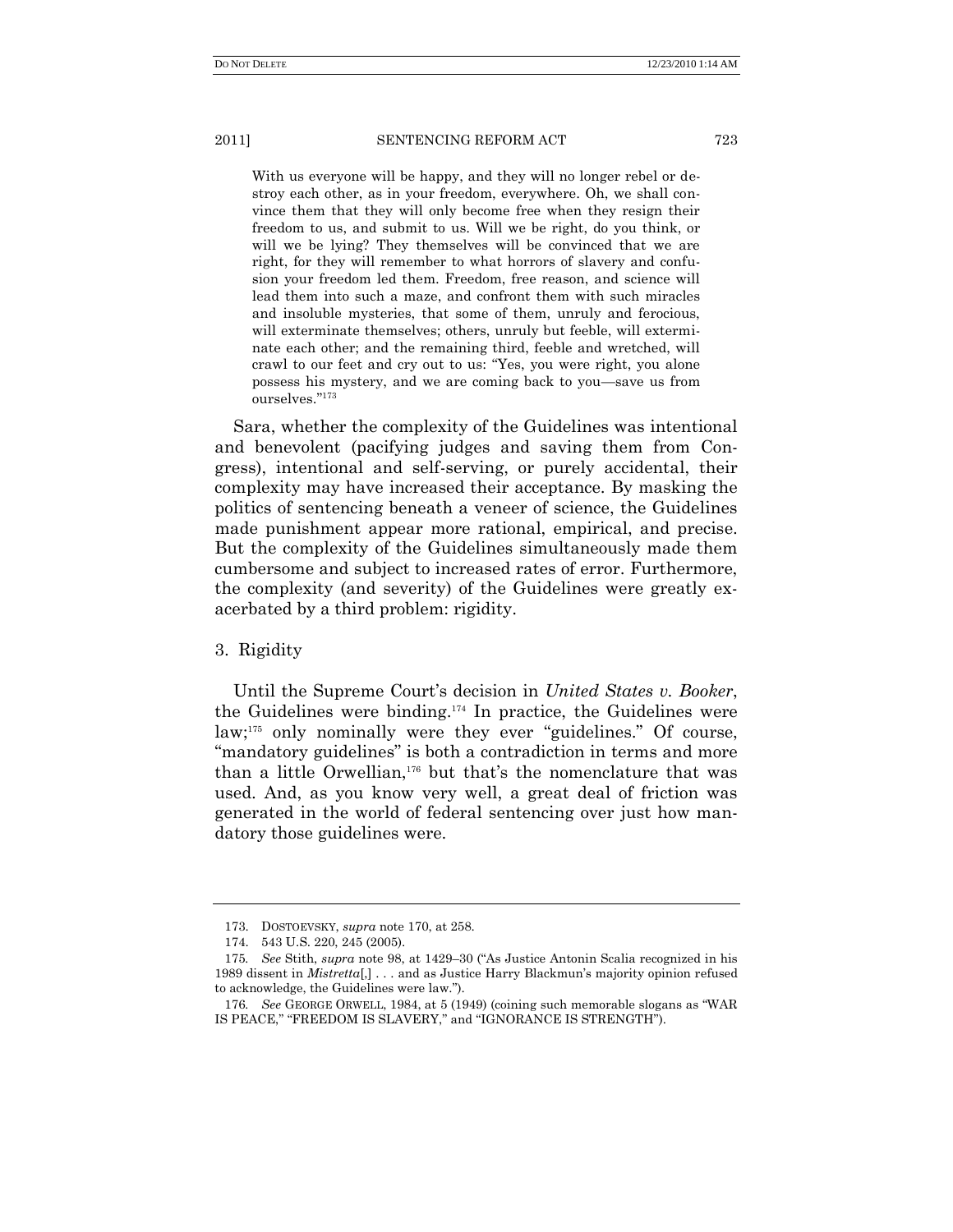> With us everyone will be happy, and they will no longer rebel or destroy each other, as in your freedom, everywhere. Oh, we shall convince them that they will only become free when they resign their freedom to us, and submit to us. Will we be right, do you think, or will we be lying? They themselves will be convinced that we are right, for they will remember to what horrors of slavery and confusion your freedom led them. Freedom, free reason, and science will lead them into such a maze, and confront them with such miracles and insoluble mysteries, that some of them, unruly and ferocious, will exterminate themselves; others, unruly but feeble, will exterminate each other; and the remaining third, feeble and wretched, will crawl to our feet and cry out to us: "Yes, you were right, you alone possess his mystery, and we are coming back to you—save us from ourselves."[173]

Sara, whether the complexity of the Guidelines was intentional and benevolent (pacifying judges and saving them from Congress), intentional and self-serving, or purely accidental, their complexity may have increased their acceptance. By masking the politics of sentencing beneath a veneer of science, the Guidelines made punishment appear more rational, empirical, and precise. But the complexity of the Guidelines simultaneously made them cumbersome and subject to increased rates of error. Furthermore, the complexity (and severity) of the Guidelines were greatly exacerbated by a third problem: rigidity.

### 3. Rigidity

Until the Supreme Court's decision in *United States v. Booker*, the Guidelines were binding.[174] In practice, the Guidelines were law;[175] only nominally were they ever "guidelines." Of course, "mandatory guidelines" is both a contradiction in terms and more than a little Orwellian,[176] but that's the nomenclature that was used. And, as you know very well, a great deal of friction was generated in the world of federal sentencing over just how mandatory those guidelines were.

---

173. DOSTOEVSKY, *supra* note 170, at 258.

174. 543 U.S. 220, 245 (2005).

175. *See* Stith, *supra* note 98, at 1429–30 ("As Justice Antonin Scalia recognized in his 1989 dissent in *Mistretta*[,] . . . and as Justice Harry Blackmun's majority opinion refused to acknowledge, the Guidelines were law.").

176. *See* GEORGE ORWELL, 1984, at 5 (1949) (coining such memorable slogans as "WAR IS PEACE," "FREEDOM IS SLAVERY," and "IGNORANCE IS STRENGTH").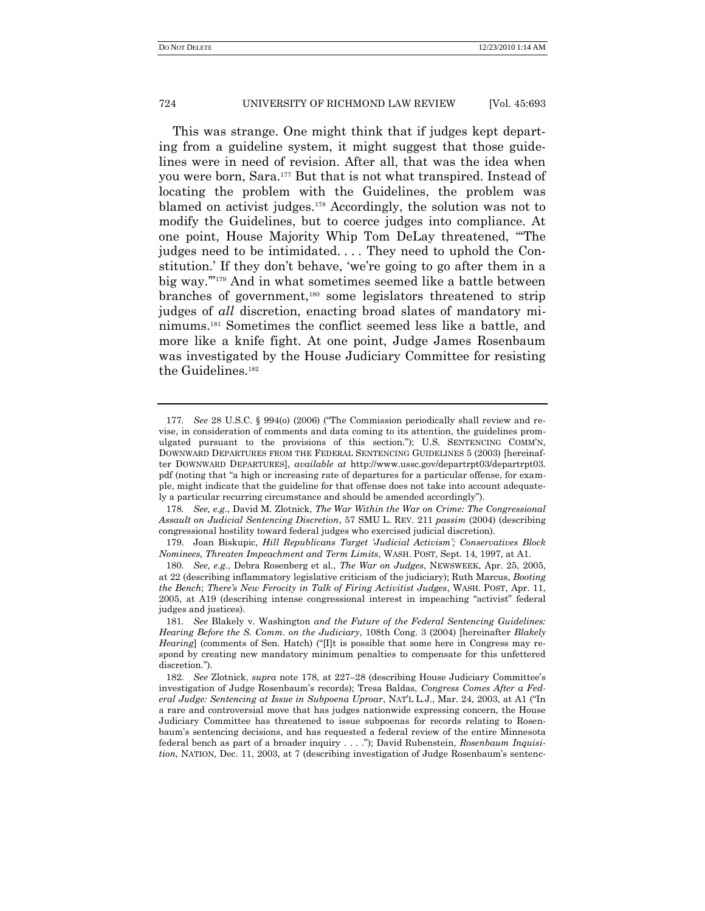This was strange. One might think that if judges kept departing from a guideline system, it might suggest that those guidelines were in need of revision. After all, that was the idea when you were born, Sara.[177] But that is not what transpired. Instead of locating the problem with the Guidelines, the problem was blamed on activist judges.[178] Accordingly, the solution was not to modify the Guidelines, but to coerce judges into compliance. At one point, House Majority Whip Tom DeLay threatened, "'The judges need to be intimidated. . . . They need to uphold the Constitution.' If they don't behave, 'we're going to go after them in a big way.'"[179] And in what sometimes seemed like a battle between branches of government,[180] some legislators threatened to strip judges of *all* discretion, enacting broad slates of mandatory minimums.[181] Sometimes the conflict seemed less like a battle, and more like a knife fight. At one point, Judge James Rosenbaum was investigated by the House Judiciary Committee for resisting the Guidelines.[182]

---

177. *See* 28 U.S.C. § 994(o) (2006) ("The Commission periodically shall review and revise, in consideration of comments and data coming to its attention, the guidelines promulgated pursuant to the provisions of this section."); U.S. SENTENCING COMM'N, DOWNWARD DEPARTURES FROM THE FEDERAL SENTENCING GUIDELINES 5 (2003) [hereinafter DOWNWARD DEPARTURES], *available at* http://www.ussc.gov/departrpt03/departrpt03.pdf (noting that "a high or increasing rate of departures for a particular offense, for example, might indicate that the guideline for that offense does not take into account adequately a particular recurring circumstance and should be amended accordingly").

178. *See, e.g.*, David M. Zlotnick, *The War Within the War on Crime: The Congressional Assault on Judicial Sentencing Discretion*, 57 SMU L. REV. 211 *passim* (2004) (describing congressional hostility toward federal judges who exercised judicial discretion).

179. Joan Biskupic, *Hill Republicans Target 'Judicial Activism'; Conservatives Block Nominees, Threaten Impeachment and Term Limits*, WASH. POST, Sept. 14, 1997, at A1.

180. *See, e.g.*, Debra Rosenberg et al., *The War on Judges*, NEWSWEEK, Apr. 25, 2005, at 22 (describing inflammatory legislative criticism of the judiciary); Ruth Marcus, *Booting the Bench*; *There's New Ferocity in Talk of Firing Activitist Judges*, WASH. POST, Apr. 11, 2005, at A19 (describing intense congressional interest in impeaching "activist" federal judges and justices).

181. *See* Blakely v. Washington *and the Future of the Federal Sentencing Guidelines: Hearing Before the S. Comm. on the Judiciary*, 108th Cong. 3 (2004) [hereinafter *Blakely Hearing*] (comments of Sen. Hatch) ("[I]t is possible that some here in Congress may respond by creating new mandatory minimum penalties to compensate for this unfettered discretion.").

182. *See* Zlotnick, *supra* note 178, at 227–28 (describing House Judiciary Committee's investigation of Judge Rosenbaum's records); Tresa Baldas, *Congress Comes After a Federal Judge: Sentencing at Issue in Subpoena Uproar*, NAT'L L.J., Mar. 24, 2003, at A1 ("In a rare and controversial move that has judges nationwide expressing concern, the House Judiciary Committee has threatened to issue subpoenas for records relating to Rosenbaum's sentencing decisions, and has requested a federal review of the entire Minnesota federal bench as part of a broader inquiry . . . ."); David Rubenstein, *Rosenbaum Inquisition*, NATION, Dec. 11, 2003, at 7 (describing investigation of Judge Rosenbaum's sentenc-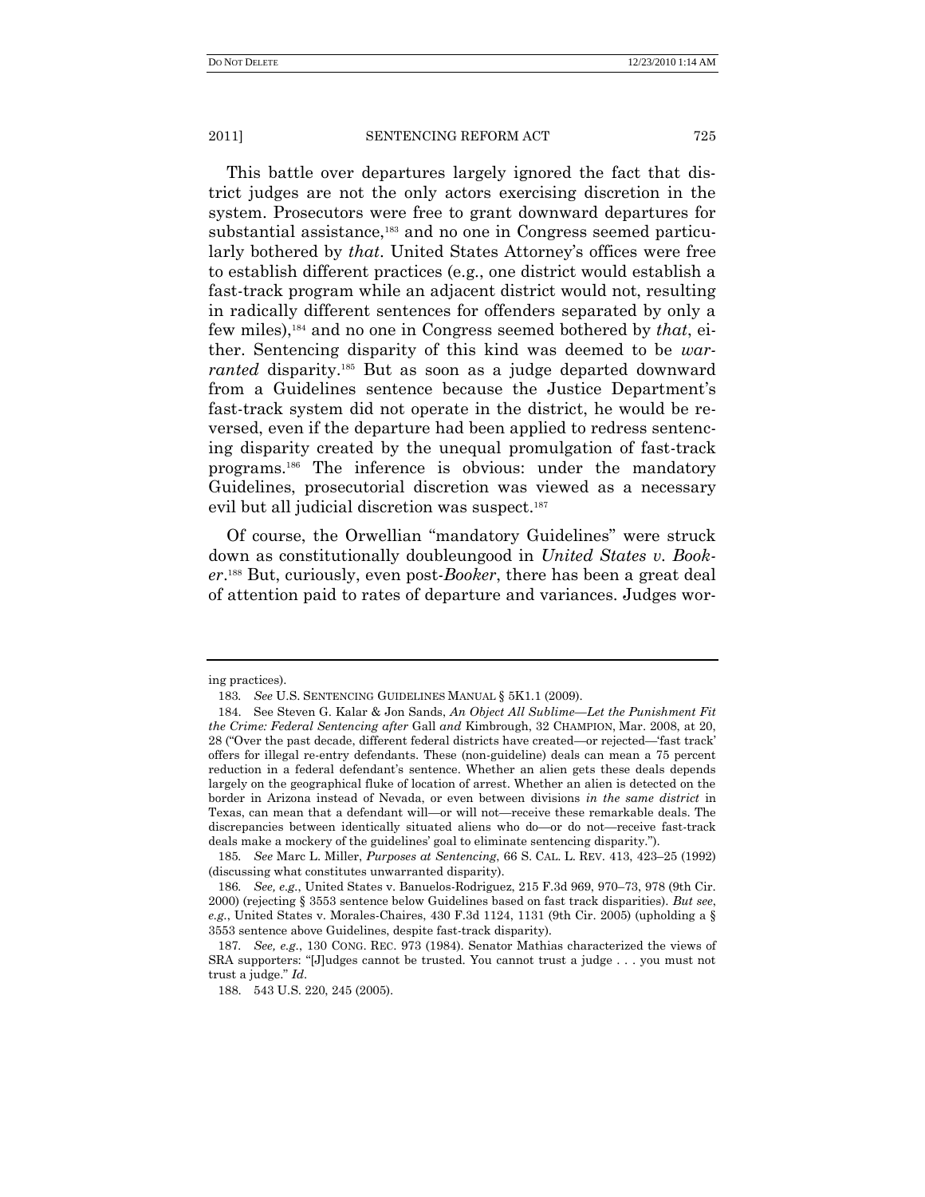This battle over departures largely ignored the fact that district judges are not the only actors exercising discretion in the system. Prosecutors were free to grant downward departures for substantial assistance,[183] and no one in Congress seemed particularly bothered by *that*. United States Attorney's offices were free to establish different practices (e.g., one district would establish a fast-track program while an adjacent district would not, resulting in radically different sentences for offenders separated by only a few miles),[184] and no one in Congress seemed bothered by *that*, either. Sentencing disparity of this kind was deemed to be *warranted* disparity.[185] But as soon as a judge departed downward from a Guidelines sentence because the Justice Department's fast-track system did not operate in the district, he would be reversed, even if the departure had been applied to redress sentencing disparity created by the unequal promulgation of fast-track programs.[186] The inference is obvious: under the mandatory Guidelines, prosecutorial discretion was viewed as a necessary evil but all judicial discretion was suspect.[187]

Of course, the Orwellian "mandatory Guidelines" were struck down as constitutionally doubleungood in *United States v. Booker*.[188] But, curiously, even post-*Booker*, there has been a great deal of attention paid to rates of departure and variances. Judges wor-

---

ing practices).

183. *See* U.S. SENTENCING GUIDELINES MANUAL § 5K1.1 (2009).

184. See Steven G. Kalar & Jon Sands, *An Object All Sublime—Let the Punishment Fit the Crime: Federal Sentencing after* Gall *and* Kimbrough, 32 CHAMPION, Mar. 2008, at 20, 28 ("Over the past decade, different federal districts have created—or rejected—'fast track' offers for illegal re-entry defendants. These (non-guideline) deals can mean a 75 percent reduction in a federal defendant's sentence. Whether an alien gets these deals depends largely on the geographical fluke of location of arrest. Whether an alien is detected on the border in Arizona instead of Nevada, or even between divisions *in the same district* in Texas, can mean that a defendant will—or will not—receive these remarkable deals. The discrepancies between identically situated aliens who do—or do not—receive fast-track deals make a mockery of the guidelines' goal to eliminate sentencing disparity.").

185. *See* Marc L. Miller, *Purposes at Sentencing*, 66 S. CAL. L. REV. 413, 423–25 (1992) (discussing what constitutes unwarranted disparity).

186. *See, e.g.*, United States v. Banuelos-Rodriguez, 215 F.3d 969, 970–73, 978 (9th Cir. 2000) (rejecting § 3553 sentence below Guidelines based on fast track disparities). *But see*, *e.g.*, United States v. Morales-Chaires, 430 F.3d 1124, 1131 (9th Cir. 2005) (upholding a § 3553 sentence above Guidelines, despite fast-track disparity).

187. *See, e.g.*, 130 CONG. REC. 973 (1984). Senator Mathias characterized the views of SRA supporters: "[J]udges cannot be trusted. You cannot trust a judge . . . you must not trust a judge." *Id.*

188. 543 U.S. 220, 245 (2005).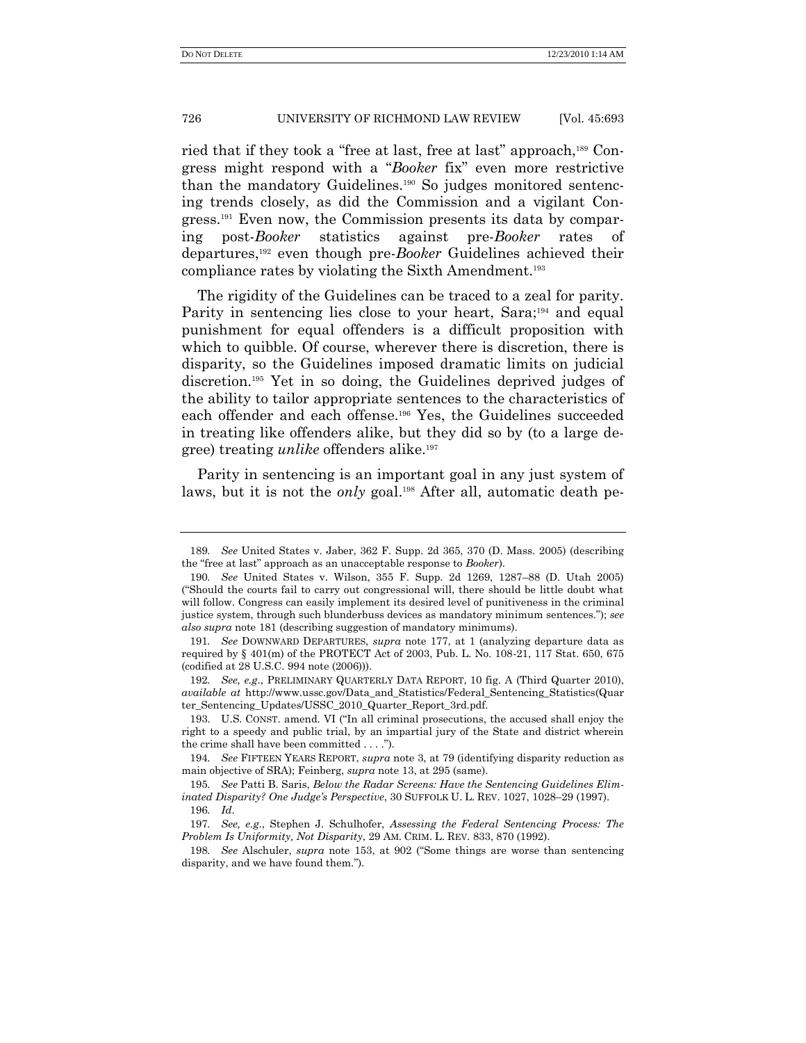ried that if they took a "free at last, free at last" approach,[189] Congress might respond with a "*Booker* fix" even more restrictive than the mandatory Guidelines.[190] So judges monitored sentencing trends closely, as did the Commission and a vigilant Congress.[191] Even now, the Commission presents its data by comparing post-*Booker* statistics against pre-*Booker* rates of departures,[192] even though pre-*Booker* Guidelines achieved their compliance rates by violating the Sixth Amendment.[193]

The rigidity of the Guidelines can be traced to a zeal for parity. Parity in sentencing lies close to your heart, Sara;[194] and equal punishment for equal offenders is a difficult proposition with which to quibble. Of course, wherever there is discretion, there is disparity, so the Guidelines imposed dramatic limits on judicial discretion.[195] Yet in so doing, the Guidelines deprived judges of the ability to tailor appropriate sentences to the characteristics of each offender and each offense.[196] Yes, the Guidelines succeeded in treating like offenders alike, but they did so by (to a large degree) treating *unlike* offenders alike.[197]

Parity in sentencing is an important goal in any just system of laws, but it is not the *only* goal.[198] After all, automatic death pe-

---

189. *See* United States v. Jaber, 362 F. Supp. 2d 365, 370 (D. Mass. 2005) (describing the "free at last" approach as an unacceptable response to *Booker*).

190. *See* United States v. Wilson, 355 F. Supp. 2d 1269, 1287–88 (D. Utah 2005) ("Should the courts fail to carry out congressional will, there should be little doubt what will follow. Congress can easily implement its desired level of punitiveness in the criminal justice system, through such blunderbuss devices as mandatory minimum sentences."); *see also supra* note 181 (describing suggestion of mandatory minimums).

191. *See* DOWNWARD DEPARTURES, *supra* note 177, at 1 (analyzing departure data as required by § 401(m) of the PROTECT Act of 2003, Pub. L. No. 108-21, 117 Stat. 650, 675 (codified at 28 U.S.C. 994 note (2006))).

192. *See, e.g.*, PRELIMINARY QUARTERLY DATA REPORT, 10 fig. A (Third Quarter 2010), *available at* http://www.ussc.gov/Data_and_Statistics/Federal_Sentencing_Statistics(Quarter_Sentencing_Updates/USSC_2010_Quarter_Report_3rd.pdf.

193. U.S. CONST. amend. VI ("In all criminal prosecutions, the accused shall enjoy the right to a speedy and public trial, by an impartial jury of the State and district wherein the crime shall have been committed . . . .").

194. *See* FIFTEEN YEARS REPORT, *supra* note 3, at 79 (identifying disparity reduction as main objective of SRA); Feinberg, *supra* note 13, at 295 (same).

195. *See* Patti B. Saris, *Below the Radar Screens: Have the Sentencing Guidelines Eliminated Disparity? One Judge's Perspective*, 30 SUFFOLK U. L. REV. 1027, 1028–29 (1997).

196. *Id*.

197. *See, e.g.*, Stephen J. Schulhofer, *Assessing the Federal Sentencing Process: The Problem Is Uniformity, Not Disparity*, 29 AM. CRIM. L. REV. 833, 870 (1992).

198. *See* Alschuler, *supra* note 153, at 902 ("Some things are worse than sentencing disparity, and we have found them.").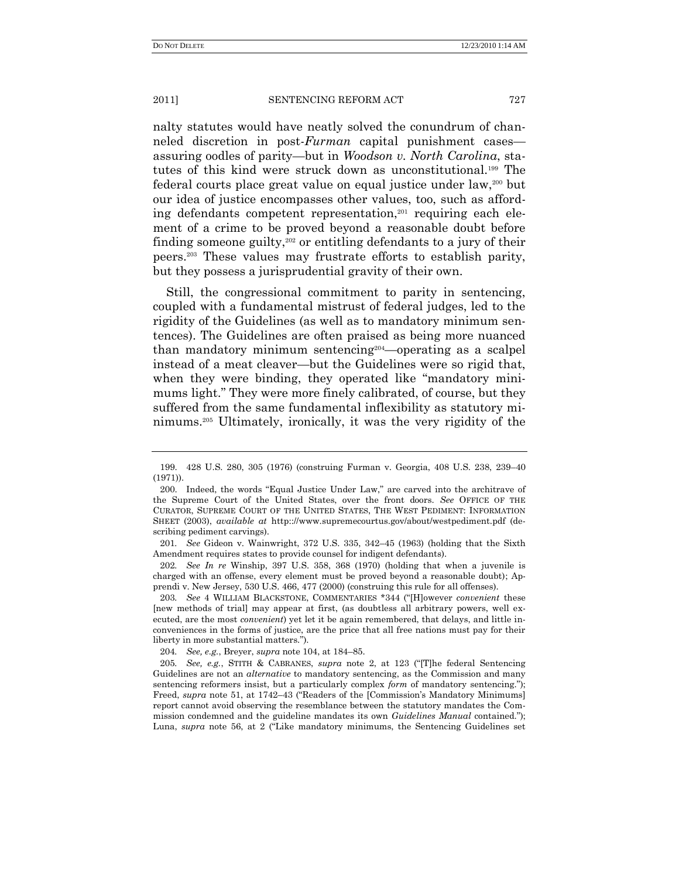nalty statutes would have neatly solved the conundrum of channeled discretion in post-*Furman* capital punishment cases—assuring oodles of parity—but in *Woodson v. North Carolina*, statutes of this kind were struck down as unconstitutional.[199] The federal courts place great value on equal justice under law,[200] but our idea of justice encompasses other values, too, such as affording defendants competent representation,[201] requiring each element of a crime to be proved beyond a reasonable doubt before finding someone guilty,[202] or entitling defendants to a jury of their peers.[203] These values may frustrate efforts to establish parity, but they possess a jurisprudential gravity of their own.

Still, the congressional commitment to parity in sentencing, coupled with a fundamental mistrust of federal judges, led to the rigidity of the Guidelines (as well as to mandatory minimum sentences). The Guidelines are often praised as being more nuanced than mandatory minimum sentencing[204]—operating as a scalpel instead of a meat cleaver—but the Guidelines were so rigid that, when they were binding, they operated like "mandatory minimums light." They were more finely calibrated, of course, but they suffered from the same fundamental inflexibility as statutory minimums.[205] Ultimately, ironically, it was the very rigidity of the

---

199. 428 U.S. 280, 305 (1976) (construing Furman v. Georgia, 408 U.S. 238, 239–40 (1971)).

200. Indeed, the words "Equal Justice Under Law," are carved into the architrave of the Supreme Court of the United States, over the front doors. *See* OFFICE OF THE CURATOR, SUPREME COURT OF THE UNITED STATES, THE WEST PEDIMENT: INFORMATION SHEET (2003), *available at* http:://www.supremecourtus.gov/about/westpediment.pdf (describing pediment carvings).

201. *See* Gideon v. Wainwright, 372 U.S. 335, 342–45 (1963) (holding that the Sixth Amendment requires states to provide counsel for indigent defendants).

202. *See In re* Winship, 397 U.S. 358, 368 (1970) (holding that when a juvenile is charged with an offense, every element must be proved beyond a reasonable doubt); Apprendi v. New Jersey, 530 U.S. 466, 477 (2000) (construing this rule for all offenses).

203. *See* 4 WILLIAM BLACKSTONE, COMMENTARIES *344 ("[H]owever *convenient* these [new methods of trial] may appear at first, (as doubtless all arbitrary powers, well executed, are the most *convenient*) yet let it be again remembered, that delays, and little inconveniences in the forms of justice, are the price that all free nations must pay for their liberty in more substantial matters.").

204. *See, e.g.*, Breyer, *supra* note 104, at 184–85.

205. *See, e.g.*, STITH & CABRANES, *supra* note 2, at 123 ("[T]he federal Sentencing Guidelines are not an *alternative* to mandatory sentencing, as the Commission and many sentencing reformers insist, but a particularly complex *form* of mandatory sentencing."); Freed, *supra* note 51, at 1742–43 ("Readers of the [Commission's Mandatory Minimums] report cannot avoid observing the resemblance between the statutory mandates the Commission condemned and the guideline mandates its own *Guidelines Manual* contained."); Luna, *supra* note 56, at 2 ("Like mandatory minimums, the Sentencing Guidelines set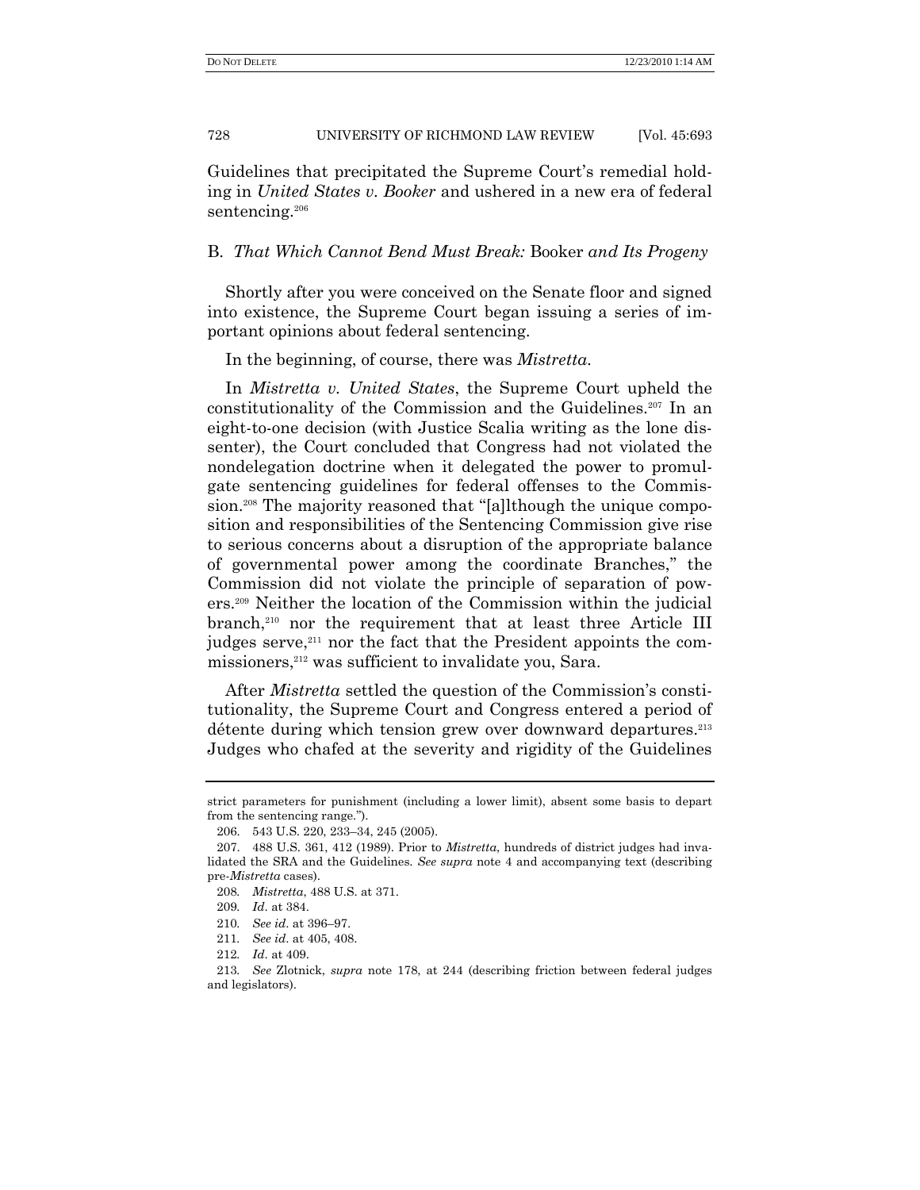Guidelines that precipitated the Supreme Court's remedial holding in *United States v. Booker* and ushered in a new era of federal sentencing.[206]

### B. *That Which Cannot Bend Must Break:* Booker *and Its Progeny*

Shortly after you were conceived on the Senate floor and signed into existence, the Supreme Court began issuing a series of important opinions about federal sentencing.

In the beginning, of course, there was *Mistretta*.

In *Mistretta v. United States*, the Supreme Court upheld the constitutionality of the Commission and the Guidelines.[207] In an eight-to-one decision (with Justice Scalia writing as the lone dissenter), the Court concluded that Congress had not violated the nondelegation doctrine when it delegated the power to promulgate sentencing guidelines for federal offenses to the Commission.[208] The majority reasoned that "[a]lthough the unique composition and responsibilities of the Sentencing Commission give rise to serious concerns about a disruption of the appropriate balance of governmental power among the coordinate Branches," the Commission did not violate the principle of separation of powers.[209] Neither the location of the Commission within the judicial branch,[210] nor the requirement that at least three Article III judges serve,[211] nor the fact that the President appoints the commissioners,[212] was sufficient to invalidate you, Sara.

After *Mistretta* settled the question of the Commission's constitutionality, the Supreme Court and Congress entered a period of détente during which tension grew over downward departures.[213] Judges who chafed at the severity and rigidity of the Guidelines

---

strict parameters for punishment (including a lower limit), absent some basis to depart from the sentencing range.").

206. 543 U.S. 220, 233–34, 245 (2005).

207. 488 U.S. 361, 412 (1989). Prior to *Mistretta*, hundreds of district judges had invalidated the SRA and the Guidelines. *See supra* note 4 and accompanying text (describing pre-*Mistretta* cases).

208. *Mistretta*, 488 U.S. at 371.

209. *Id*. at 384.

210. *See id*. at 396–97.

211. *See id*. at 405, 408.

212. *Id*. at 409.

213. *See* Zlotnick, *supra* note 178, at 244 (describing friction between federal judges and legislators).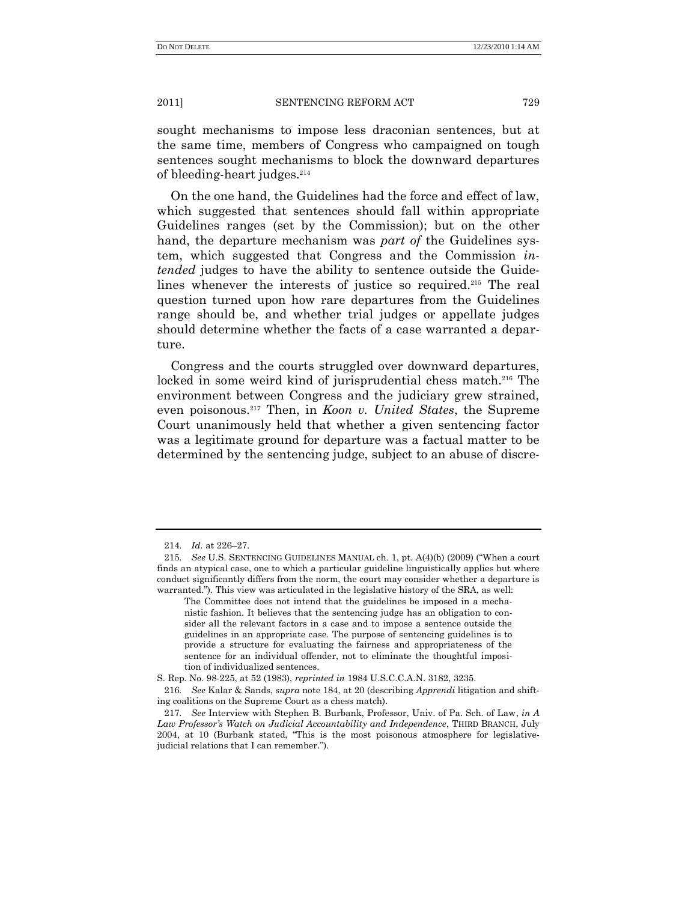sought mechanisms to impose less draconian sentences, but at the same time, members of Congress who campaigned on tough sentences sought mechanisms to block the downward departures of bleeding-heart judges.[214]

On the one hand, the Guidelines had the force and effect of law, which suggested that sentences should fall within appropriate Guidelines ranges (set by the Commission); but on the other hand, the departure mechanism was *part of* the Guidelines system, which suggested that Congress and the Commission *intended* judges to have the ability to sentence outside the Guidelines whenever the interests of justice so required.[215] The real question turned upon how rare departures from the Guidelines range should be, and whether trial judges or appellate judges should determine whether the facts of a case warranted a departure.

Congress and the courts struggled over downward departures, locked in some weird kind of jurisprudential chess match.[216] The environment between Congress and the judiciary grew strained, even poisonous.[217] Then, in *Koon v. United States*, the Supreme Court unanimously held that whether a given sentencing factor was a legitimate ground for departure was a factual matter to be determined by the sentencing judge, subject to an abuse of discre-

---

214. *Id.* at 226–27.

215. *See* U.S. SENTENCING GUIDELINES MANUAL ch. 1, pt. A(4)(b) (2009) ("When a court finds an atypical case, one to which a particular guideline linguistically applies but where conduct significantly differs from the norm, the court may consider whether a departure is warranted."). This view was articulated in the legislative history of the SRA, as well:

> The Committee does not intend that the guidelines be imposed in a mechanistic fashion. It believes that the sentencing judge has an obligation to consider all the relevant factors in a case and to impose a sentence outside the guidelines in an appropriate case. The purpose of sentencing guidelines is to provide a structure for evaluating the fairness and appropriateness of the sentence for an individual offender, not to eliminate the thoughtful imposition of individualized sentences.

S. Rep. No. 98-225, at 52 (1983), *reprinted in* 1984 U.S.C.C.A.N. 3182, 3235.

216. *See* Kalar & Sands, *supra* note 184, at 20 (describing *Apprendi* litigation and shifting coalitions on the Supreme Court as a chess match).

217. *See* Interview with Stephen B. Burbank, Professor, Univ. of Pa. Sch. of Law, *in A Law Professor's Watch on Judicial Accountability and Independence*, THIRD BRANCH, July 2004, at 10 (Burbank stated, "This is the most poisonous atmosphere for legislative-judicial relations that I can remember.").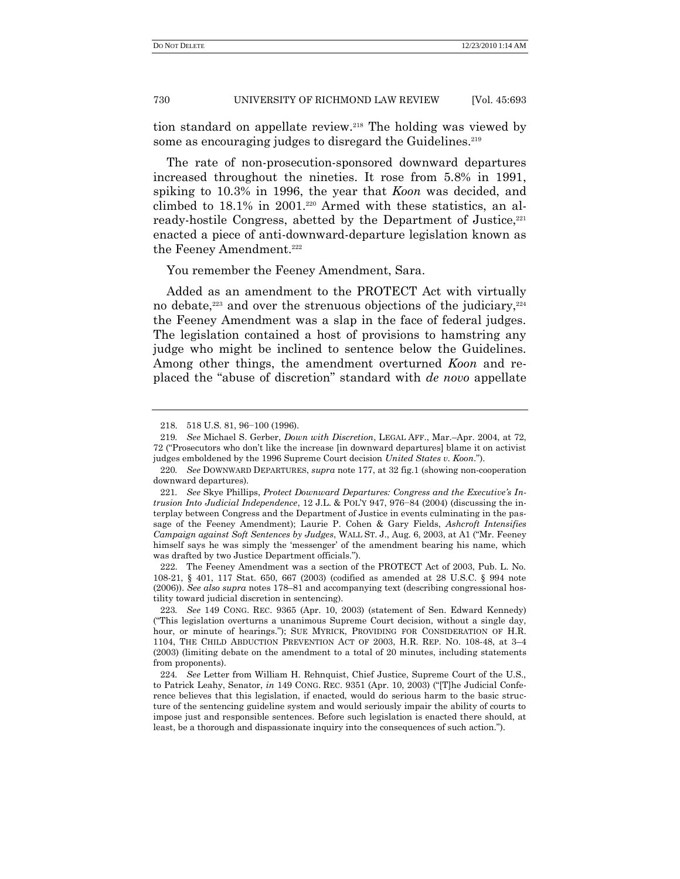tion standard on appellate review.[218] The holding was viewed by some as encouraging judges to disregard the Guidelines.[219]

The rate of non-prosecution-sponsored downward departures increased throughout the nineties. It rose from 5.8% in 1991, spiking to 10.3% in 1996, the year that *Koon* was decided, and climbed to 18.1% in 2001.[220] Armed with these statistics, an already-hostile Congress, abetted by the Department of Justice,[221] enacted a piece of anti-downward-departure legislation known as the Feeney Amendment.[222]

You remember the Feeney Amendment, Sara.

Added as an amendment to the PROTECT Act with virtually no debate,[223] and over the strenuous objections of the judiciary,[224] the Feeney Amendment was a slap in the face of federal judges. The legislation contained a host of provisions to hamstring any judge who might be inclined to sentence below the Guidelines. Among other things, the amendment overturned *Koon* and replaced the "abuse of discretion" standard with *de novo* appellate

---

218. 518 U.S. 81, 96–100 (1996).

219. *See* Michael S. Gerber, *Down with Discretion*, LEGAL AFF., Mar.–Apr. 2004, at 72, 72 ("Prosecutors who don't like the increase [in downward departures] blame it on activist judges emboldened by the 1996 Supreme Court decision *United States v. Koon*.").

220. *See* DOWNWARD DEPARTURES, *supra* note 177, at 32 fig.1 (showing non-cooperation downward departures).

221. *See* Skye Phillips, *Protect Downward Departures: Congress and the Executive's Intrusion Into Judicial Independence*, 12 J.L. & POL'Y 947, 976–84 (2004) (discussing the interplay between Congress and the Department of Justice in events culminating in the passage of the Feeney Amendment); Laurie P. Cohen & Gary Fields, *Ashcroft Intensifies Campaign against Soft Sentences by Judges*, WALL ST. J., Aug. 6, 2003, at A1 ("Mr. Feeney himself says he was simply the 'messenger' of the amendment bearing his name, which was drafted by two Justice Department officials.").

222. The Feeney Amendment was a section of the PROTECT Act of 2003, Pub. L. No. 108-21, § 401, 117 Stat. 650, 667 (2003) (codified as amended at 28 U.S.C. § 994 note (2006)). *See also supra* notes 178–81 and accompanying text (describing congressional hostility toward judicial discretion in sentencing).

223. *See* 149 CONG. REC. 9365 (Apr. 10, 2003) (statement of Sen. Edward Kennedy) ("This legislation overturns a unanimous Supreme Court decision, without a single day, hour, or minute of hearings."); SUE MYRICK, PROVIDING FOR CONSIDERATION OF H.R. 1104, THE CHILD ABDUCTION PREVENTION ACT OF 2003, H.R. REP. NO. 108-48, at 3–4 (2003) (limiting debate on the amendment to a total of 20 minutes, including statements from proponents).

224. *See* Letter from William H. Rehnquist, Chief Justice, Supreme Court of the U.S., to Patrick Leahy, Senator, *in* 149 CONG. REC. 9351 (Apr. 10, 2003) ("[T]he Judicial Conference believes that this legislation, if enacted, would do serious harm to the basic structure of the sentencing guideline system and would seriously impair the ability of courts to impose just and responsible sentences. Before such legislation is enacted there should, at least, be a thorough and dispassionate inquiry into the consequences of such action.").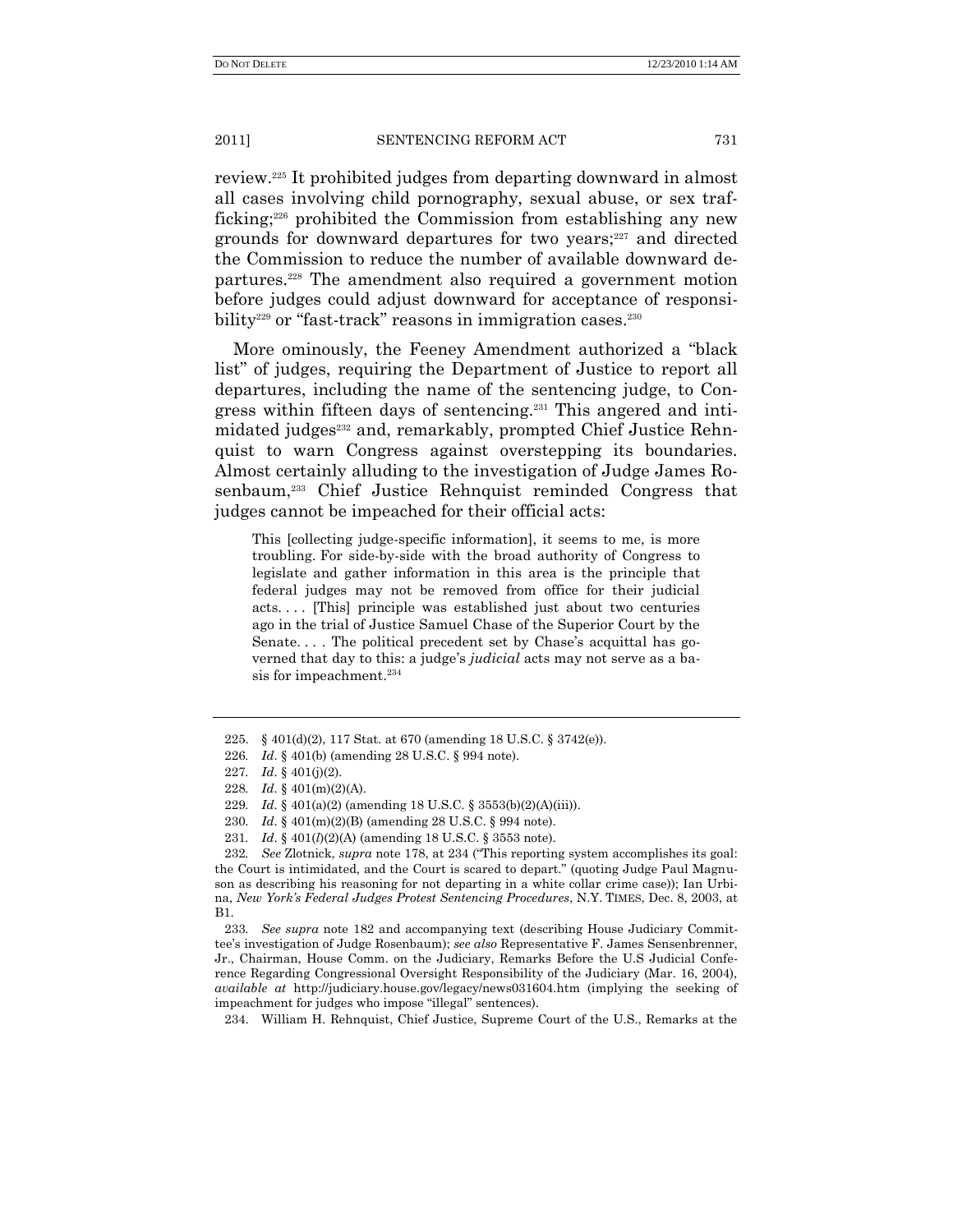review.[225] It prohibited judges from departing downward in almost all cases involving child pornography, sexual abuse, or sex trafficking;[226] prohibited the Commission from establishing any new grounds for downward departures for two years;[227] and directed the Commission to reduce the number of available downward departures.[228] The amendment also required a government motion before judges could adjust downward for acceptance of responsibility[229] or "fast-track" reasons in immigration cases.[230]

More ominously, the Feeney Amendment authorized a "black list" of judges, requiring the Department of Justice to report all departures, including the name of the sentencing judge, to Congress within fifteen days of sentencing.[231] This angered and intimidated judges[232] and, remarkably, prompted Chief Justice Rehnquist to warn Congress against overstepping its boundaries. Almost certainly alluding to the investigation of Judge James Rosenbaum,[233] Chief Justice Rehnquist reminded Congress that judges cannot be impeached for their official acts:

> This [collecting judge-specific information], it seems to me, is more troubling. For side-by-side with the broad authority of Congress to legislate and gather information in this area is the principle that federal judges may not be removed from office for their judicial acts. . . . [This] principle was established just about two centuries ago in the trial of Justice Samuel Chase of the Superior Court by the Senate. . . . The political precedent set by Chase's acquittal has governed that day to this: a judge's *judicial* acts may not serve as a basis for impeachment.[234]

---

225. § 401(d)(2), 117 Stat. at 670 (amending 18 U.S.C. § 3742(e)).

226. *Id.* § 401(b) (amending 28 U.S.C. § 994 note).

227. *Id.* § 401(j)(2).

228. *Id.* § 401(m)(2)(A).

229. *Id.* § 401(a)(2) (amending 18 U.S.C. § 3553(b)(2)(A)(iii)).

230. *Id.* § 401(m)(2)(B) (amending 28 U.S.C. § 994 note).

231. *Id.* § 401(*l*)(2)(A) (amending 18 U.S.C. § 3553 note).

232. *See* Zlotnick, *supra* note 178, at 234 ("This reporting system accomplishes its goal: the Court is intimidated, and the Court is scared to depart." (quoting Judge Paul Magnuson as describing his reasoning for not departing in a white collar crime case)); Ian Urbina, *New York's Federal Judges Protest Sentencing Procedures*, N.Y. TIMES, Dec. 8, 2003, at B1.

233. *See supra* note 182 and accompanying text (describing House Judiciary Committee's investigation of Judge Rosenbaum); *see also* Representative F. James Sensenbrenner, Jr., Chairman, House Comm. on the Judiciary, Remarks Before the U.S Judicial Conference Regarding Congressional Oversight Responsibility of the Judiciary (Mar. 16, 2004), *available at* http://judiciary.house.gov/legacy/news031604.htm (implying the seeking of impeachment for judges who impose "illegal" sentences).

234. William H. Rehnquist, Chief Justice, Supreme Court of the U.S., Remarks at the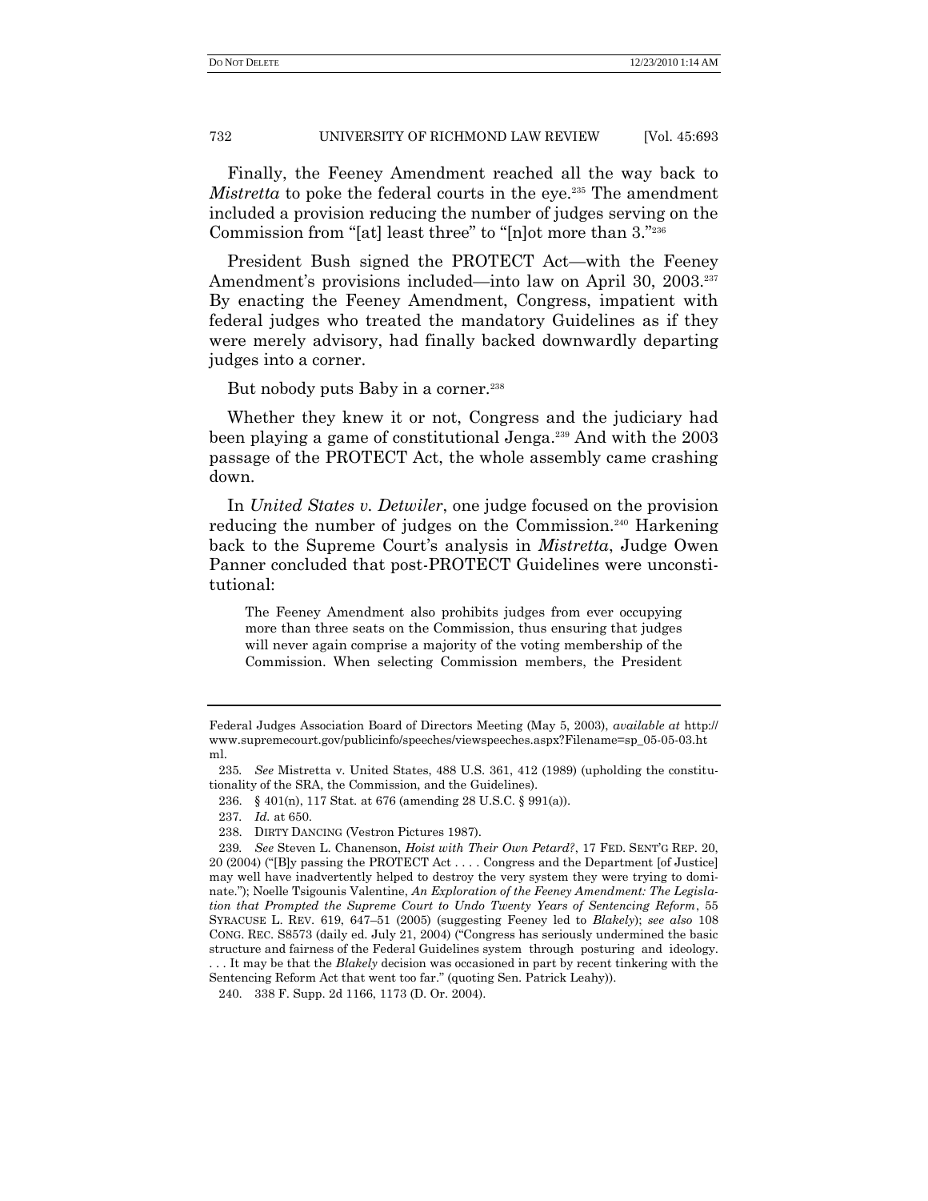Finally, the Feeney Amendment reached all the way back to *Mistretta* to poke the federal courts in the eye.[235] The amendment included a provision reducing the number of judges serving on the Commission from "[at] least three" to "[n]ot more than 3."[236]

President Bush signed the PROTECT Act—with the Feeney Amendment's provisions included—into law on April 30, 2003.[237] By enacting the Feeney Amendment, Congress, impatient with federal judges who treated the mandatory Guidelines as if they were merely advisory, had finally backed downwardly departing judges into a corner.

But nobody puts Baby in a corner.[238]

Whether they knew it or not, Congress and the judiciary had been playing a game of constitutional Jenga.[239] And with the 2003 passage of the PROTECT Act, the whole assembly came crashing down.

In *United States v. Detwiler*, one judge focused on the provision reducing the number of judges on the Commission.[240] Harkening back to the Supreme Court's analysis in *Mistretta*, Judge Owen Panner concluded that post-PROTECT Guidelines were unconstitutional:

> The Feeney Amendment also prohibits judges from ever occupying more than three seats on the Commission, thus ensuring that judges will never again comprise a majority of the voting membership of the Commission. When selecting Commission members, the President

---

Federal Judges Association Board of Directors Meeting (May 5, 2003), *available at* http://www.supremecourt.gov/publicinfo/speeches/viewspeeches.aspx?Filename=sp_05-05-03.html.

235. *See* Mistretta v. United States, 488 U.S. 361, 412 (1989) (upholding the constitutionality of the SRA, the Commission, and the Guidelines).

236. § 401(n), 117 Stat. at 676 (amending 28 U.S.C. § 991(a)).

237. *Id.* at 650.

238. DIRTY DANCING (Vestron Pictures 1987).

239. *See* Steven L. Chanenson, *Hoist with Their Own Petard?*, 17 FED. SENT'G REP. 20, 20 (2004) ("[B]y passing the PROTECT Act . . . . Congress and the Department [of Justice] may well have inadvertently helped to destroy the very system they were trying to dominate."); Noelle Tsigounis Valentine, *An Exploration of the Feeney Amendment: The Legislation that Prompted the Supreme Court to Undo Twenty Years of Sentencing Reform*, 55 SYRACUSE L. REV. 619, 647–51 (2005) (suggesting Feeney led to *Blakely*); *see also* 108 CONG. REC. S8573 (daily ed. July 21, 2004) ("Congress has seriously undermined the basic structure and fairness of the Federal Guidelines system through posturing and ideology. . . . It may be that the *Blakely* decision was occasioned in part by recent tinkering with the Sentencing Reform Act that went too far." (quoting Sen. Patrick Leahy)).

240. 338 F. Supp. 2d 1166, 1173 (D. Or. 2004).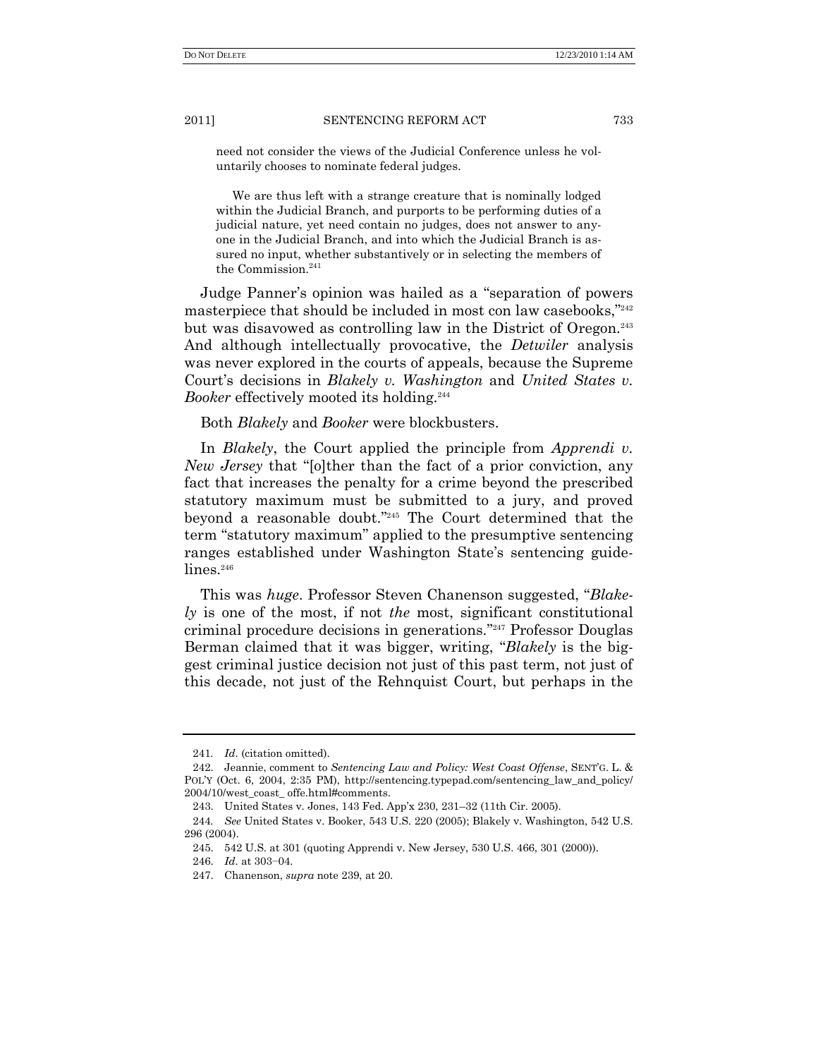need not consider the views of the Judicial Conference unless he voluntarily chooses to nominate federal judges.

> We are thus left with a strange creature that is nominally lodged within the Judicial Branch, and purports to be performing duties of a judicial nature, yet need contain no judges, does not answer to anyone in the Judicial Branch, and into which the Judicial Branch is assured no input, whether substantively or in selecting the members of the Commission.[241]

Judge Panner's opinion was hailed as a "separation of powers masterpiece that should be included in most con law casebooks,"[242] but was disavowed as controlling law in the District of Oregon.[243] And although intellectually provocative, the *Detwiler* analysis was never explored in the courts of appeals, because the Supreme Court's decisions in *Blakely v. Washington* and *United States v. Booker* effectively mooted its holding.[244]

Both *Blakely* and *Booker* were blockbusters.

In *Blakely*, the Court applied the principle from *Apprendi v. New Jersey* that "[o]ther than the fact of a prior conviction, any fact that increases the penalty for a crime beyond the prescribed statutory maximum must be submitted to a jury, and proved beyond a reasonable doubt."[245] The Court determined that the term "statutory maximum" applied to the presumptive sentencing ranges established under Washington State's sentencing guidelines.[246]

This was *huge*. Professor Steven Chanenson suggested, "*Blakely* is one of the most, if not *the* most, significant constitutional criminal procedure decisions in generations."[247] Professor Douglas Berman claimed that it was bigger, writing, "*Blakely* is the biggest criminal justice decision not just of this past term, not just of this decade, not just of the Rehnquist Court, but perhaps in the

---

241. *Id*. (citation omitted).

242. Jeannie, comment to *Sentencing Law and Policy: West Coast Offense*, SENT'G. L. & POL'Y (Oct. 6, 2004, 2:35 PM), http://sentencing.typepad.com/sentencing_law_and_policy/2004/10/west_coast_ offe.html#comments.

243. United States v. Jones, 143 Fed. App'x 230, 231–32 (11th Cir. 2005).

244. *See* United States v. Booker, 543 U.S. 220 (2005); Blakely v. Washington, 542 U.S. 296 (2004).

245. 542 U.S. at 301 (quoting Apprendi v. New Jersey, 530 U.S. 466, 301 (2000)).

246. *Id*. at 303–04.

247. Chanenson, *supra* note 239, at 20.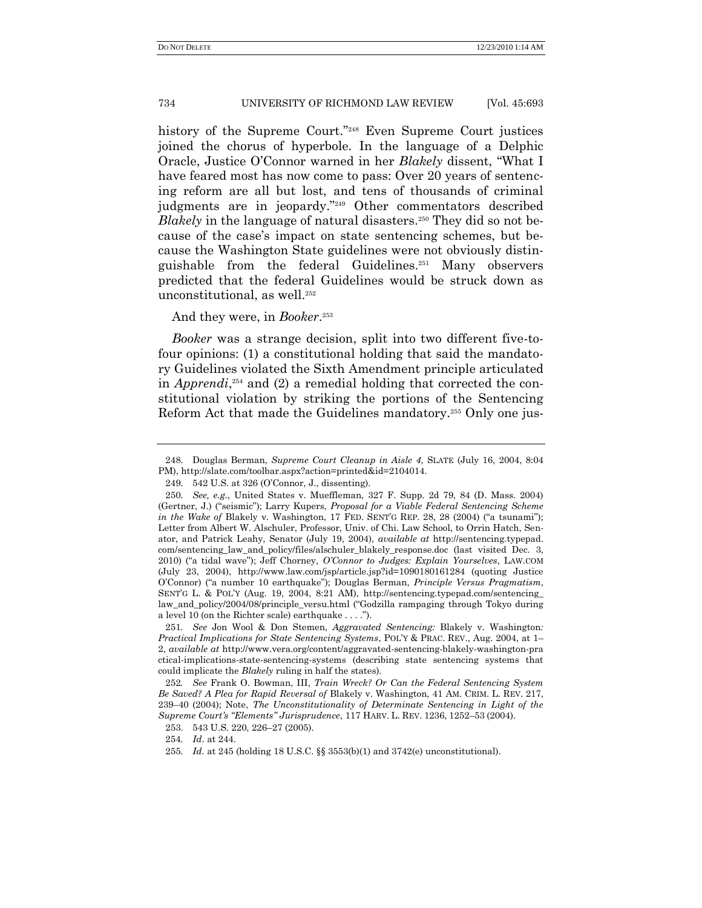history of the Supreme Court."[248] Even Supreme Court justices joined the chorus of hyperbole. In the language of a Delphic Oracle, Justice O'Connor warned in her *Blakely* dissent, "What I have feared most has now come to pass: Over 20 years of sentencing reform are all but lost, and tens of thousands of criminal judgments are in jeopardy."[249] Other commentators described *Blakely* in the language of natural disasters.[250] They did so not because of the case's impact on state sentencing schemes, but because the Washington State guidelines were not obviously distinguishable from the federal Guidelines.[251] Many observers predicted that the federal Guidelines would be struck down as unconstitutional, as well.[252]

And they were, in *Booker*.[253]

*Booker* was a strange decision, split into two different five-to-four opinions: (1) a constitutional holding that said the mandatory Guidelines violated the Sixth Amendment principle articulated in *Apprendi*,[254] and (2) a remedial holding that corrected the constitutional violation by striking the portions of the Sentencing Reform Act that made the Guidelines mandatory.[255] Only one jus-

---

248. Douglas Berman, *Supreme Court Cleanup in Aisle 4*, SLATE (July 16, 2004, 8:04 PM), http://slate.com/toolbar.aspx?action=printed&id=2104014.

249. 542 U.S. at 326 (O'Connor, J., dissenting).

250. *See, e.g.*, United States v. Mueffleman, 327 F. Supp. 2d 79, 84 (D. Mass. 2004) (Gertner, J.) ("seismic"); Larry Kupers, *Proposal for a Viable Federal Sentencing Scheme in the Wake of* Blakely v. Washington, 17 FED. SENT'G REP. 28, 28 (2004) ("a tsunami"); Letter from Albert W. Alschuler, Professor, Univ. of Chi. Law School, to Orrin Hatch, Senator, and Patrick Leahy, Senator (July 19, 2004), *available at* http://sentencing.typepad.com/sentencing_law_and_policy/files/alschuler_blakely_response.doc (last visited Dec. 3, 2010) ("a tidal wave"); Jeff Chorney, *O'Connor to Judges: Explain Yourselves*, LAW.COM (July 23, 2004), http://www.law.com/jsp/article.jsp?id=1090180161284 (quoting Justice O'Connor) ("a number 10 earthquake"); Douglas Berman, *Principle Versus Pragmatism*, SENT'G L. & POL'Y (Aug. 19, 2004, 8:21 AM), http://sentencing.typepad.com/sentencing_law_and_policy/2004/08/principle_versu.html ("Godzilla rampaging through Tokyo during a level 10 (on the Richter scale) earthquake . . . .").

251. *See* Jon Wool & Don Stemen, *Aggravated Sentencing:* Blakely v. Washington*: Practical Implications for State Sentencing Systems*, POL'Y & PRAC. REV., Aug. 2004, at 1–2, *available at* http://www.vera.org/content/aggravated-sentencing-blakely-washington-practical-implications-state-sentencing-systems (describing state sentencing systems that could implicate the *Blakely* ruling in half the states).

252. *See* Frank O. Bowman, III, *Train Wreck? Or Can the Federal Sentencing System Be Saved? A Plea for Rapid Reversal of* Blakely v. Washington, 41 AM. CRIM. L. REV. 217, 239–40 (2004); Note, *The Unconstitutionality of Determinate Sentencing in Light of the Supreme Court's "Elements" Jurisprudence*, 117 HARV. L. REV. 1236, 1252–53 (2004).

253. 543 U.S. 220, 226–27 (2005).

254. *Id.* at 244.

255. *Id.* at 245 (holding 18 U.S.C. §§ 3553(b)(1) and 3742(e) unconstitutional).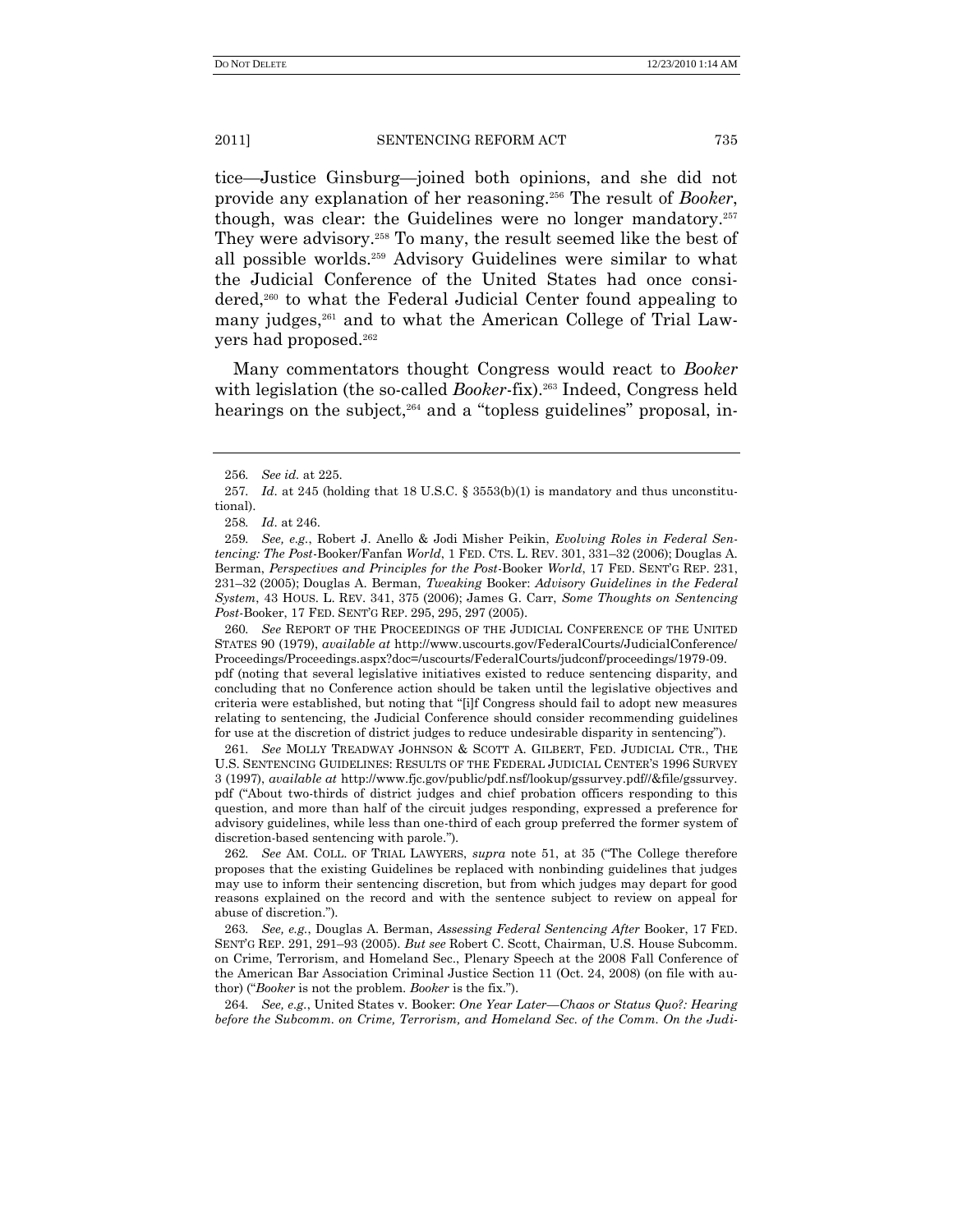tice—Justice Ginsburg—joined both opinions, and she did not provide any explanation of her reasoning.[256] The result of *Booker*, though, was clear: the Guidelines were no longer mandatory.[257] They were advisory.[258] To many, the result seemed like the best of all possible worlds.[259] Advisory Guidelines were similar to what the Judicial Conference of the United States had once considered,[260] to what the Federal Judicial Center found appealing to many judges,[261] and to what the American College of Trial Lawyers had proposed.[262]

Many commentators thought Congress would react to *Booker* with legislation (the so-called *Booker*-fix).[263] Indeed, Congress held hearings on the subject,[264] and a "topless guidelines" proposal, in-

---

256. *See id.* at 225.

257. *Id*. at 245 (holding that 18 U.S.C. § 3553(b)(1) is mandatory and thus unconstitutional).

258. *Id*. at 246.

259. *See, e.g.*, Robert J. Anello & Jodi Misher Peikin, *Evolving Roles in Federal Sentencing: The Post-*Booker/Fanfan *World*, 1 FED. CTS. L. REV. 301, 331–32 (2006); Douglas A. Berman, *Perspectives and Principles for the Post-*Booker *World*, 17 FED. SENT'G REP. 231, 231–32 (2005); Douglas A. Berman, *Tweaking* Booker: *Advisory Guidelines in the Federal System*, 43 HOUS. L. REV. 341, 375 (2006); James G. Carr, *Some Thoughts on Sentencing Post-*Booker, 17 FED. SENT'G REP. 295, 295, 297 (2005).

260. *See* REPORT OF THE PROCEEDINGS OF THE JUDICIAL CONFERENCE OF THE UNITED STATES 90 (1979), *available at* http://www.uscourts.gov/FederalCourts/JudicialConference/Proceedings/Proceedings.aspx?doc=/uscourts/FederalCourts/judconf/proceedings/1979-09.pdf (noting that several legislative initiatives existed to reduce sentencing disparity, and concluding that no Conference action should be taken until the legislative objectives and criteria were established, but noting that "[i]f Congress should fail to adopt new measures relating to sentencing, the Judicial Conference should consider recommending guidelines for use at the discretion of district judges to reduce undesirable disparity in sentencing").

261. *See* MOLLY TREADWAY JOHNSON & SCOTT A. GILBERT, FED. JUDICIAL CTR., THE U.S. SENTENCING GUIDELINES: RESULTS OF THE FEDERAL JUDICIAL CENTER'S 1996 SURVEY 3 (1997), *available at* http://www.fjc.gov/public/pdf.nsf/lookup/gssurvey.pdf//&file/gssurvey.pdf ("About two-thirds of district judges and chief probation officers responding to this question, and more than half of the circuit judges responding, expressed a preference for advisory guidelines, while less than one-third of each group preferred the former system of discretion-based sentencing with parole.").

262. *See* AM. COLL. OF TRIAL LAWYERS, *supra* note 51, at 35 ("The College therefore proposes that the existing Guidelines be replaced with nonbinding guidelines that judges may use to inform their sentencing discretion, but from which judges may depart for good reasons explained on the record and with the sentence subject to review on appeal for abuse of discretion.").

263. *See, e.g.*, Douglas A. Berman, *Assessing Federal Sentencing After* Booker, 17 FED. SENT'G REP. 291, 291–93 (2005). *But see* Robert C. Scott, Chairman, U.S. House Subcomm. on Crime, Terrorism, and Homeland Sec., Plenary Speech at the 2008 Fall Conference of the American Bar Association Criminal Justice Section 11 (Oct. 24, 2008) (on file with author) ("*Booker* is not the problem. *Booker* is the fix.").

264. *See, e.g.*, United States v. Booker: *One Year Later—Chaos or Status Quo?: Hearing before the Subcomm. on Crime, Terrorism, and Homeland Sec. of the Comm. On the Judi-*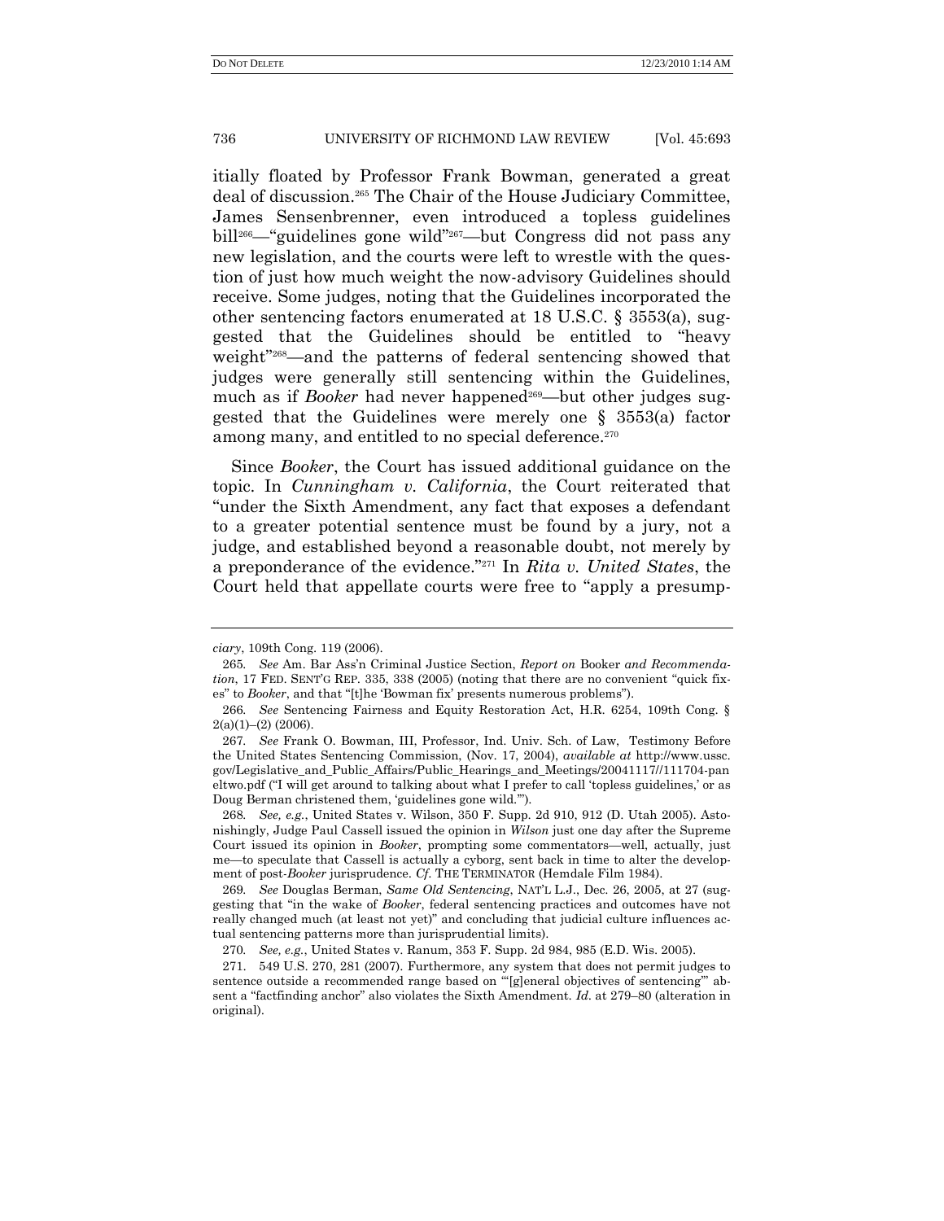itially floated by Professor Frank Bowman, generated a great deal of discussion.[265] The Chair of the House Judiciary Committee, James Sensenbrenner, even introduced a topless guidelines bill[266]—"guidelines gone wild"[267]—but Congress did not pass any new legislation, and the courts were left to wrestle with the question of just how much weight the now-advisory Guidelines should receive. Some judges, noting that the Guidelines incorporated the other sentencing factors enumerated at 18 U.S.C. § 3553(a), suggested that the Guidelines should be entitled to "heavy weight"[268]—and the patterns of federal sentencing showed that judges were generally still sentencing within the Guidelines, much as if *Booker* had never happened[269]—but other judges suggested that the Guidelines were merely one § 3553(a) factor among many, and entitled to no special deference.[270]

Since *Booker*, the Court has issued additional guidance on the topic. In *Cunningham v. California*, the Court reiterated that "under the Sixth Amendment, any fact that exposes a defendant to a greater potential sentence must be found by a jury, not a judge, and established beyond a reasonable doubt, not merely by a preponderance of the evidence."[271] In *Rita v. United States*, the Court held that appellate courts were free to "apply a presump-

---

*ciary*, 109th Cong. 119 (2006).

265. *See* Am. Bar Ass'n Criminal Justice Section, *Report on* Booker *and Recommendation*, 17 FED. SENT'G REP. 335, 338 (2005) (noting that there are no convenient "quick fixes" to *Booker*, and that "[t]he 'Bowman fix' presents numerous problems").

266. *See* Sentencing Fairness and Equity Restoration Act, H.R. 6254, 109th Cong. § 2(a)(1)–(2) (2006).

267. *See* Frank O. Bowman, III, Professor, Ind. Univ. Sch. of Law, Testimony Before the United States Sentencing Commission, (Nov. 17, 2004), *available at* http://www.ussc.gov/Legislative_and_Public_Affairs/Public_Hearings_and_Meetings/20041117//111704-paneltwo.pdf ("I will get around to talking about what I prefer to call 'topless guidelines,' or as Doug Berman christened them, 'guidelines gone wild.'").

268. *See, e.g.*, United States v. Wilson, 350 F. Supp. 2d 910, 912 (D. Utah 2005). Astonishingly, Judge Paul Cassell issued the opinion in *Wilson* just one day after the Supreme Court issued its opinion in *Booker*, prompting some commentators—well, actually, just me—to speculate that Cassell is actually a cyborg, sent back in time to alter the development of post-*Booker* jurisprudence. *Cf.* THE TERMINATOR (Hemdale Film 1984).

269. *See* Douglas Berman, *Same Old Sentencing*, NAT'L L.J., Dec. 26, 2005, at 27 (suggesting that "in the wake of *Booker*, federal sentencing practices and outcomes have not really changed much (at least not yet)" and concluding that judicial culture influences actual sentencing patterns more than jurisprudential limits).

270. *See, e.g.*, United States v. Ranum, 353 F. Supp. 2d 984, 985 (E.D. Wis. 2005).

271. 549 U.S. 270, 281 (2007). Furthermore, any system that does not permit judges to sentence outside a recommended range based on "'[g]eneral objectives of sentencing'" absent a "factfinding anchor" also violates the Sixth Amendment. *Id.* at 279–80 (alteration in original).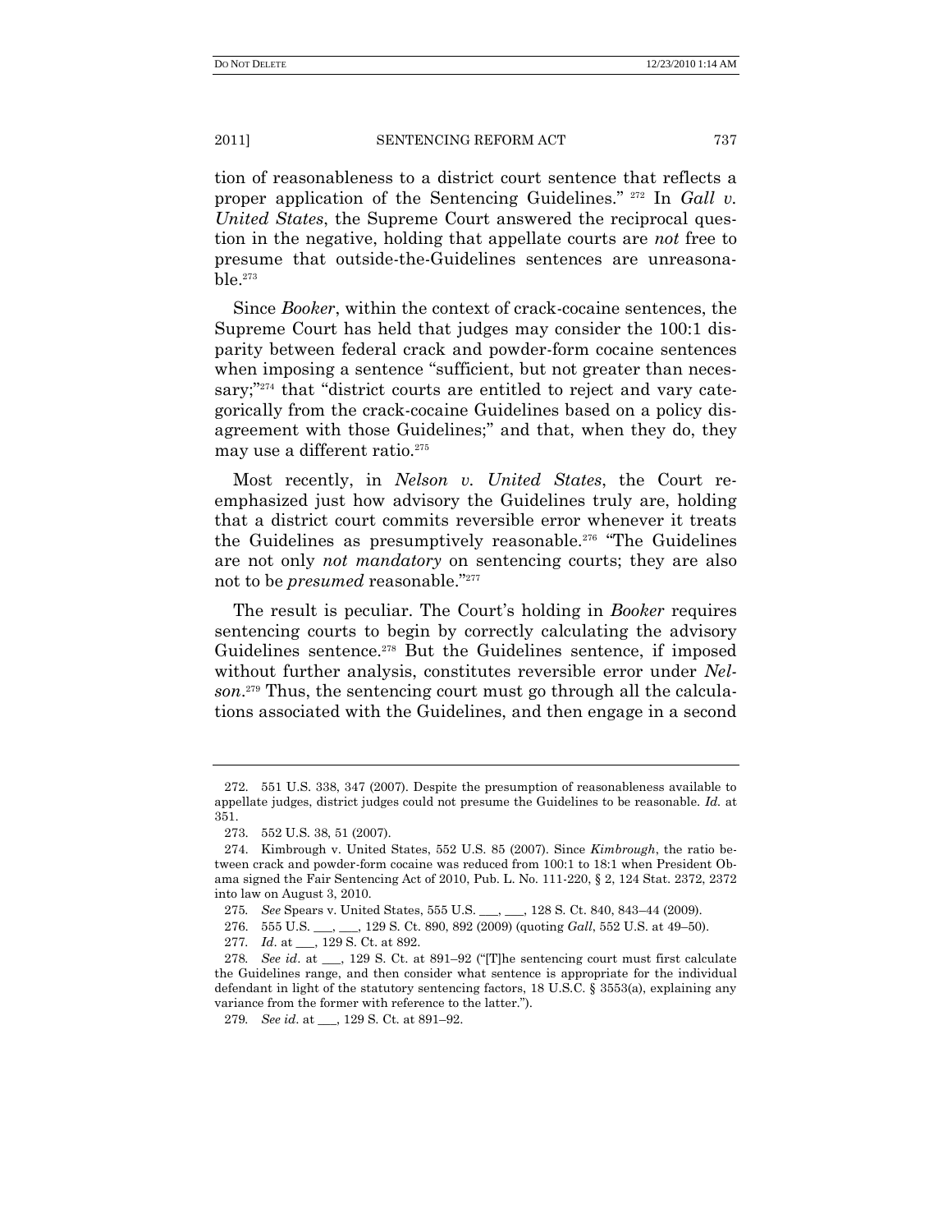tion of reasonableness to a district court sentence that reflects a proper application of the Sentencing Guidelines."[272] In *Gall v. United States*, the Supreme Court answered the reciprocal question in the negative, holding that appellate courts are *not* free to presume that outside-the-Guidelines sentences are unreasonable.[273]

Since *Booker*, within the context of crack-cocaine sentences, the Supreme Court has held that judges may consider the 100:1 disparity between federal crack and powder-form cocaine sentences when imposing a sentence "sufficient, but not greater than necessary;"[274] that "district courts are entitled to reject and vary categorically from the crack-cocaine Guidelines based on a policy disagreement with those Guidelines;" and that, when they do, they may use a different ratio.[275]

Most recently, in *Nelson v. United States*, the Court reemphasized just how advisory the Guidelines truly are, holding that a district court commits reversible error whenever it treats the Guidelines as presumptively reasonable.[276] "The Guidelines are not only *not mandatory* on sentencing courts; they are also not to be *presumed* reasonable."[277]

The result is peculiar. The Court's holding in *Booker* requires sentencing courts to begin by correctly calculating the advisory Guidelines sentence.[278] But the Guidelines sentence, if imposed without further analysis, constitutes reversible error under *Nelson*.[279] Thus, the sentencing court must go through all the calculations associated with the Guidelines, and then engage in a second

---

272. 551 U.S. 338, 347 (2007). Despite the presumption of reasonableness available to appellate judges, district judges could not presume the Guidelines to be reasonable. *Id.* at 351.

273. 552 U.S. 38, 51 (2007).

274. Kimbrough v. United States, 552 U.S. 85 (2007). Since *Kimbrough*, the ratio between crack and powder-form cocaine was reduced from 100:1 to 18:1 when President Obama signed the Fair Sentencing Act of 2010, Pub. L. No. 111-220, § 2, 124 Stat. 2372, 2372 into law on August 3, 2010.

275. *See* Spears v. United States, 555 U.S. ___, ___, 128 S. Ct. 840, 843–44 (2009).

276. 555 U.S. ___, ___, 129 S. Ct. 890, 892 (2009) (quoting *Gall*, 552 U.S. at 49–50).

277. *Id*. at ___, 129 S. Ct. at 892.

278. *See id*. at ___, 129 S. Ct. at 891–92 ("[T]he sentencing court must first calculate the Guidelines range, and then consider what sentence is appropriate for the individual defendant in light of the statutory sentencing factors, 18 U.S.C. § 3553(a), explaining any variance from the former with reference to the latter.").

279. *See id*. at ___, 129 S. Ct. at 891–92.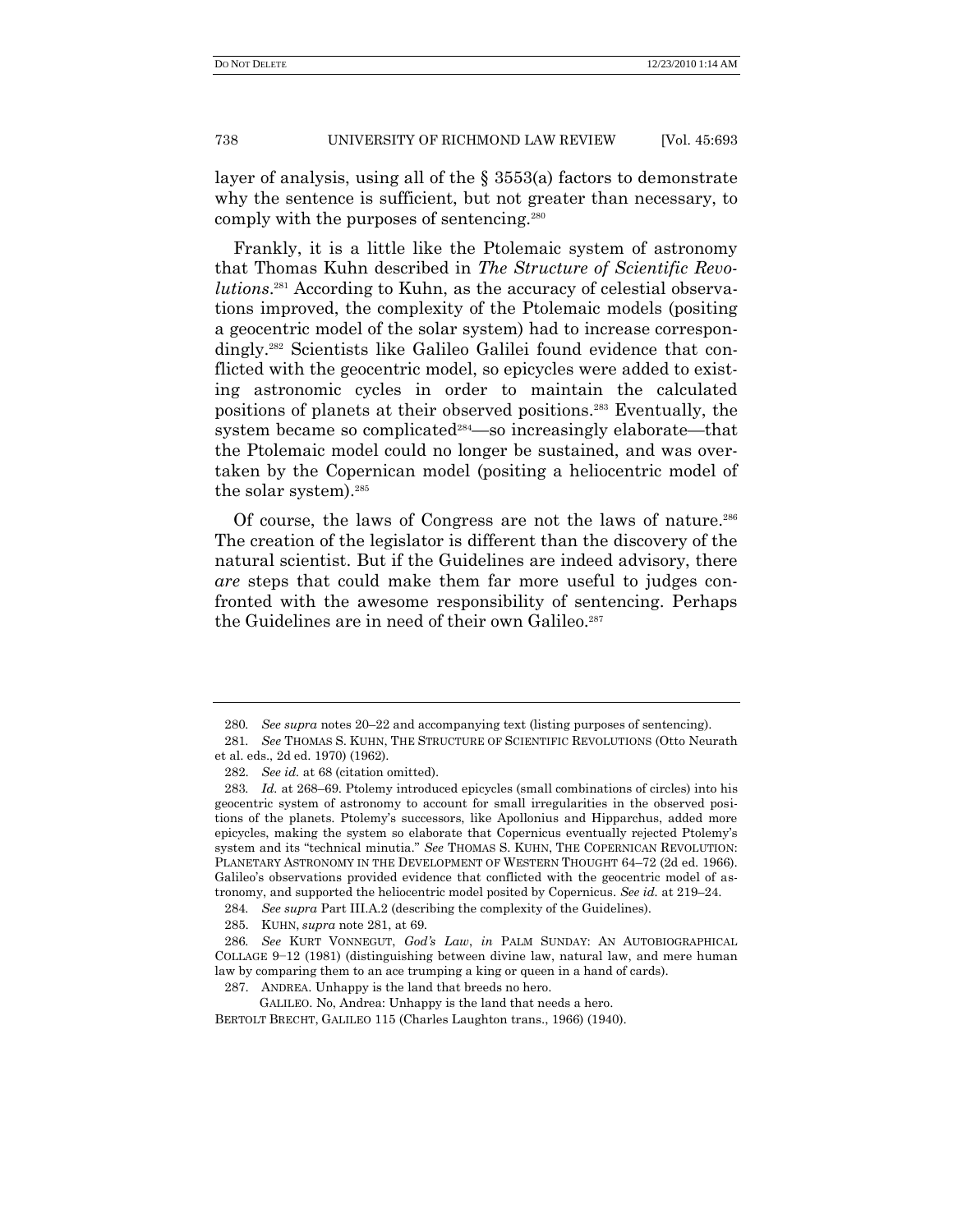layer of analysis, using all of the § 3553(a) factors to demonstrate why the sentence is sufficient, but not greater than necessary, to comply with the purposes of sentencing.[280]

Frankly, it is a little like the Ptolemaic system of astronomy that Thomas Kuhn described in *The Structure of Scientific Revolutions*.[281] According to Kuhn, as the accuracy of celestial observations improved, the complexity of the Ptolemaic models (positing a geocentric model of the solar system) had to increase correspondingly.[282] Scientists like Galileo Galilei found evidence that conflicted with the geocentric model, so epicycles were added to existing astronomic cycles in order to maintain the calculated positions of planets at their observed positions.[283] Eventually, the system became so complicated[284]—so increasingly elaborate—that the Ptolemaic model could no longer be sustained, and was overtaken by the Copernican model (positing a heliocentric model of the solar system).[285]

Of course, the laws of Congress are not the laws of nature.[286] The creation of the legislator is different than the discovery of the natural scientist. But if the Guidelines are indeed advisory, there *are* steps that could make them far more useful to judges confronted with the awesome responsibility of sentencing. Perhaps the Guidelines are in need of their own Galileo.[287]

---

280. *See supra* notes 20–22 and accompanying text (listing purposes of sentencing).

281. *See* THOMAS S. KUHN, THE STRUCTURE OF SCIENTIFIC REVOLUTIONS (Otto Neurath et al. eds., 2d ed. 1970) (1962).

282. *See id.* at 68 (citation omitted).

283. *Id.* at 268–69. Ptolemy introduced epicycles (small combinations of circles) into his geocentric system of astronomy to account for small irregularities in the observed positions of the planets. Ptolemy's successors, like Apollonius and Hipparchus, added more epicycles, making the system so elaborate that Copernicus eventually rejected Ptolemy's system and its "technical minutia." *See* THOMAS S. KUHN, THE COPERNICAN REVOLUTION: PLANETARY ASTRONOMY IN THE DEVELOPMENT OF WESTERN THOUGHT 64–72 (2d ed. 1966). Galileo's observations provided evidence that conflicted with the geocentric model of astronomy, and supported the heliocentric model posited by Copernicus. *See id.* at 219–24.

284. *See supra* Part III.A.2 (describing the complexity of the Guidelines).

285. KUHN, *supra* note 281, at 69.

286. *See* KURT VONNEGUT, *God's Law*, *in* PALM SUNDAY: AN AUTOBIOGRAPHICAL COLLAGE 9–12 (1981) (distinguishing between divine law, natural law, and mere human law by comparing them to an ace trumping a king or queen in a hand of cards).

287. ANDREA. Unhappy is the land that breeds no hero.

GALILEO. No, Andrea: Unhappy is the land that needs a hero.

BERTOLT BRECHT, GALILEO 115 (Charles Laughton trans., 1966) (1940).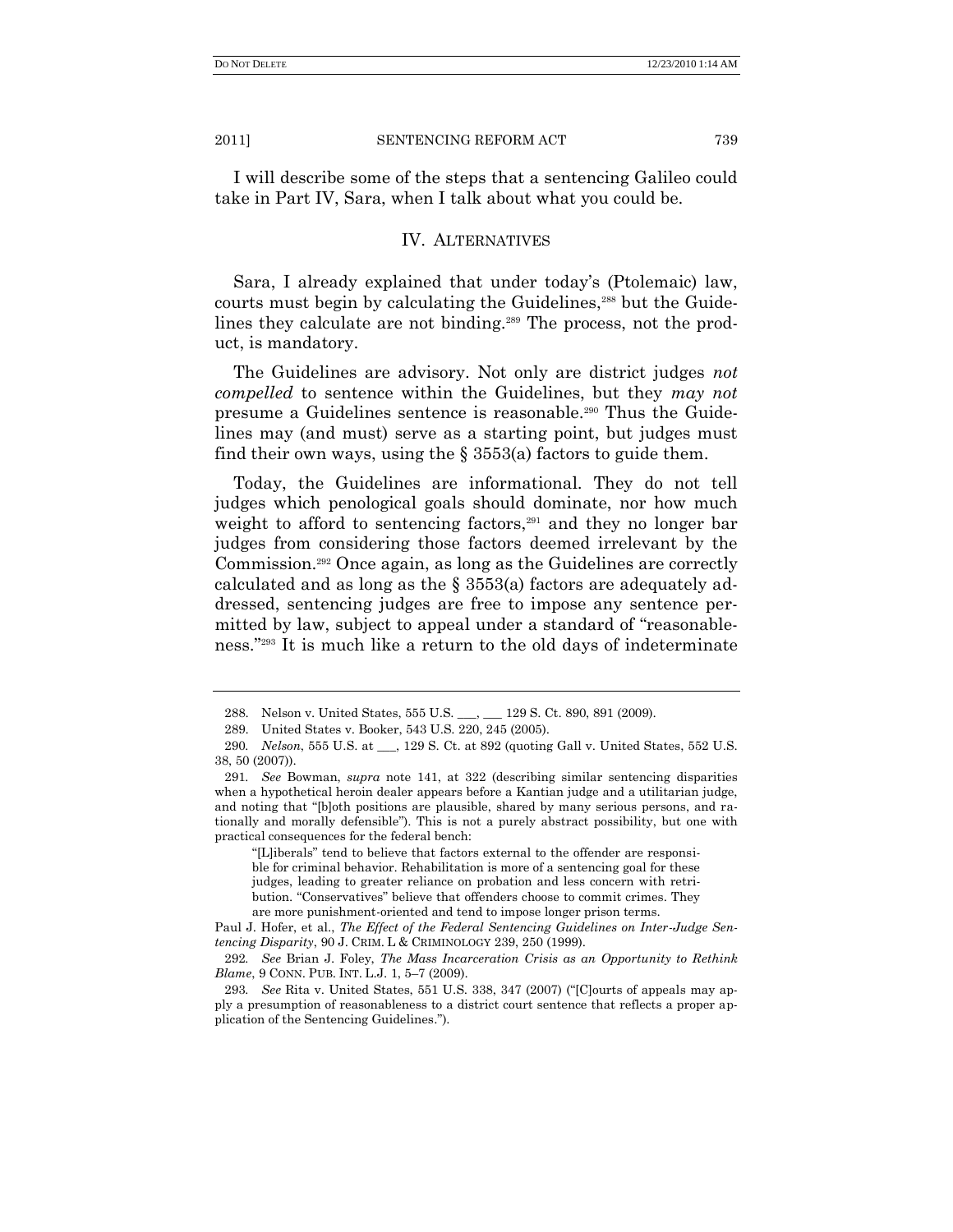I will describe some of the steps that a sentencing Galileo could take in Part IV, Sara, when I talk about what you could be.

## IV. ALTERNATIVES

Sara, I already explained that under today's (Ptolemaic) law, courts must begin by calculating the Guidelines,[288] but the Guidelines they calculate are not binding.[289] The process, not the product, is mandatory.

The Guidelines are advisory. Not only are district judges *not compelled* to sentence within the Guidelines, but they *may not* presume a Guidelines sentence is reasonable.[290] Thus the Guidelines may (and must) serve as a starting point, but judges must find their own ways, using the § 3553(a) factors to guide them.

Today, the Guidelines are informational. They do not tell judges which penological goals should dominate, nor how much weight to afford to sentencing factors,[291] and they no longer bar judges from considering those factors deemed irrelevant by the Commission.[292] Once again, as long as the Guidelines are correctly calculated and as long as the § 3553(a) factors are adequately addressed, sentencing judges are free to impose any sentence permitted by law, subject to appeal under a standard of "reasonableness."[293] It is much like a return to the old days of indeterminate

---

288. Nelson v. United States, 555 U.S. \_\_\_, \_\_\_ 129 S. Ct. 890, 891 (2009).

289. United States v. Booker, 543 U.S. 220, 245 (2005).

290. *Nelson*, 555 U.S. at \_\_\_, 129 S. Ct. at 892 (quoting Gall v. United States, 552 U.S. 38, 50 (2007)).

291. *See* Bowman, *supra* note 141, at 322 (describing similar sentencing disparities when a hypothetical heroin dealer appears before a Kantian judge and a utilitarian judge, and noting that "[b]oth positions are plausible, shared by many serious persons, and rationally and morally defensible"). This is not a purely abstract possibility, but one with practical consequences for the federal bench:

> "[L]iberals" tend to believe that factors external to the offender are responsible for criminal behavior. Rehabilitation is more of a sentencing goal for these judges, leading to greater reliance on probation and less concern with retribution. "Conservatives" believe that offenders choose to commit crimes. They are more punishment-oriented and tend to impose longer prison terms.

Paul J. Hofer, et al., *The Effect of the Federal Sentencing Guidelines on Inter-Judge Sentencing Disparity*, 90 J. CRIM. L & CRIMINOLOGY 239, 250 (1999).

292. *See* Brian J. Foley, *The Mass Incarceration Crisis as an Opportunity to Rethink Blame*, 9 CONN. PUB. INT. L.J. 1, 5–7 (2009).

293. *See* Rita v. United States, 551 U.S. 338, 347 (2007) ("[C]ourts of appeals may apply a presumption of reasonableness to a district court sentence that reflects a proper application of the Sentencing Guidelines.").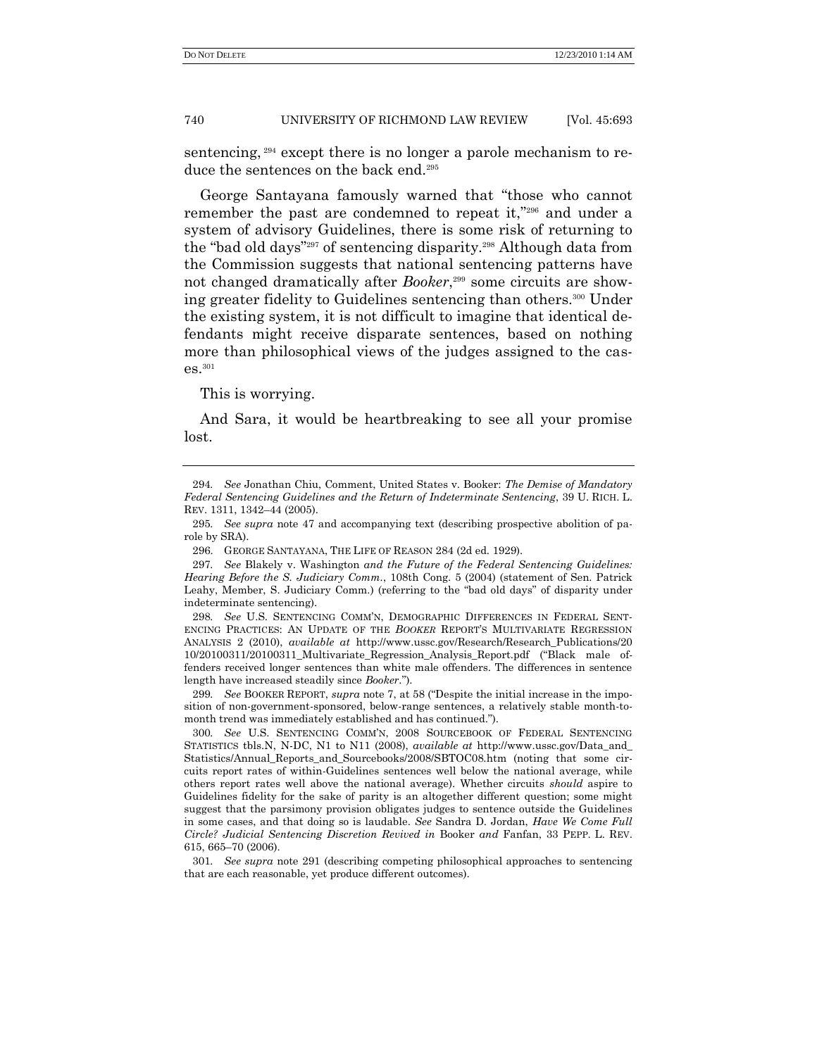sentencing,[294] except there is no longer a parole mechanism to reduce the sentences on the back end.[295]

George Santayana famously warned that "those who cannot remember the past are condemned to repeat it,"[296] and under a system of advisory Guidelines, there is some risk of returning to the "bad old days"[297] of sentencing disparity.[298] Although data from the Commission suggests that national sentencing patterns have not changed dramatically after *Booker*,[299] some circuits are showing greater fidelity to Guidelines sentencing than others.[300] Under the existing system, it is not difficult to imagine that identical defendants might receive disparate sentences, based on nothing more than philosophical views of the judges assigned to the cases.[301]

This is worrying.

And Sara, it would be heartbreaking to see all your promise lost.

---

294. *See* Jonathan Chiu, Comment, United States v. Booker: *The Demise of Mandatory Federal Sentencing Guidelines and the Return of Indeterminate Sentencing*, 39 U. RICH. L. REV. 1311, 1342–44 (2005).

295. *See supra* note 47 and accompanying text (describing prospective abolition of parole by SRA).

296. GEORGE SANTAYANA, THE LIFE OF REASON 284 (2d ed. 1929).

297. *See* Blakely v. Washington *and the Future of the Federal Sentencing Guidelines: Hearing Before the S. Judiciary Comm.*, 108th Cong. 5 (2004) (statement of Sen. Patrick Leahy, Member, S. Judiciary Comm.) (referring to the "bad old days" of disparity under indeterminate sentencing).

298. *See* U.S. SENTENCING COMM'N, DEMOGRAPHIC DIFFERENCES IN FEDERAL SENTENCING PRACTICES: AN UPDATE OF THE *BOOKER* REPORT'S MULTIVARIATE REGRESSION ANALYSIS 2 (2010), *available at* http://www.ussc.gov/Research/Research_Publications/2010/20100311/20100311_Multivariate_Regression_Analysis_Report.pdf ("Black male offenders received longer sentences than white male offenders. The differences in sentence length have increased steadily since *Booker*.").

299. *See* BOOKER REPORT, *supra* note 7, at 58 ("Despite the initial increase in the imposition of non-government-sponsored, below-range sentences, a relatively stable month-to-month trend was immediately established and has continued.").

300. *See* U.S. SENTENCING COMM'N, 2008 SOURCEBOOK OF FEDERAL SENTENCING STATISTICS tbls.N, N-DC, N1 to N11 (2008), *available at* http://www.ussc.gov/Data_and_Statistics/Annual_Reports_and_Sourcebooks/2008/SBTOC08.htm (noting that some circuits report rates of within-Guidelines sentences well below the national average, while others report rates well above the national average). Whether circuits *should* aspire to Guidelines fidelity for the sake of parity is an altogether different question; some might suggest that the parsimony provision obligates judges to sentence outside the Guidelines in some cases, and that doing so is laudable. *See* Sandra D. Jordan, *Have We Come Full Circle? Judicial Sentencing Discretion Revived in* Booker *and* Fanfan, 33 PEPP. L. REV. 615, 665–70 (2006).

301. *See supra* note 291 (describing competing philosophical approaches to sentencing that are each reasonable, yet produce different outcomes).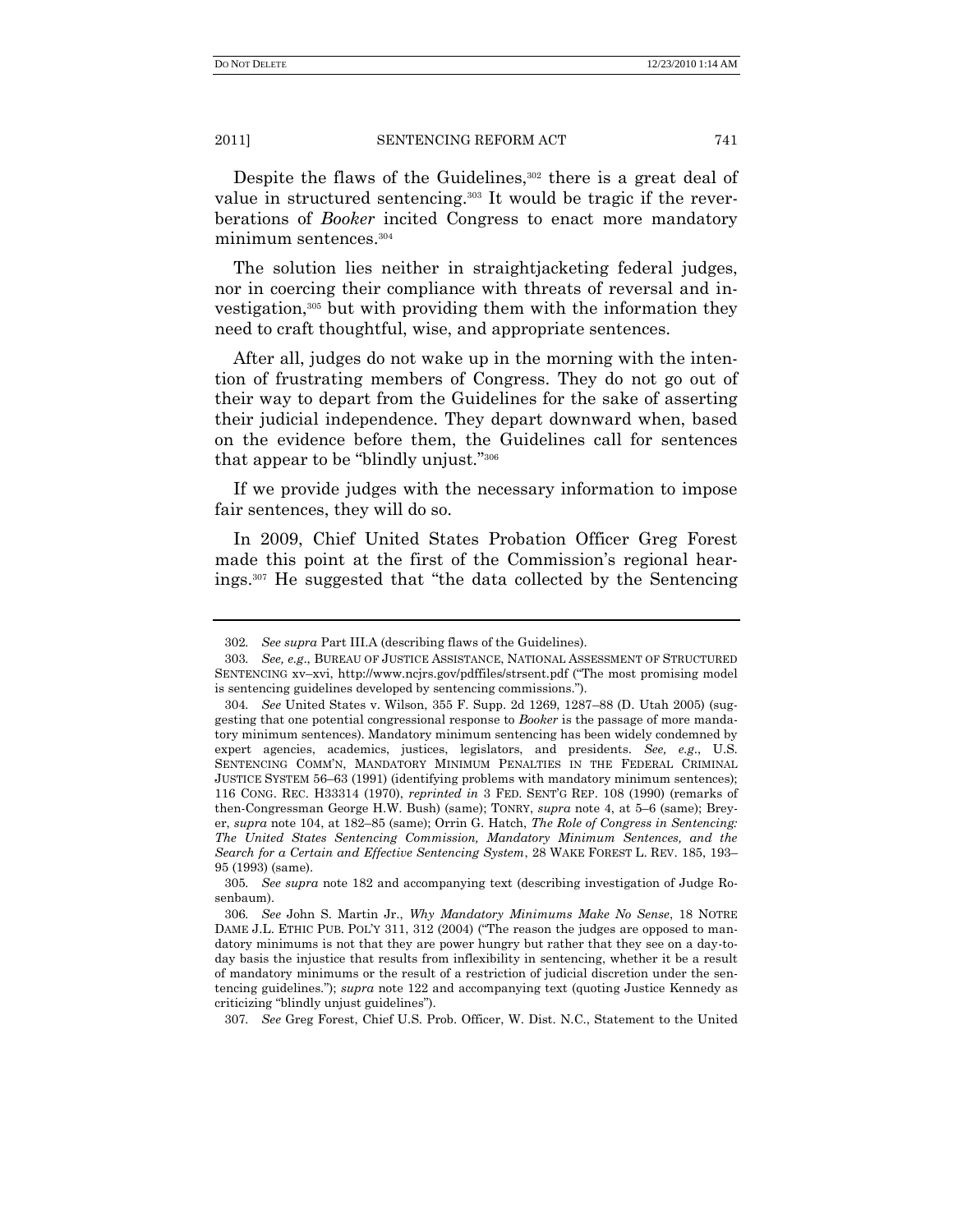Despite the flaws of the Guidelines,[302] there is a great deal of value in structured sentencing.[303] It would be tragic if the reverberations of *Booker* incited Congress to enact more mandatory minimum sentences.[304]

The solution lies neither in straightjacketing federal judges, nor in coercing their compliance with threats of reversal and investigation,[305] but with providing them with the information they need to craft thoughtful, wise, and appropriate sentences.

After all, judges do not wake up in the morning with the intention of frustrating members of Congress. They do not go out of their way to depart from the Guidelines for the sake of asserting their judicial independence. They depart downward when, based on the evidence before them, the Guidelines call for sentences that appear to be "blindly unjust."[306]

If we provide judges with the necessary information to impose fair sentences, they will do so.

In 2009, Chief United States Probation Officer Greg Forest made this point at the first of the Commission's regional hearings.[307] He suggested that "the data collected by the Sentencing

---

302. *See supra* Part III.A (describing flaws of the Guidelines).

303. *See, e.g.*, BUREAU OF JUSTICE ASSISTANCE, NATIONAL ASSESSMENT OF STRUCTURED SENTENCING xv–xvi, http://www.ncjrs.gov/pdffiles/strsent.pdf ("The most promising model is sentencing guidelines developed by sentencing commissions.").

304. *See* United States v. Wilson, 355 F. Supp. 2d 1269, 1287–88 (D. Utah 2005) (suggesting that one potential congressional response to *Booker* is the passage of more mandatory minimum sentences). Mandatory minimum sentencing has been widely condemned by expert agencies, academics, justices, legislators, and presidents. *See, e.g.*, U.S. SENTENCING COMM'N, MANDATORY MINIMUM PENALTIES IN THE FEDERAL CRIMINAL JUSTICE SYSTEM 56–63 (1991) (identifying problems with mandatory minimum sentences); 116 CONG. REC. H33314 (1970), *reprinted in* 3 FED. SENT'G REP. 108 (1990) (remarks of then-Congressman George H.W. Bush) (same); TONRY, *supra* note 4, at 5–6 (same); Breyer, *supra* note 104, at 182–85 (same); Orrin G. Hatch, *The Role of Congress in Sentencing: The United States Sentencing Commission, Mandatory Minimum Sentences, and the Search for a Certain and Effective Sentencing System*, 28 WAKE FOREST L. REV. 185, 193–95 (1993) (same).

305. *See supra* note 182 and accompanying text (describing investigation of Judge Rosenbaum).

306. *See* John S. Martin Jr., *Why Mandatory Minimums Make No Sense*, 18 NOTRE DAME J.L. ETHIC PUB. POL'Y 311, 312 (2004) ("The reason the judges are opposed to mandatory minimums is not that they are power hungry but rather that they see on a day-to-day basis the injustice that results from inflexibility in sentencing, whether it be a result of mandatory minimums or the result of a restriction of judicial discretion under the sentencing guidelines."); *supra* note 122 and accompanying text (quoting Justice Kennedy as criticizing "blindly unjust guidelines").

307. *See* Greg Forest, Chief U.S. Prob. Officer, W. Dist. N.C., Statement to the United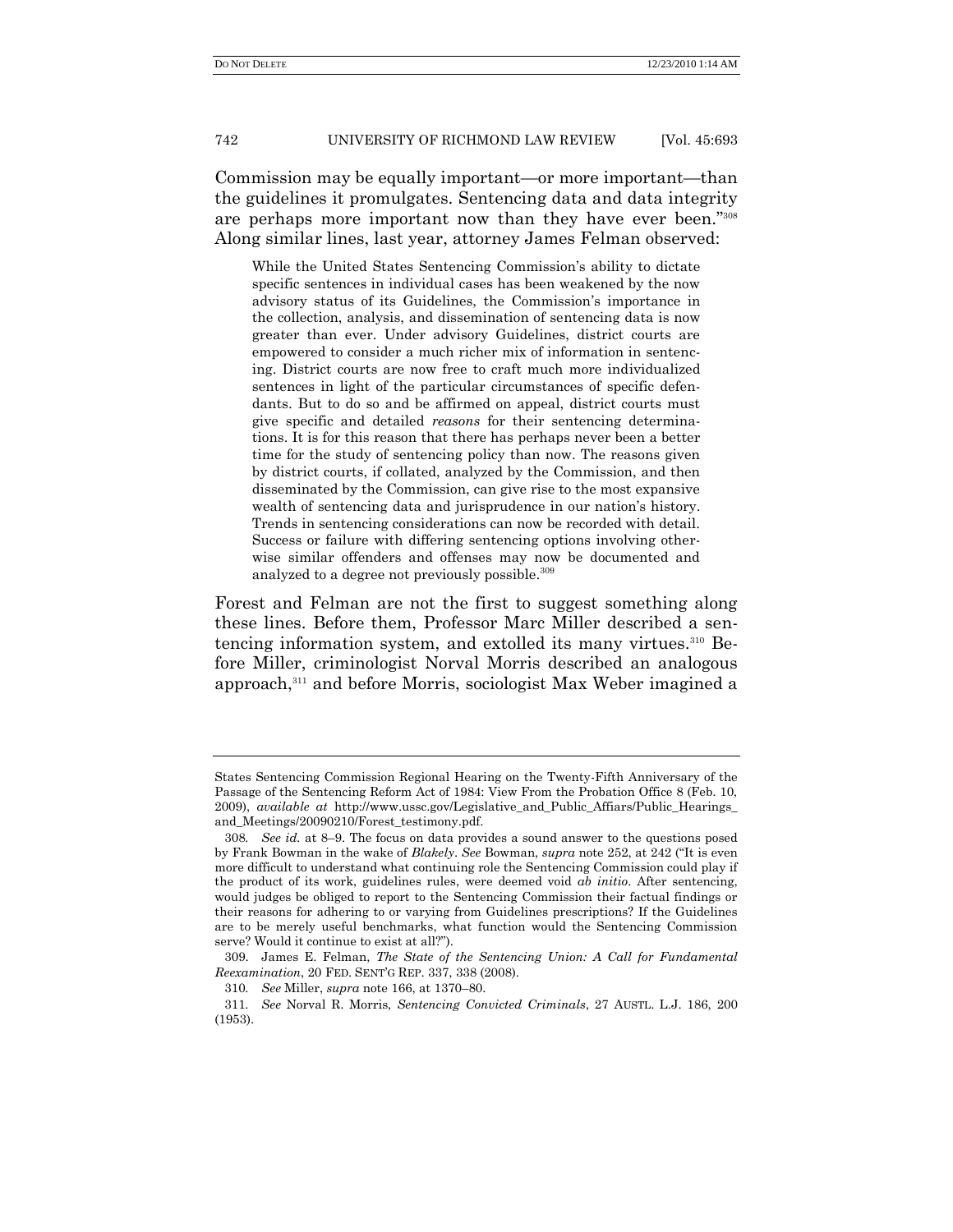Commission may be equally important—or more important—than the guidelines it promulgates. Sentencing data and data integrity are perhaps more important now than they have ever been."[308] Along similar lines, last year, attorney James Felman observed:

> While the United States Sentencing Commission's ability to dictate specific sentences in individual cases has been weakened by the now advisory status of its Guidelines, the Commission's importance in the collection, analysis, and dissemination of sentencing data is now greater than ever. Under advisory Guidelines, district courts are empowered to consider a much richer mix of information in sentencing. District courts are now free to craft much more individualized sentences in light of the particular circumstances of specific defendants. But to do so and be affirmed on appeal, district courts must give specific and detailed *reasons* for their sentencing determinations. It is for this reason that there has perhaps never been a better time for the study of sentencing policy than now. The reasons given by district courts, if collated, analyzed by the Commission, and then disseminated by the Commission, can give rise to the most expansive wealth of sentencing data and jurisprudence in our nation's history. Trends in sentencing considerations can now be recorded with detail. Success or failure with differing sentencing options involving otherwise similar offenders and offenses may now be documented and analyzed to a degree not previously possible.[309]

Forest and Felman are not the first to suggest something along these lines. Before them, Professor Marc Miller described a sentencing information system, and extolled its many virtues.[310] Before Miller, criminologist Norval Morris described an analogous approach,[311] and before Morris, sociologist Max Weber imagined a

---

States Sentencing Commission Regional Hearing on the Twenty-Fifth Anniversary of the Passage of the Sentencing Reform Act of 1984: View From the Probation Office 8 (Feb. 10, 2009), *available at* http://www.ussc.gov/Legislative_and_Public_Affiars/Public_Hearings_and_Meetings/20090210/Forest_testimony.pdf.

308. *See id.* at 8–9. The focus on data provides a sound answer to the questions posed by Frank Bowman in the wake of *Blakely*. *See* Bowman, *supra* note 252, at 242 ("It is even more difficult to understand what continuing role the Sentencing Commission could play if the product of its work, guidelines rules, were deemed void *ab initio*. After sentencing, would judges be obliged to report to the Sentencing Commission their factual findings or their reasons for adhering to or varying from Guidelines prescriptions? If the Guidelines are to be merely useful benchmarks, what function would the Sentencing Commission serve? Would it continue to exist at all?").

309. James E. Felman, *The State of the Sentencing Union: A Call for Fundamental Reexamination*, 20 FED. SENT'G REP. 337, 338 (2008).

310. *See* Miller, *supra* note 166, at 1370–80.

311. *See* Norval R. Morris, *Sentencing Convicted Criminals*, 27 AUSTL. L.J. 186, 200 (1953).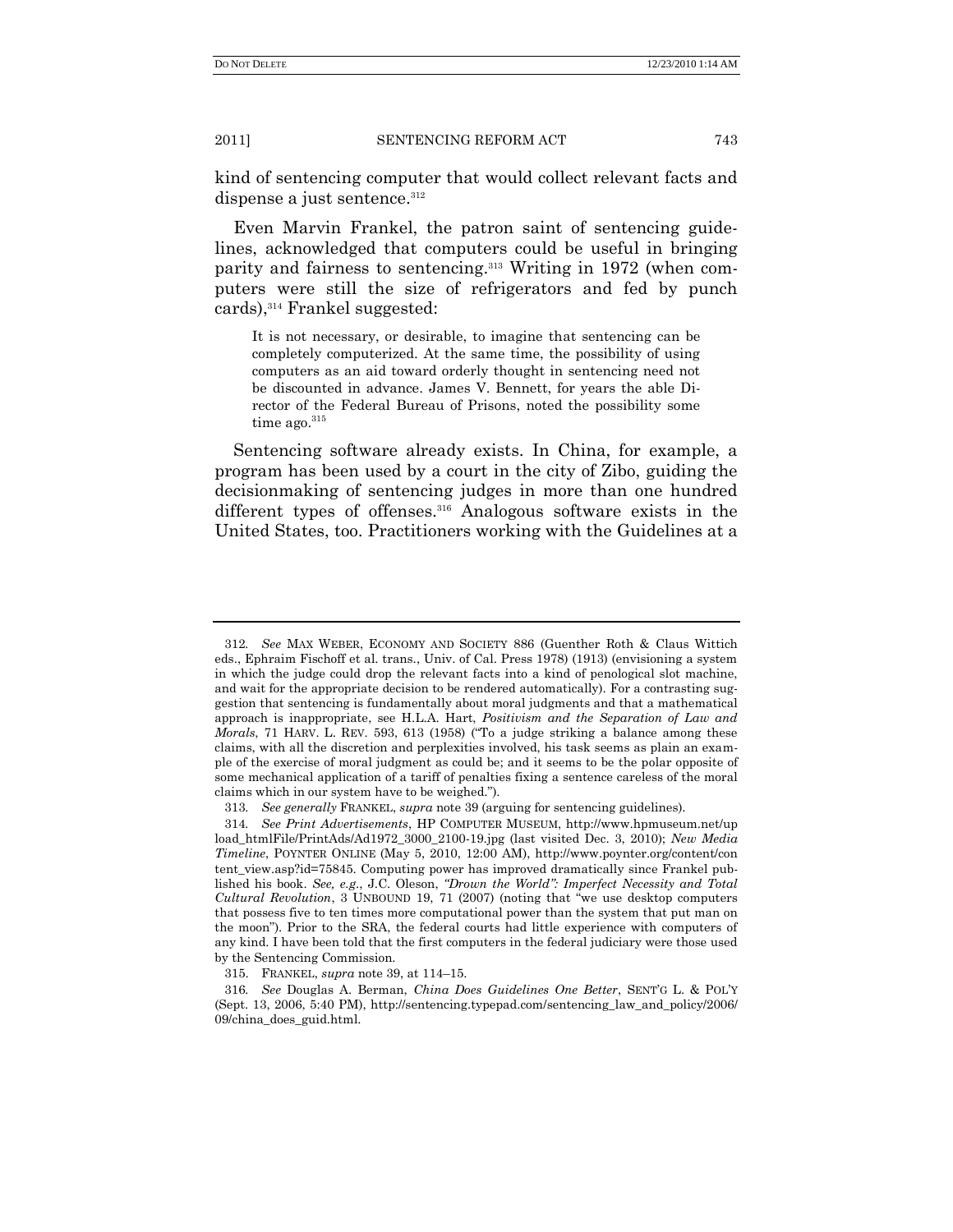kind of sentencing computer that would collect relevant facts and dispense a just sentence.[312]

Even Marvin Frankel, the patron saint of sentencing guidelines, acknowledged that computers could be useful in bringing parity and fairness to sentencing.[313] Writing in 1972 (when computers were still the size of refrigerators and fed by punch cards),[314] Frankel suggested:

> It is not necessary, or desirable, to imagine that sentencing can be completely computerized. At the same time, the possibility of using computers as an aid toward orderly thought in sentencing need not be discounted in advance. James V. Bennett, for years the able Director of the Federal Bureau of Prisons, noted the possibility some time ago.[315]

Sentencing software already exists. In China, for example, a program has been used by a court in the city of Zibo, guiding the decisionmaking of sentencing judges in more than one hundred different types of offenses.[316] Analogous software exists in the United States, too. Practitioners working with the Guidelines at a

---

312. *See* MAX WEBER, ECONOMY AND SOCIETY 886 (Guenther Roth & Claus Wittich eds., Ephraim Fischoff et al. trans., Univ. of Cal. Press 1978) (1913) (envisioning a system in which the judge could drop the relevant facts into a kind of penological slot machine, and wait for the appropriate decision to be rendered automatically). For a contrasting suggestion that sentencing is fundamentally about moral judgments and that a mathematical approach is inappropriate, see H.L.A. Hart, *Positivism and the Separation of Law and Morals*, 71 HARV. L. REV. 593, 613 (1958) ("To a judge striking a balance among these claims, with all the discretion and perplexities involved, his task seems as plain an example of the exercise of moral judgment as could be; and it seems to be the polar opposite of some mechanical application of a tariff of penalties fixing a sentence careless of the moral claims which in our system have to be weighed.").

313. *See generally* FRANKEL, *supra* note 39 (arguing for sentencing guidelines).

314. *See Print Advertisements*, HP COMPUTER MUSEUM, http://www.hpmuseum.net/upload_htmlFile/PrintAds/Ad1972_3000_2100-19.jpg (last visited Dec. 3, 2010); *New Media Timeline*, POYNTER ONLINE (May 5, 2010, 12:00 AM), http://www.poynter.org/content/content_view.asp?id=75845. Computing power has improved dramatically since Frankel published his book. *See, e.g.*, J.C. Oleson, *"Drown the World": Imperfect Necessity and Total Cultural Revolution*, 3 UNBOUND 19, 71 (2007) (noting that "we use desktop computers that possess five to ten times more computational power than the system that put man on the moon"). Prior to the SRA, the federal courts had little experience with computers of any kind. I have been told that the first computers in the federal judiciary were those used by the Sentencing Commission.

315. FRANKEL, *supra* note 39, at 114–15.

316. *See* Douglas A. Berman, *China Does Guidelines One Better*, SENT'G L. & POL'Y (Sept. 13, 2006, 5:40 PM), http://sentencing.typepad.com/sentencing_law_and_policy/2006/09/china_does_guid.html.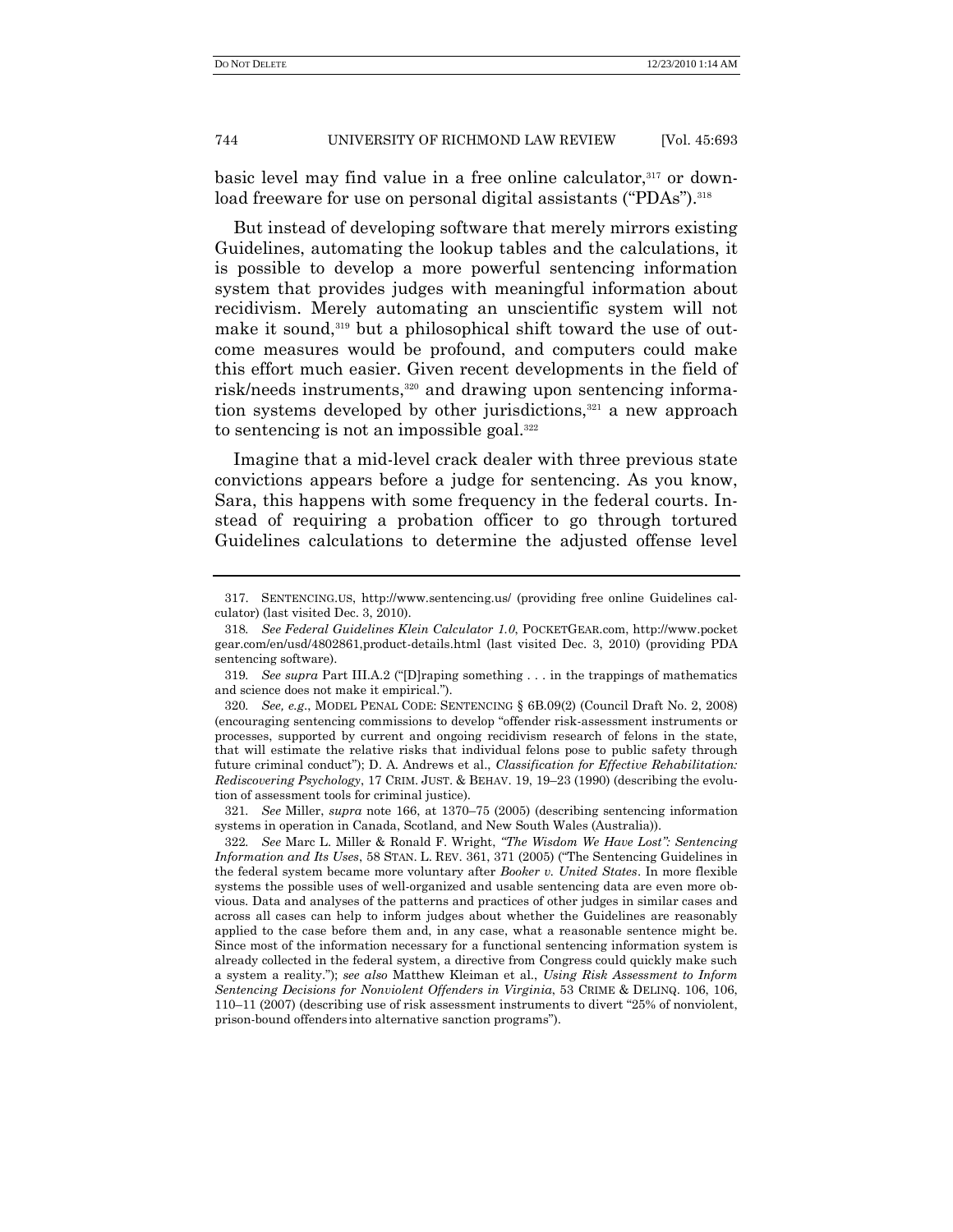basic level may find value in a free online calculator,[317] or download freeware for use on personal digital assistants ("PDAs").[318]

But instead of developing software that merely mirrors existing Guidelines, automating the lookup tables and the calculations, it is possible to develop a more powerful sentencing information system that provides judges with meaningful information about recidivism. Merely automating an unscientific system will not make it sound,[319] but a philosophical shift toward the use of outcome measures would be profound, and computers could make this effort much easier. Given recent developments in the field of risk/needs instruments,[320] and drawing upon sentencing information systems developed by other jurisdictions,[321] a new approach to sentencing is not an impossible goal.[322]

Imagine that a mid-level crack dealer with three previous state convictions appears before a judge for sentencing. As you know, Sara, this happens with some frequency in the federal courts. Instead of requiring a probation officer to go through tortured Guidelines calculations to determine the adjusted offense level

---

317. SENTENCING.US, http://www.sentencing.us/ (providing free online Guidelines calculator) (last visited Dec. 3, 2010).

318. *See Federal Guidelines Klein Calculator 1.0*, POCKETGEAR.com, http://www.pocketgear.com/en/usd/4802861,product-details.html (last visited Dec. 3, 2010) (providing PDA sentencing software).

319. *See supra* Part III.A.2 ("[D]raping something . . . in the trappings of mathematics and science does not make it empirical.").

320. *See, e.g.*, MODEL PENAL CODE: SENTENCING § 6B.09(2) (Council Draft No. 2, 2008) (encouraging sentencing commissions to develop "offender risk-assessment instruments or processes, supported by current and ongoing recidivism research of felons in the state, that will estimate the relative risks that individual felons pose to public safety through future criminal conduct"); D. A. Andrews et al., *Classification for Effective Rehabilitation: Rediscovering Psychology*, 17 CRIM. JUST. & BEHAV. 19, 19–23 (1990) (describing the evolution of assessment tools for criminal justice).

321. *See* Miller, *supra* note 166, at 1370–75 (2005) (describing sentencing information systems in operation in Canada, Scotland, and New South Wales (Australia)).

322. *See* Marc L. Miller & Ronald F. Wright, *"The Wisdom We Have Lost": Sentencing Information and Its Uses*, 58 STAN. L. REV. 361, 371 (2005) ("The Sentencing Guidelines in the federal system became more voluntary after *Booker v. United States*. In more flexible systems the possible uses of well-organized and usable sentencing data are even more obvious. Data and analyses of the patterns and practices of other judges in similar cases and across all cases can help to inform judges about whether the Guidelines are reasonably applied to the case before them and, in any case, what a reasonable sentence might be. Since most of the information necessary for a functional sentencing information system is already collected in the federal system, a directive from Congress could quickly make such a system a reality."); *see also* Matthew Kleiman et al., *Using Risk Assessment to Inform Sentencing Decisions for Nonviolent Offenders in Virginia*, 53 CRIME & DELINQ. 106, 106, 110–11 (2007) (describing use of risk assessment instruments to divert "25% of nonviolent, prison-bound offenders into alternative sanction programs").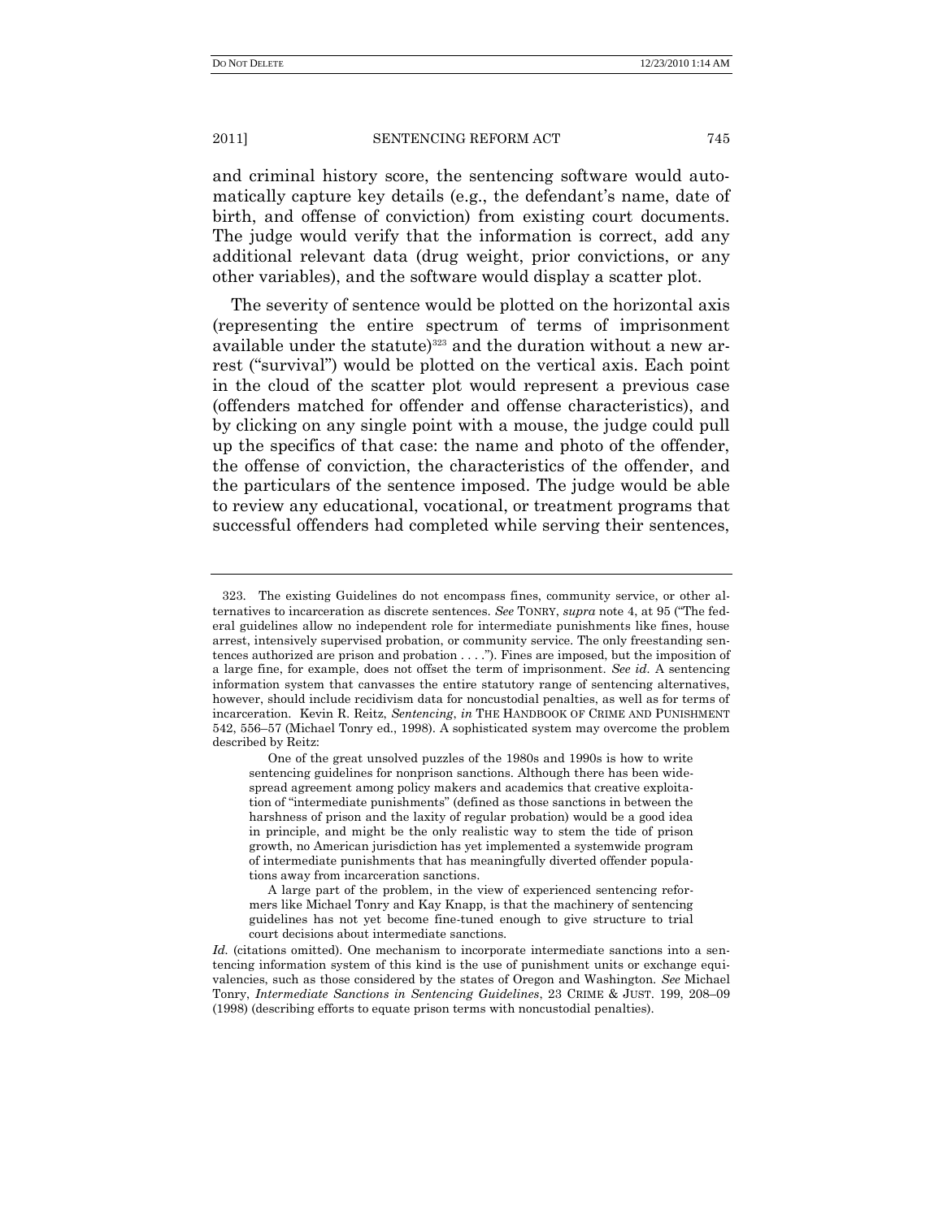and criminal history score, the sentencing software would automatically capture key details (e.g., the defendant's name, date of birth, and offense of conviction) from existing court documents. The judge would verify that the information is correct, add any additional relevant data (drug weight, prior convictions, or any other variables), and the software would display a scatter plot.

The severity of sentence would be plotted on the horizontal axis (representing the entire spectrum of terms of imprisonment available under the statute)[323] and the duration without a new arrest ("survival") would be plotted on the vertical axis. Each point in the cloud of the scatter plot would represent a previous case (offenders matched for offender and offense characteristics), and by clicking on any single point with a mouse, the judge could pull up the specifics of that case: the name and photo of the offender, the offense of conviction, the characteristics of the offender, and the particulars of the sentence imposed. The judge would be able to review any educational, vocational, or treatment programs that successful offenders had completed while serving their sentences,

---

323. The existing Guidelines do not encompass fines, community service, or other alternatives to incarceration as discrete sentences. *See* TONRY, *supra* note 4, at 95 ("The federal guidelines allow no independent role for intermediate punishments like fines, house arrest, intensively supervised probation, or community service. The only freestanding sentences authorized are prison and probation . . . ."). Fines are imposed, but the imposition of a large fine, for example, does not offset the term of imprisonment. *See id.* A sentencing information system that canvasses the entire statutory range of sentencing alternatives, however, should include recidivism data for noncustodial penalties, as well as for terms of incarceration. Kevin R. Reitz, *Sentencing*, *in* THE HANDBOOK OF CRIME AND PUNISHMENT 542, 556–57 (Michael Tonry ed., 1998). A sophisticated system may overcome the problem described by Reitz:

> One of the great unsolved puzzles of the 1980s and 1990s is how to write sentencing guidelines for nonprison sanctions. Although there has been widespread agreement among policy makers and academics that creative exploitation of "intermediate punishments" (defined as those sanctions in between the harshness of prison and the laxity of regular probation) would be a good idea in principle, and might be the only realistic way to stem the tide of prison growth, no American jurisdiction has yet implemented a systemwide program of intermediate punishments that has meaningfully diverted offender populations away from incarceration sanctions.
>
> A large part of the problem, in the view of experienced sentencing reformers like Michael Tonry and Kay Knapp, is that the machinery of sentencing guidelines has not yet become fine-tuned enough to give structure to trial court decisions about intermediate sanctions.

*Id.* (citations omitted). One mechanism to incorporate intermediate sanctions into a sentencing information system of this kind is the use of punishment units or exchange equivalencies, such as those considered by the states of Oregon and Washington. *See* Michael Tonry, *Intermediate Sanctions in Sentencing Guidelines*, 23 CRIME & JUST. 199, 208–09 (1998) (describing efforts to equate prison terms with noncustodial penalties).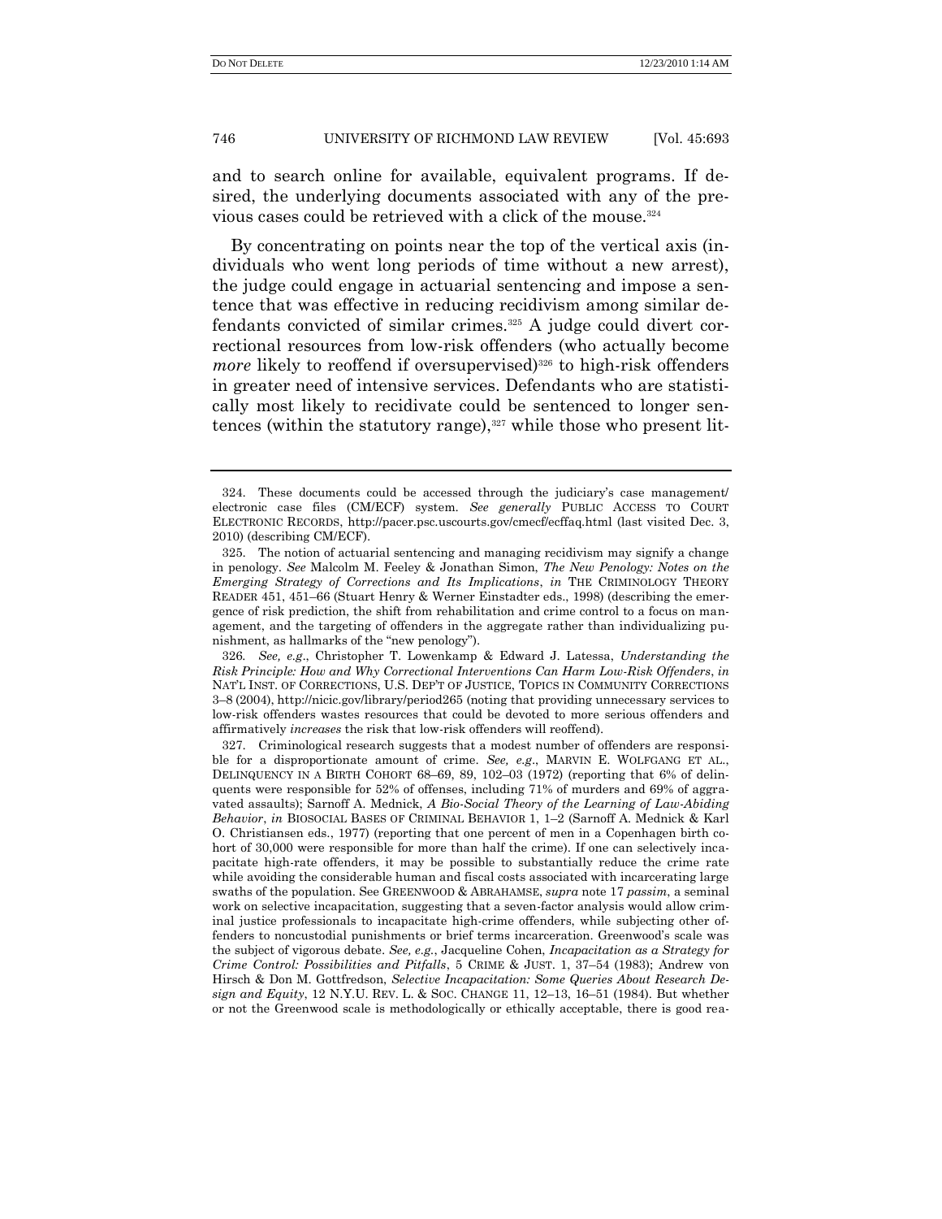and to search online for available, equivalent programs. If desired, the underlying documents associated with any of the previous cases could be retrieved with a click of the mouse.[324]

By concentrating on points near the top of the vertical axis (individuals who went long periods of time without a new arrest), the judge could engage in actuarial sentencing and impose a sentence that was effective in reducing recidivism among similar defendants convicted of similar crimes.[325] A judge could divert correctional resources from low-risk offenders (who actually become *more* likely to reoffend if oversupervised)[326] to high-risk offenders in greater need of intensive services. Defendants who are statistically most likely to recidivate could be sentenced to longer sentences (within the statutory range),[327] while those who present lit-

---

324. These documents could be accessed through the judiciary's case management/ electronic case files (CM/ECF) system. *See generally* PUBLIC ACCESS TO COURT ELECTRONIC RECORDS, http://pacer.psc.uscourts.gov/cmecf/ecffaq.html (last visited Dec. 3, 2010) (describing CM/ECF).

325. The notion of actuarial sentencing and managing recidivism may signify a change in penology. *See* Malcolm M. Feeley & Jonathan Simon, *The New Penology: Notes on the Emerging Strategy of Corrections and Its Implications*, *in* THE CRIMINOLOGY THEORY READER 451, 451–66 (Stuart Henry & Werner Einstadter eds., 1998) (describing the emergence of risk prediction, the shift from rehabilitation and crime control to a focus on management, and the targeting of offenders in the aggregate rather than individualizing punishment, as hallmarks of the "new penology").

326. *See, e.g.*, Christopher T. Lowenkamp & Edward J. Latessa, *Understanding the Risk Principle: How and Why Correctional Interventions Can Harm Low-Risk Offenders*, *in* NAT'L INST. OF CORRECTIONS, U.S. DEP'T OF JUSTICE, TOPICS IN COMMUNITY CORRECTIONS 3–8 (2004), http://nicic.gov/library/period265 (noting that providing unnecessary services to low-risk offenders wastes resources that could be devoted to more serious offenders and affirmatively *increases* the risk that low-risk offenders will reoffend).

327. Criminological research suggests that a modest number of offenders are responsible for a disproportionate amount of crime. *See, e.g.*, MARVIN E. WOLFGANG ET AL., DELINQUENCY IN A BIRTH COHORT 68–69, 89, 102–03 (1972) (reporting that 6% of delinquents were responsible for 52% of offenses, including 71% of murders and 69% of aggravated assaults); Sarnoff A. Mednick, *A Bio-Social Theory of the Learning of Law-Abiding Behavior*, *in* BIOSOCIAL BASES OF CRIMINAL BEHAVIOR 1, 1–2 (Sarnoff A. Mednick & Karl O. Christiansen eds., 1977) (reporting that one percent of men in a Copenhagen birth cohort of 30,000 were responsible for more than half the crime). If one can selectively incapacitate high-rate offenders, it may be possible to substantially reduce the crime rate while avoiding the considerable human and fiscal costs associated with incarcerating large swaths of the population. See GREENWOOD & ABRAHAMSE, *supra* note 17 *passim*, a seminal work on selective incapacitation, suggesting that a seven-factor analysis would allow criminal justice professionals to incapacitate high-crime offenders, while subjecting other offenders to noncustodial punishments or brief terms incarceration. Greenwood's scale was the subject of vigorous debate. *See, e.g.*, Jacqueline Cohen, *Incapacitation as a Strategy for Crime Control: Possibilities and Pitfalls*, 5 CRIME & JUST. 1, 37–54 (1983); Andrew von Hirsch & Don M. Gottfredson, *Selective Incapacitation: Some Queries About Research Design and Equity*, 12 N.Y.U. REV. L. & SOC. CHANGE 11, 12–13, 16–51 (1984). But whether or not the Greenwood scale is methodologically or ethically acceptable, there is good rea-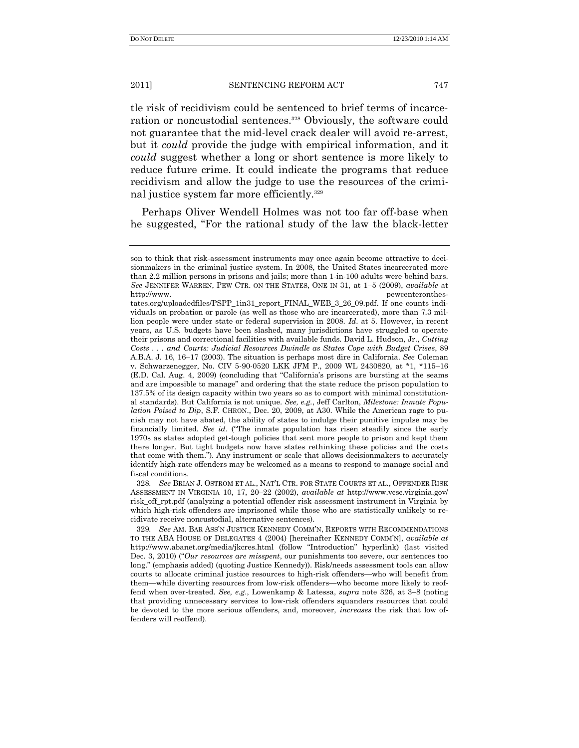tle risk of recidivism could be sentenced to brief terms of incarceration or noncustodial sentences.[328] Obviously, the software could not guarantee that the mid-level crack dealer will avoid re-arrest, but it *could* provide the judge with empirical information, and it *could* suggest whether a long or short sentence is more likely to reduce future crime. It could indicate the programs that reduce recidivism and allow the judge to use the resources of the criminal justice system far more efficiently.[329]

Perhaps Oliver Wendell Holmes was not too far off-base when he suggested, "For the rational study of the law the black-letter

---

son to think that risk-assessment instruments may once again become attractive to decisionmakers in the criminal justice system. In 2008, the United States incarcerated more than 2.2 million persons in prisons and jails; more than 1-in-100 adults were behind bars. *See* JENNIFER WARREN, PEW CTR. ON THE STATES, ONE IN 31, at 1–5 (2009), *available* at http://www.pewcenteronthestates.org/uploadedfiles/PSPP_1in31_report_FINAL_WEB_3_26_09.pdf. If one counts individuals on probation or parole (as well as those who are incarcerated), more than 7.3 million people were under state or federal supervision in 2008. *Id*. at 5. However, in recent years, as U.S. budgets have been slashed, many jurisdictions have struggled to operate their prisons and correctional facilities with available funds. David L. Hudson, Jr., *Cutting Costs . . . and Courts: Judicial Resources Dwindle as States Cope with Budget Crises*, 89 A.B.A. J. 16, 16–17 (2003). The situation is perhaps most dire in California. *See* Coleman v. Schwarzenegger, No. CIV 5-90-0520 LKK JFM P., 2009 WL 2430820, at \*1, \*115–16 (E.D. Cal. Aug. 4, 2009) (concluding that "California's prisons are bursting at the seams and are impossible to manage" and ordering that the state reduce the prison population to 137.5% of its design capacity within two years so as to comport with minimal constitutional standards). But California is not unique. *See, e.g.*, Jeff Carlton, *Milestone: Inmate Population Poised to Dip*, S.F. CHRON., Dec. 20, 2009, at A30. While the American rage to punish may not have abated, the ability of states to indulge their punitive impulse may be financially limited. *See id.* ("The inmate population has risen steadily since the early 1970s as states adopted get-tough policies that sent more people to prison and kept them there longer. But tight budgets now have states rethinking these policies and the costs that come with them."). Any instrument or scale that allows decisionmakers to accurately identify high-rate offenders may be welcomed as a means to respond to manage social and fiscal conditions.

328. *See* BRIAN J. OSTROM ET AL., NAT'L CTR. FOR STATE COURTS ET AL., OFFENDER RISK ASSESSMENT IN VIRGINIA 10, 17, 20–22 (2002), *available at* http://www.vcsc.virginia.gov/risk_off_rpt.pdf (analyzing a potential offender risk assessment instrument in Virginia by which high-risk offenders are imprisoned while those who are statistically unlikely to recidivate receive noncustodial, alternative sentences).

329. *See* AM. BAR ASS'N JUSTICE KENNEDY COMM'N, REPORTS WITH RECOMMENDATIONS TO THE ABA HOUSE OF DELEGATES 4 (2004) [hereinafter KENNEDY COMM'N], *available at* http://www.abanet.org/media/jkcres.html (follow "Introduction" hyperlink) (last visited Dec. 3, 2010) ("*Our resources are misspent*, our punishments too severe, our sentences too long." (emphasis added) (quoting Justice Kennedy)). Risk/needs assessment tools can allow courts to allocate criminal justice resources to high-risk offenders—who will benefit from them—while diverting resources from low-risk offenders—who become more likely to reoffend when over-treated. *See, e.g.*, Lowenkamp & Latessa, *supra* note 326, at 3–8 (noting that providing unnecessary services to low-risk offenders squanders resources that could be devoted to the more serious offenders, and, moreover, *increases* the risk that low offenders will reoffend).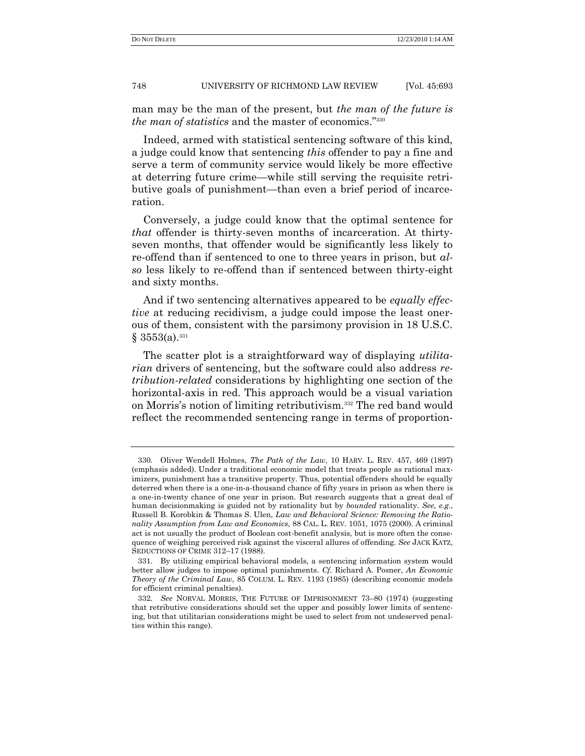man may be the man of the present, but *the man of the future is the man of statistics* and the master of economics."[330]

Indeed, armed with statistical sentencing software of this kind, a judge could know that sentencing *this* offender to pay a fine and serve a term of community service would likely be more effective at deterring future crime—while still serving the requisite retributive goals of punishment—than even a brief period of incarceration.

Conversely, a judge could know that the optimal sentence for *that* offender is thirty-seven months of incarceration. At thirty-seven months, that offender would be significantly less likely to re-offend than if sentenced to one to three years in prison, but *also* less likely to re-offend than if sentenced between thirty-eight and sixty months.

And if two sentencing alternatives appeared to be *equally effective* at reducing recidivism, a judge could impose the least onerous of them, consistent with the parsimony provision in 18 U.S.C. § 3553(a).[331]

The scatter plot is a straightforward way of displaying *utilitarian* drivers of sentencing, but the software could also address *retribution-related* considerations by highlighting one section of the horizontal-axis in red. This approach would be a visual variation on Morris's notion of limiting retributivism.[332] The red band would reflect the recommended sentencing range in terms of proportion-

---

330. Oliver Wendell Holmes, *The Path of the Law*, 10 HARV. L. REV. 457, 469 (1897) (emphasis added). Under a traditional economic model that treats people as rational maximizers, punishment has a transitive property. Thus, potential offenders should be equally deterred when there is a one-in-a-thousand chance of fifty years in prison as when there is a one-in-twenty chance of one year in prison. But research suggests that a great deal of human decisionmaking is guided not by rationality but by *bounded* rationality. *See, e.g.*, Russell B. Korobkin & Thomas S. Ulen, *Law and Behavioral Science: Removing the Rationality Assumption from Law and Economics*, 88 CAL. L. REV. 1051, 1075 (2000). A criminal act is not usually the product of Boolean cost-benefit analysis, but is more often the consequence of weighing perceived risk against the visceral allures of offending. *See* JACK KATZ, SEDUCTIONS OF CRIME 312–17 (1988).

331. By utilizing empirical behavioral models, a sentencing information system would better allow judges to impose optimal punishments. *Cf.* Richard A. Posner, *An Economic Theory of the Criminal Law*, 85 COLUM. L. REV. 1193 (1985) (describing economic models for efficient criminal penalties).

332. *See* NORVAL MORRIS, THE FUTURE OF IMPRISONMENT 73–80 (1974) (suggesting that retributive considerations should set the upper and possibly lower limits of sentencing, but that utilitarian considerations might be used to select from not undeserved penalties within this range).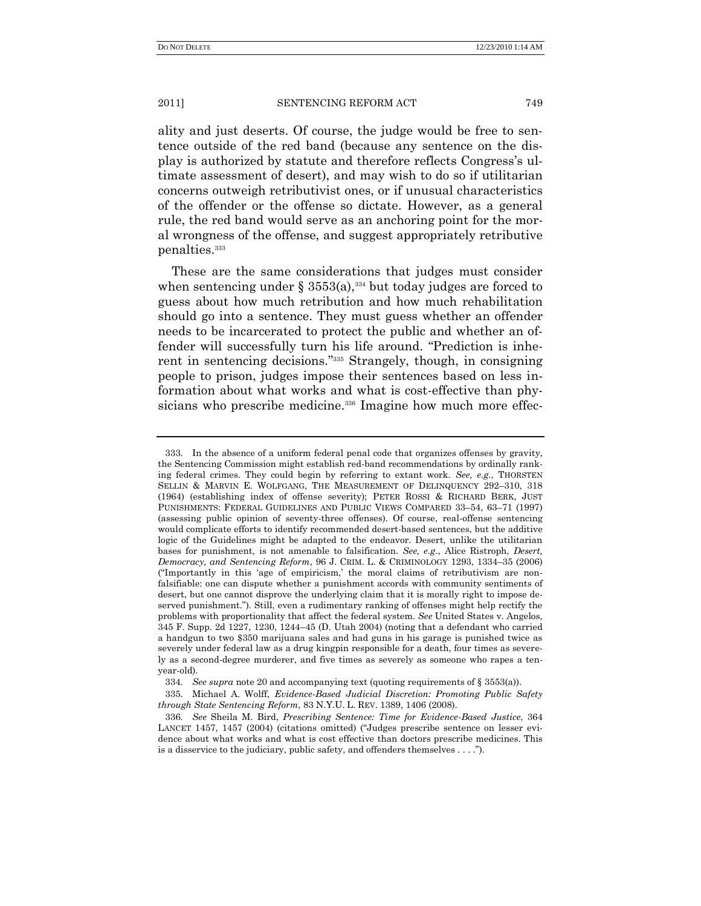ality and just deserts. Of course, the judge would be free to sentence outside of the red band (because any sentence on the display is authorized by statute and therefore reflects Congress's ultimate assessment of desert), and may wish to do so if utilitarian concerns outweigh retributivist ones, or if unusual characteristics of the offender or the offense so dictate. However, as a general rule, the red band would serve as an anchoring point for the moral wrongness of the offense, and suggest appropriately retributive penalties.[333]

These are the same considerations that judges must consider when sentencing under § 3553(a),[334] but today judges are forced to guess about how much retribution and how much rehabilitation should go into a sentence. They must guess whether an offender needs to be incarcerated to protect the public and whether an offender will successfully turn his life around. "Prediction is inherent in sentencing decisions."[335] Strangely, though, in consigning people to prison, judges impose their sentences based on less information about what works and what is cost-effective than physicians who prescribe medicine.[336] Imagine how much more effec-

---

333. In the absence of a uniform federal penal code that organizes offenses by gravity, the Sentencing Commission might establish red-band recommendations by ordinally ranking federal crimes. They could begin by referring to extant work. *See, e.g.*, THORSTEN SELLIN & MARVIN E. WOLFGANG, THE MEASUREMENT OF DELINQUENCY 292–310, 318 (1964) (establishing index of offense severity); PETER ROSSI & RICHARD BERK, JUST PUNISHMENTS: FEDERAL GUIDELINES AND PUBLIC VIEWS COMPARED 33–54, 63–71 (1997) (assessing public opinion of seventy-three offenses). Of course, real-offense sentencing would complicate efforts to identify recommended desert-based sentences, but the additive logic of the Guidelines might be adapted to the endeavor. Desert, unlike the utilitarian bases for punishment, is not amenable to falsification. *See, e.g.*, Alice Ristroph, *Desert, Democracy, and Sentencing Reform*, 96 J. CRIM. L. & CRIMINOLOGY 1293, 1334–35 (2006) ("Importantly in this 'age of empiricism,' the moral claims of retributivism are nonfalsifiable: one can dispute whether a punishment accords with community sentiments of desert, but one cannot disprove the underlying claim that it is morally right to impose deserved punishment."). Still, even a rudimentary ranking of offenses might help rectify the problems with proportionality that affect the federal system. *See* United States v. Angelos, 345 F. Supp. 2d 1227, 1230, 1244–45 (D. Utah 2004) (noting that a defendant who carried a handgun to two $350 marijuana sales and had guns in his garage is punished twice as severely under federal law as a drug kingpin responsible for a death, four times as severely as a second-degree murderer, and five times as severely as someone who rapes a ten-year-old).

334. *See supra* note 20 and accompanying text (quoting requirements of § 3553(a)).

335. Michael A. Wolff, *Evidence-Based Judicial Discretion: Promoting Public Safety through State Sentencing Reform*, 83 N.Y.U. L. REV. 1389, 1406 (2008).

336. *See* Sheila M. Bird, *Prescribing Sentence: Time for Evidence-Based Justice*, 364 LANCET 1457, 1457 (2004) (citations omitted) ("Judges prescribe sentence on lesser evidence about what works and what is cost effective than doctors prescribe medicines. This is a disservice to the judiciary, public safety, and offenders themselves . . . .").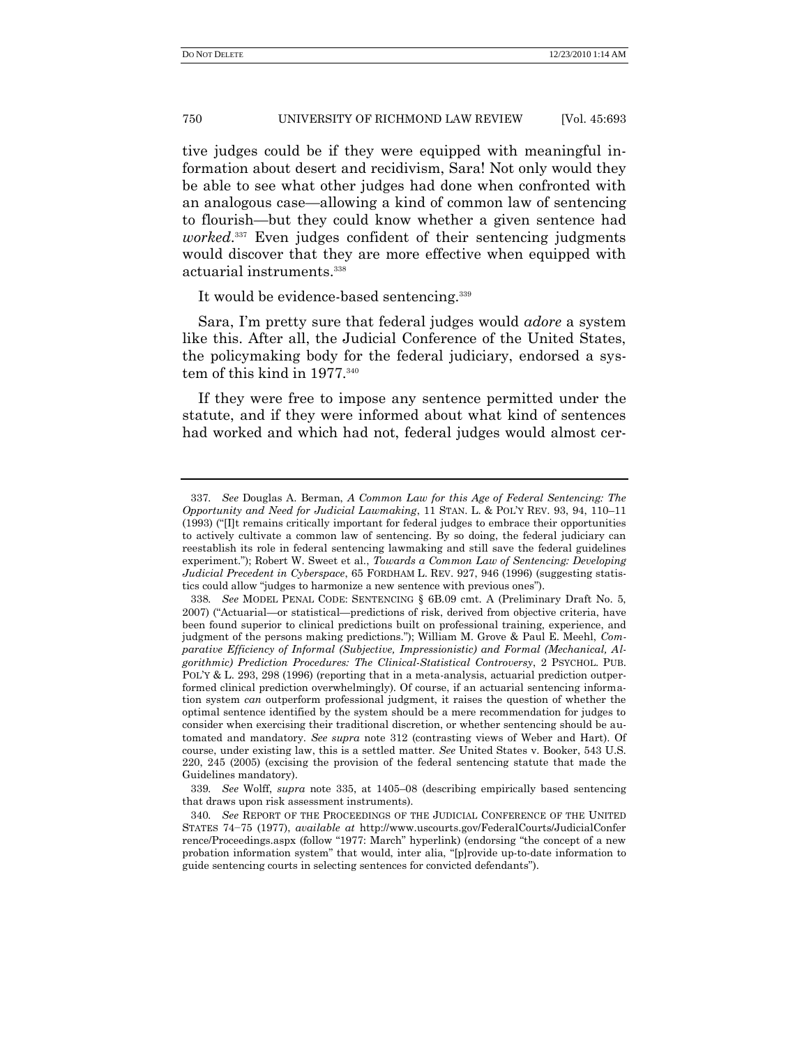tive judges could be if they were equipped with meaningful information about desert and recidivism, Sara! Not only would they be able to see what other judges had done when confronted with an analogous case—allowing a kind of common law of sentencing to flourish—but they could know whether a given sentence had *worked*.[337] Even judges confident of their sentencing judgments would discover that they are more effective when equipped with actuarial instruments.[338]

It would be evidence-based sentencing.[339]

Sara, I'm pretty sure that federal judges would *adore* a system like this. After all, the Judicial Conference of the United States, the policymaking body for the federal judiciary, endorsed a system of this kind in 1977.[340]

If they were free to impose any sentence permitted under the statute, and if they were informed about what kind of sentences had worked and which had not, federal judges would almost cer-

---

337. *See* Douglas A. Berman, *A Common Law for this Age of Federal Sentencing: The Opportunity and Need for Judicial Lawmaking*, 11 STAN. L. & POL'Y REV. 93, 94, 110–11 (1993) ("[I]t remains critically important for federal judges to embrace their opportunities to actively cultivate a common law of sentencing. By so doing, the federal judiciary can reestablish its role in federal sentencing lawmaking and still save the federal guidelines experiment."); Robert W. Sweet et al., *Towards a Common Law of Sentencing: Developing Judicial Precedent in Cyberspace*, 65 FORDHAM L. REV. 927, 946 (1996) (suggesting statistics could allow "judges to harmonize a new sentence with previous ones").

338. *See* MODEL PENAL CODE: SENTENCING § 6B.09 cmt. A (Preliminary Draft No. 5, 2007) ("Actuarial—or statistical—predictions of risk, derived from objective criteria, have been found superior to clinical predictions built on professional training, experience, and judgment of the persons making predictions."); William M. Grove & Paul E. Meehl, *Comparative Efficiency of Informal (Subjective, Impressionistic) and Formal (Mechanical, Algorithmic) Prediction Procedures: The Clinical-Statistical Controversy*, 2 PSYCHOL. PUB. POL'Y & L. 293, 298 (1996) (reporting that in a meta-analysis, actuarial prediction outperformed clinical prediction overwhelmingly). Of course, if an actuarial sentencing information system *can* outperform professional judgment, it raises the question of whether the optimal sentence identified by the system should be a mere recommendation for judges to consider when exercising their traditional discretion, or whether sentencing should be automated and mandatory. *See supra* note 312 (contrasting views of Weber and Hart). Of course, under existing law, this is a settled matter. *See* United States v. Booker, 543 U.S. 220, 245 (2005) (excising the provision of the federal sentencing statute that made the Guidelines mandatory).

339. *See* Wolff, *supra* note 335, at 1405–08 (describing empirically based sentencing that draws upon risk assessment instruments).

340. *See* REPORT OF THE PROCEEDINGS OF THE JUDICIAL CONFERENCE OF THE UNITED STATES 74–75 (1977), *available at* http://www.uscourts.gov/FederalCourts/JudicialConference/Proceedings.aspx (follow "1977: March" hyperlink) (endorsing "the concept of a new probation information system" that would, inter alia, "[p]rovide up-to-date information to guide sentencing courts in selecting sentences for convicted defendants").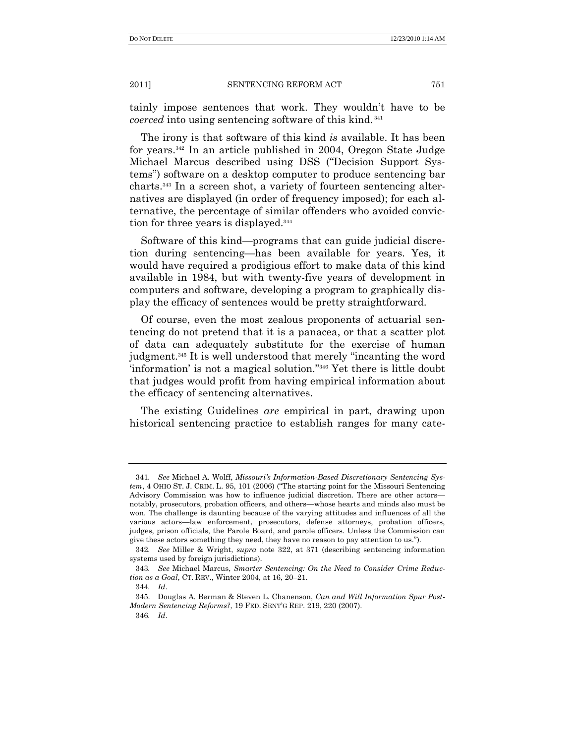tainly impose sentences that work. They wouldn't have to be *coerced* into using sentencing software of this kind.[341]

The irony is that software of this kind *is* available. It has been for years.[342] In an article published in 2004, Oregon State Judge Michael Marcus described using DSS ("Decision Support Systems") software on a desktop computer to produce sentencing bar charts.[343] In a screen shot, a variety of fourteen sentencing alternatives are displayed (in order of frequency imposed); for each alternative, the percentage of similar offenders who avoided conviction for three years is displayed.[344]

Software of this kind—programs that can guide judicial discretion during sentencing—has been available for years. Yes, it would have required a prodigious effort to make data of this kind available in 1984, but with twenty-five years of development in computers and software, developing a program to graphically display the efficacy of sentences would be pretty straightforward.

Of course, even the most zealous proponents of actuarial sentencing do not pretend that it is a panacea, or that a scatter plot of data can adequately substitute for the exercise of human judgment.[345] It is well understood that merely "incanting the word 'information' is not a magical solution."[346] Yet there is little doubt that judges would profit from having empirical information about the efficacy of sentencing alternatives.

The existing Guidelines *are* empirical in part, drawing upon historical sentencing practice to establish ranges for many cate-

---

341. *See* Michael A. Wolff, *Missouri's Information-Based Discretionary Sentencing System*, 4 OHIO ST. J. CRIM. L. 95, 101 (2006) ("The starting point for the Missouri Sentencing Advisory Commission was how to influence judicial discretion. There are other actors—notably, prosecutors, probation officers, and others—whose hearts and minds also must be won. The challenge is daunting because of the varying attitudes and influences of all the various actors—law enforcement, prosecutors, defense attorneys, probation officers, judges, prison officials, the Parole Board, and parole officers. Unless the Commission can give these actors something they need, they have no reason to pay attention to us.").

342. *See* Miller & Wright, *supra* note 322, at 371 (describing sentencing information systems used by foreign jurisdictions).

343. *See* Michael Marcus, *Smarter Sentencing: On the Need to Consider Crime Reduction as a Goal*, CT. REV., Winter 2004, at 16, 20–21.

344. *Id*.

345. Douglas A. Berman & Steven L. Chanenson, *Can and Will Information Spur Post-Modern Sentencing Reforms?*, 19 FED. SENT'G REP. 219, 220 (2007).

346. *Id*.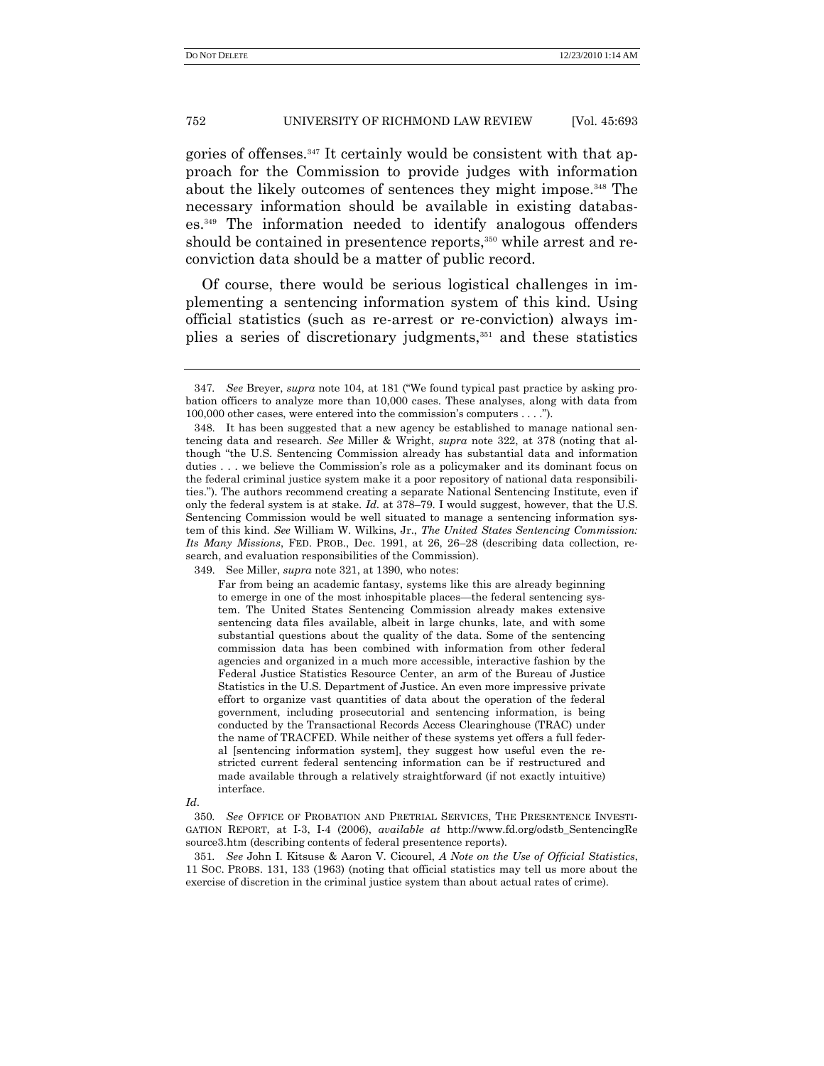gories of offenses.[347] It certainly would be consistent with that approach for the Commission to provide judges with information about the likely outcomes of sentences they might impose.[348] The necessary information should be available in existing databases.[349] The information needed to identify analogous offenders should be contained in presentence reports,[350] while arrest and reconviction data should be a matter of public record.

Of course, there would be serious logistical challenges in implementing a sentencing information system of this kind. Using official statistics (such as re-arrest or re-conviction) always implies a series of discretionary judgments,[351] and these statistics

---

347. *See* Breyer, *supra* note 104, at 181 ("We found typical past practice by asking probation officers to analyze more than 10,000 cases. These analyses, along with data from 100,000 other cases, were entered into the commission's computers . . . .").

348. It has been suggested that a new agency be established to manage national sentencing data and research. *See* Miller & Wright, *supra* note 322, at 378 (noting that although "the U.S. Sentencing Commission already has substantial data and information duties . . . we believe the Commission's role as a policymaker and its dominant focus on the federal criminal justice system make it a poor repository of national data responsibilities."). The authors recommend creating a separate National Sentencing Institute, even if only the federal system is at stake. *Id.* at 378–79. I would suggest, however, that the U.S. Sentencing Commission would be well situated to manage a sentencing information system of this kind. *See* William W. Wilkins, Jr., *The United States Sentencing Commission: Its Many Missions*, FED. PROB., Dec. 1991, at 26, 26–28 (describing data collection, research, and evaluation responsibilities of the Commission).

349. See Miller, *supra* note 321, at 1390, who notes:

> Far from being an academic fantasy, systems like this are already beginning to emerge in one of the most inhospitable places—the federal sentencing system. The United States Sentencing Commission already makes extensive sentencing data files available, albeit in large chunks, late, and with some substantial questions about the quality of the data. Some of the sentencing commission data has been combined with information from other federal agencies and organized in a much more accessible, interactive fashion by the Federal Justice Statistics Resource Center, an arm of the Bureau of Justice Statistics in the U.S. Department of Justice. An even more impressive private effort to organize vast quantities of data about the operation of the federal government, including prosecutorial and sentencing information, is being conducted by the Transactional Records Access Clearinghouse (TRAC) under the name of TRACFED. While neither of these systems yet offers a full federal [sentencing information system], they suggest how useful even the restricted current federal sentencing information can be if restructured and made available through a relatively straightforward (if not exactly intuitive) interface.

*Id*.

350. *See* OFFICE OF PROBATION AND PRETRIAL SERVICES, THE PRESENTENCE INVESTIGATION REPORT, at I-3, I-4 (2006), *available at* http://www.fd.org/odstb_SentencingResource3.htm (describing contents of federal presentence reports).

351. *See* John I. Kitsuse & Aaron V. Cicourel, *A Note on the Use of Official Statistics*, 11 SOC. PROBS. 131, 133 (1963) (noting that official statistics may tell us more about the exercise of discretion in the criminal justice system than about actual rates of crime).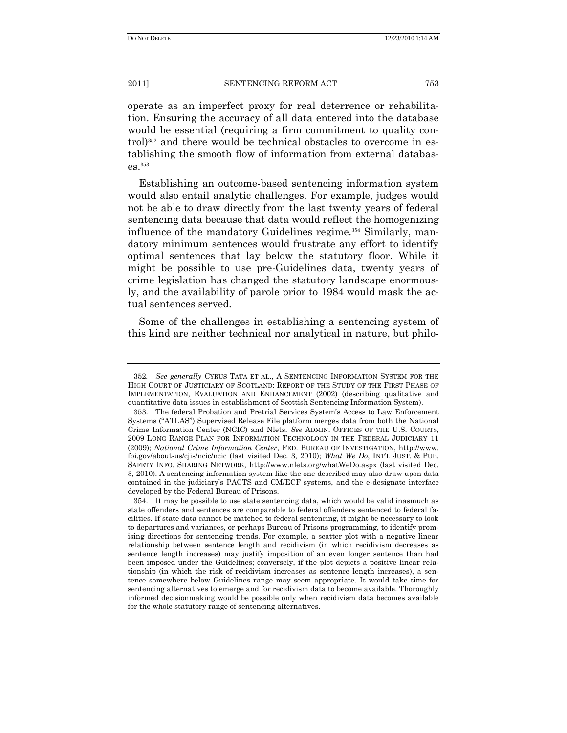operate as an imperfect proxy for real deterrence or rehabilitation. Ensuring the accuracy of all data entered into the database would be essential (requiring a firm commitment to quality control)[352] and there would be technical obstacles to overcome in establishing the smooth flow of information from external databases.[353]

Establishing an outcome-based sentencing information system would also entail analytic challenges. For example, judges would not be able to draw directly from the last twenty years of federal sentencing data because that data would reflect the homogenizing influence of the mandatory Guidelines regime.[354] Similarly, mandatory minimum sentences would frustrate any effort to identify optimal sentences that lay below the statutory floor. While it might be possible to use pre-Guidelines data, twenty years of crime legislation has changed the statutory landscape enormously, and the availability of parole prior to 1984 would mask the actual sentences served.

Some of the challenges in establishing a sentencing system of this kind are neither technical nor analytical in nature, but philo-

---

352. *See generally* CYRUS TATA ET AL., A SENTENCING INFORMATION SYSTEM FOR THE HIGH COURT OF JUSTICIARY OF SCOTLAND: REPORT OF THE STUDY OF THE FIRST PHASE OF IMPLEMENTATION, EVALUATION AND ENHANCEMENT (2002) (describing qualitative and quantitative data issues in establishment of Scottish Sentencing Information System).

353. The federal Probation and Pretrial Services System's Access to Law Enforcement Systems ("ATLAS") Supervised Release File platform merges data from both the National Crime Information Center (NCIC) and Nlets. *See* ADMIN. OFFICES OF THE U.S. COURTS, 2009 LONG RANGE PLAN FOR INFORMATION TECHNOLOGY IN THE FEDERAL JUDICIARY 11 (2009); *National Crime Information Center*, FED. BUREAU OF INVESTIGATION, http://www.fbi.gov/about-us/cjis/ncic/ncic (last visited Dec. 3, 2010); *What We Do*, INT'L JUST. & PUB. SAFETY INFO. SHARING NETWORK, http://www.nlets.org/whatWeDo.aspx (last visited Dec. 3, 2010). A sentencing information system like the one described may also draw upon data contained in the judiciary's PACTS and CM/ECF systems, and the e-designate interface developed by the Federal Bureau of Prisons.

354. It may be possible to use state sentencing data, which would be valid inasmuch as state offenders and sentences are comparable to federal offenders sentenced to federal facilities. If state data cannot be matched to federal sentencing, it might be necessary to look to departures and variances, or perhaps Bureau of Prisons programming, to identify promising directions for sentencing trends. For example, a scatter plot with a negative linear relationship between sentence length and recidivism (in which recidivism decreases as sentence length increases) may justify imposition of an even longer sentence than had been imposed under the Guidelines; conversely, if the plot depicts a positive linear relationship (in which the risk of recidivism increases as sentence length increases), a sentence somewhere below Guidelines range may seem appropriate. It would take time for sentencing alternatives to emerge and for recidivism data to become available. Thoroughly informed decisionmaking would be possible only when recidivism data becomes available for the whole statutory range of sentencing alternatives.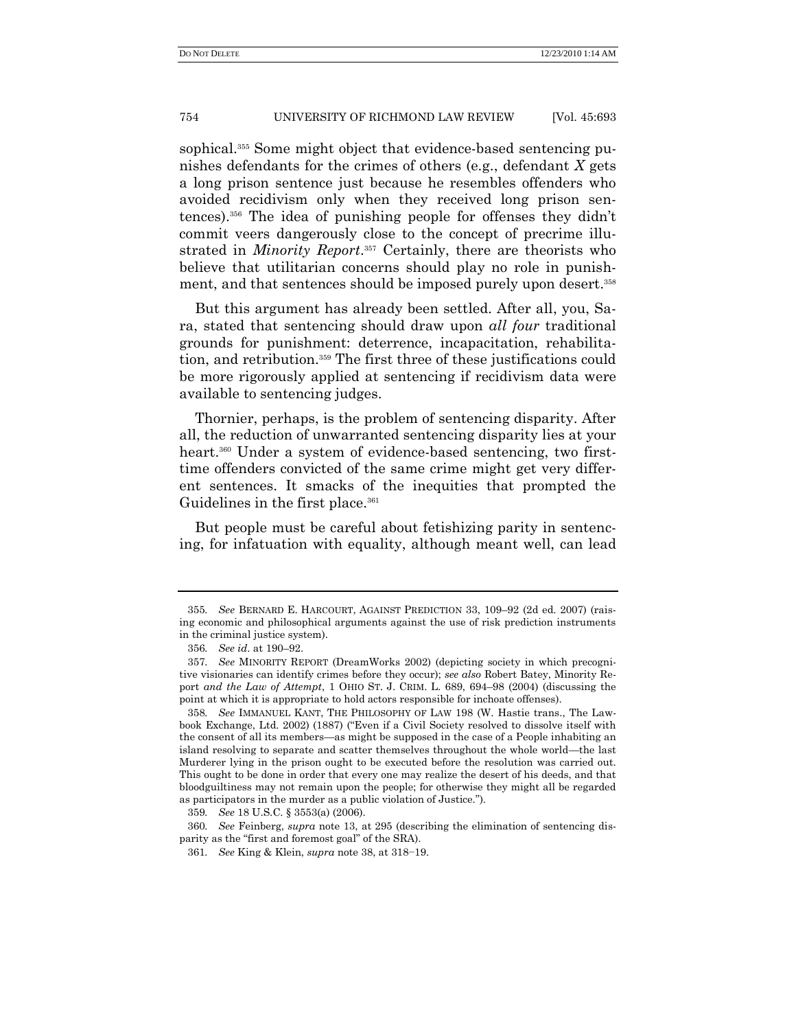sophical.[355] Some might object that evidence-based sentencing punishes defendants for the crimes of others (e.g., defendant *X* gets a long prison sentence just because he resembles offenders who avoided recidivism only when they received long prison sentences).[356] The idea of punishing people for offenses they didn't commit veers dangerously close to the concept of precrime illustrated in *Minority Report*.[357] Certainly, there are theorists who believe that utilitarian concerns should play no role in punishment, and that sentences should be imposed purely upon desert.[358]

But this argument has already been settled. After all, you, Sara, stated that sentencing should draw upon *all four* traditional grounds for punishment: deterrence, incapacitation, rehabilitation, and retribution.[359] The first three of these justifications could be more rigorously applied at sentencing if recidivism data were available to sentencing judges.

Thornier, perhaps, is the problem of sentencing disparity. After all, the reduction of unwarranted sentencing disparity lies at your heart.[360] Under a system of evidence-based sentencing, two first-time offenders convicted of the same crime might get very different sentences. It smacks of the inequities that prompted the Guidelines in the first place.[361]

But people must be careful about fetishizing parity in sentencing, for infatuation with equality, although meant well, can lead

---

355. *See* BERNARD E. HARCOURT, AGAINST PREDICTION 33, 109–92 (2d ed. 2007) (raising economic and philosophical arguments against the use of risk prediction instruments in the criminal justice system).

356. *See id.* at 190–92.

357. *See* MINORITY REPORT (DreamWorks 2002) (depicting society in which precognitive visionaries can identify crimes before they occur); *see also* Robert Batey, Minority Report *and the Law of Attempt*, 1 OHIO ST. J. CRIM. L. 689, 694–98 (2004) (discussing the point at which it is appropriate to hold actors responsible for inchoate offenses).

358. *See* IMMANUEL KANT, THE PHILOSOPHY OF LAW 198 (W. Hastie trans., The Lawbook Exchange, Ltd. 2002) (1887) ("Even if a Civil Society resolved to dissolve itself with the consent of all its members—as might be supposed in the case of a People inhabiting an island resolving to separate and scatter themselves throughout the whole world—the last Murderer lying in the prison ought to be executed before the resolution was carried out. This ought to be done in order that every one may realize the desert of his deeds, and that bloodguiltiness may not remain upon the people; for otherwise they might all be regarded as participators in the murder as a public violation of Justice.").

359. *See* 18 U.S.C. § 3553(a) (2006).

360. *See* Feinberg, *supra* note 13, at 295 (describing the elimination of sentencing disparity as the "first and foremost goal" of the SRA).

361. *See* King & Klein, *supra* note 38, at 318–19.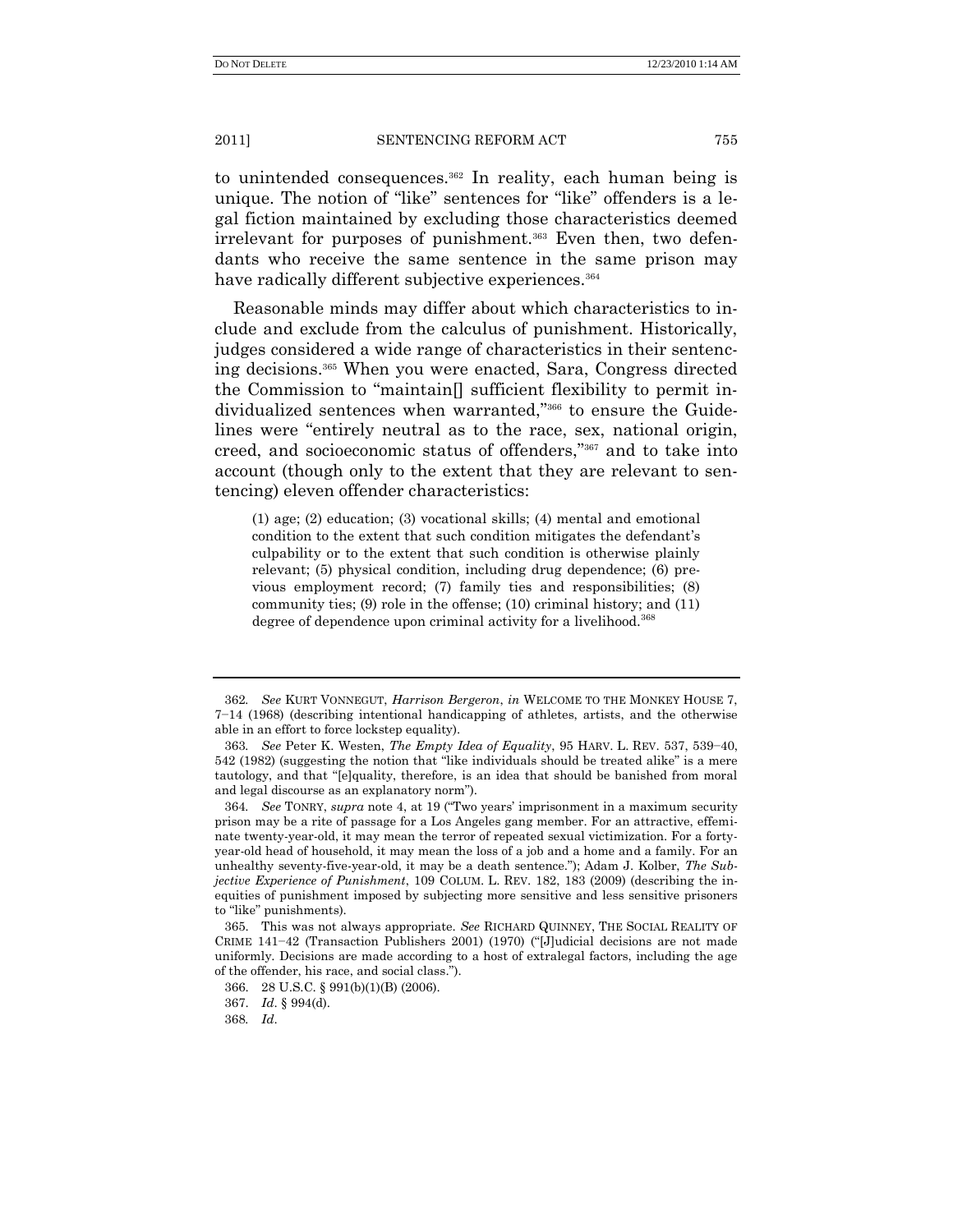to unintended consequences.[362] In reality, each human being is unique. The notion of "like" sentences for "like" offenders is a legal fiction maintained by excluding those characteristics deemed irrelevant for purposes of punishment.[363] Even then, two defendants who receive the same sentence in the same prison may have radically different subjective experiences.[364]

Reasonable minds may differ about which characteristics to include and exclude from the calculus of punishment. Historically, judges considered a wide range of characteristics in their sentencing decisions.[365] When you were enacted, Sara, Congress directed the Commission to "maintain[] sufficient flexibility to permit individualized sentences when warranted,"[366] to ensure the Guidelines were "entirely neutral as to the race, sex, national origin, creed, and socioeconomic status of offenders,"[367] and to take into account (though only to the extent that they are relevant to sentencing) eleven offender characteristics:

> (1) age; (2) education; (3) vocational skills; (4) mental and emotional condition to the extent that such condition mitigates the defendant's culpability or to the extent that such condition is otherwise plainly relevant; (5) physical condition, including drug dependence; (6) previous employment record; (7) family ties and responsibilities; (8) community ties; (9) role in the offense; (10) criminal history; and (11) degree of dependence upon criminal activity for a livelihood.[368]

---

362. *See* KURT VONNEGUT, *Harrison Bergeron*, *in* WELCOME TO THE MONKEY HOUSE 7, 7–14 (1968) (describing intentional handicapping of athletes, artists, and the otherwise able in an effort to force lockstep equality).

363. *See* Peter K. Westen, *The Empty Idea of Equality*, 95 HARV. L. REV. 537, 539–40, 542 (1982) (suggesting the notion that "like individuals should be treated alike" is a mere tautology, and that "[e]quality, therefore, is an idea that should be banished from moral and legal discourse as an explanatory norm").

364. *See* TONRY, *supra* note 4, at 19 ("Two years' imprisonment in a maximum security prison may be a rite of passage for a Los Angeles gang member. For an attractive, effeminate twenty-year-old, it may mean the terror of repeated sexual victimization. For a forty-year-old head of household, it may mean the loss of a job and a home and a family. For an unhealthy seventy-five-year-old, it may be a death sentence."); Adam J. Kolber, *The Subjective Experience of Punishment*, 109 COLUM. L. REV. 182, 183 (2009) (describing the inequities of punishment imposed by subjecting more sensitive and less sensitive prisoners to "like" punishments).

365. This was not always appropriate. *See* RICHARD QUINNEY, THE SOCIAL REALITY OF CRIME 141–42 (Transaction Publishers 2001) (1970) ("[J]udicial decisions are not made uniformly. Decisions are made according to a host of extralegal factors, including the age of the offender, his race, and social class.").

366. 28 U.S.C. § 991(b)(1)(B) (2006).

367. *Id*. § 994(d).

368. *Id*.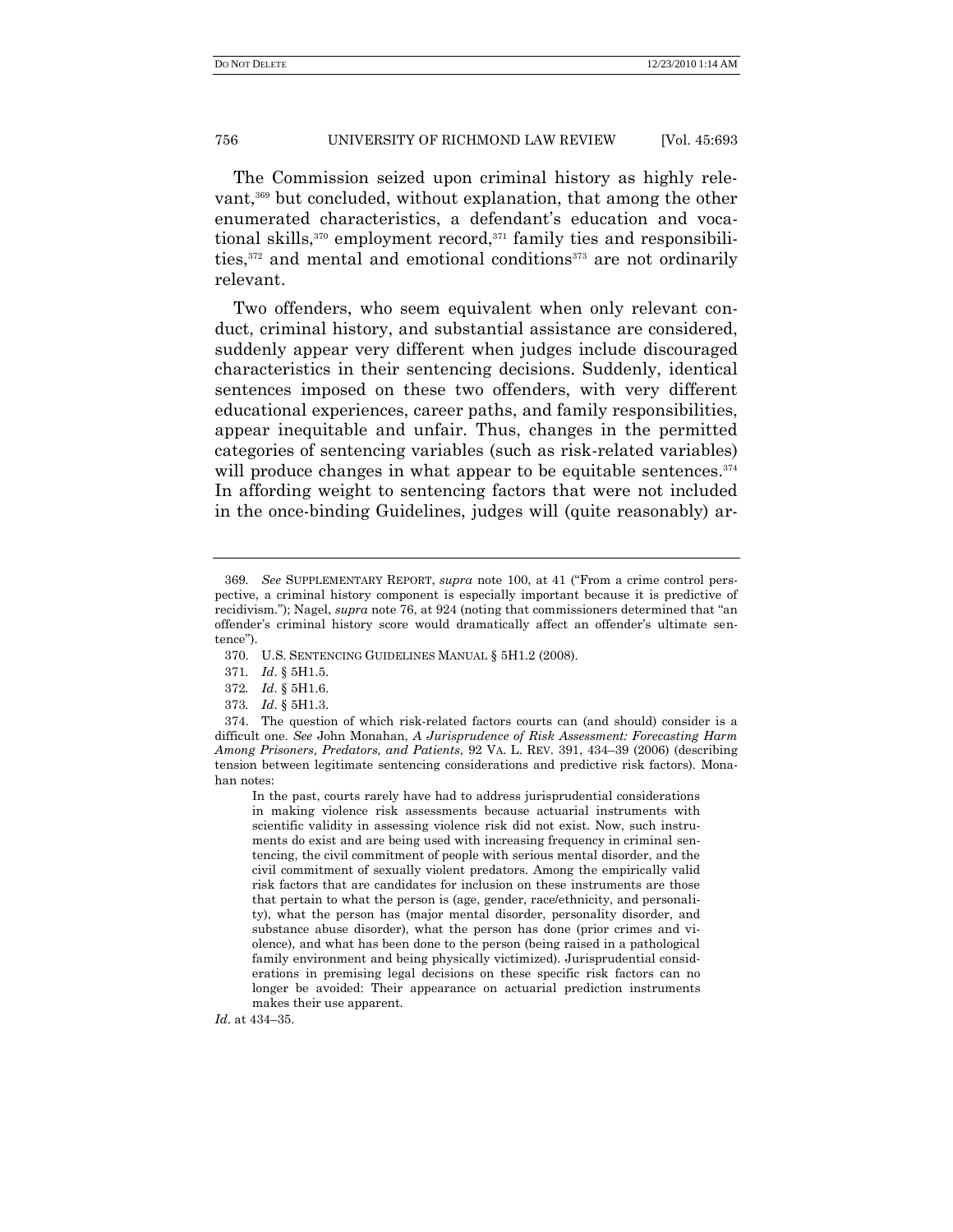The Commission seized upon criminal history as highly relevant,[369] but concluded, without explanation, that among the other enumerated characteristics, a defendant's education and vocational skills,[370] employment record,[371] family ties and responsibilities,[372] and mental and emotional conditions[373] are not ordinarily relevant.

Two offenders, who seem equivalent when only relevant conduct, criminal history, and substantial assistance are considered, suddenly appear very different when judges include discouraged characteristics in their sentencing decisions. Suddenly, identical sentences imposed on these two offenders, with very different educational experiences, career paths, and family responsibilities, appear inequitable and unfair. Thus, changes in the permitted categories of sentencing variables (such as risk-related variables) will produce changes in what appear to be equitable sentences.[374] In affording weight to sentencing factors that were not included in the once-binding Guidelines, judges will (quite reasonably) ar-

---

369. *See* SUPPLEMENTARY REPORT, *supra* note 100, at 41 ("From a crime control perspective, a criminal history component is especially important because it is predictive of recidivism."); Nagel, *supra* note 76, at 924 (noting that commissioners determined that "an offender's criminal history score would dramatically affect an offender's ultimate sentence").

370. U.S. SENTENCING GUIDELINES MANUAL § 5H1.2 (2008).

371. *Id.* § 5H1.5.

372. *Id.* § 5H1.6.

373. *Id.* § 5H1.3.

374. The question of which risk-related factors courts can (and should) consider is a difficult one. *See* John Monahan, *A Jurisprudence of Risk Assessment: Forecasting Harm Among Prisoners, Predators, and Patients*, 92 VA. L. REV. 391, 434–39 (2006) (describing tension between legitimate sentencing considerations and predictive risk factors). Monahan notes:

> In the past, courts rarely have had to address jurisprudential considerations in making violence risk assessments because actuarial instruments with scientific validity in assessing violence risk did not exist. Now, such instruments do exist and are being used with increasing frequency in criminal sentencing, the civil commitment of people with serious mental disorder, and the civil commitment of sexually violent predators. Among the empirically valid risk factors that are candidates for inclusion on these instruments are those that pertain to what the person is (age, gender, race/ethnicity, and personality), what the person has (major mental disorder, personality disorder, and substance abuse disorder), what the person has done (prior crimes and violence), and what has been done to the person (being raised in a pathological family environment and being physically victimized). Jurisprudential considerations in premising legal decisions on these specific risk factors can no longer be avoided: Their appearance on actuarial prediction instruments makes their use apparent.

*Id.* at 434–35.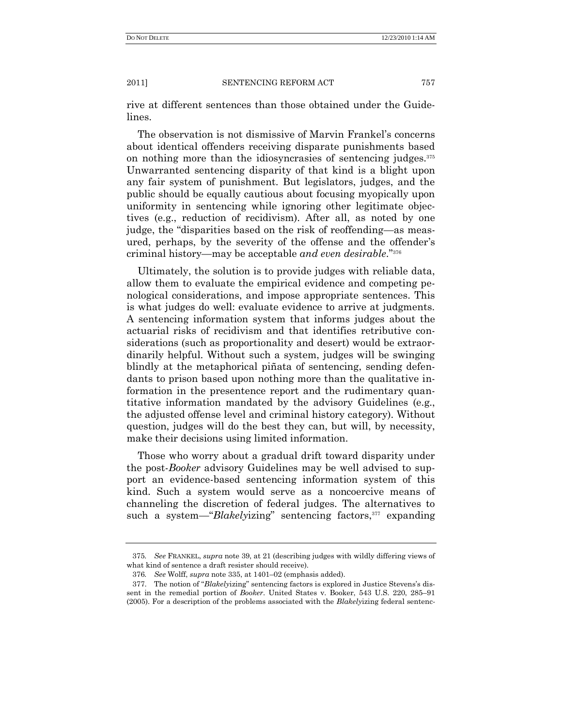rive at different sentences than those obtained under the Guidelines.

The observation is not dismissive of Marvin Frankel's concerns about identical offenders receiving disparate punishments based on nothing more than the idiosyncrasies of sentencing judges.[375] Unwarranted sentencing disparity of that kind is a blight upon any fair system of punishment. But legislators, judges, and the public should be equally cautious about focusing myopically upon uniformity in sentencing while ignoring other legitimate objectives (e.g., reduction of recidivism). After all, as noted by one judge, the "disparities based on the risk of reoffending—as measured, perhaps, by the severity of the offense and the offender's criminal history—may be acceptable *and even desirable*."[376]

Ultimately, the solution is to provide judges with reliable data, allow them to evaluate the empirical evidence and competing penological considerations, and impose appropriate sentences. This is what judges do well: evaluate evidence to arrive at judgments. A sentencing information system that informs judges about the actuarial risks of recidivism and that identifies retributive considerations (such as proportionality and desert) would be extraordinarily helpful. Without such a system, judges will be swinging blindly at the metaphorical piñata of sentencing, sending defendants to prison based upon nothing more than the qualitative information in the presentence report and the rudimentary quantitative information mandated by the advisory Guidelines (e.g., the adjusted offense level and criminal history category). Without question, judges will do the best they can, but will, by necessity, make their decisions using limited information.

Those who worry about a gradual drift toward disparity under the post-*Booker* advisory Guidelines may be well advised to support an evidence-based sentencing information system of this kind. Such a system would serve as a noncoercive means of channeling the discretion of federal judges. The alternatives to such a system—"*Blakely*izing" sentencing factors,[377] expanding

---

375. *See* FRANKEL, *supra* note 39, at 21 (describing judges with wildly differing views of what kind of sentence a draft resister should receive).

376. *See* Wolff, *supra* note 335, at 1401–02 (emphasis added).

377. The notion of "*Blakely*izing" sentencing factors is explored in Justice Stevens's dissent in the remedial portion of *Booker*. United States v. Booker, 543 U.S. 220, 285–91 (2005). For a description of the problems associated with the *Blakely*izing federal sentenc-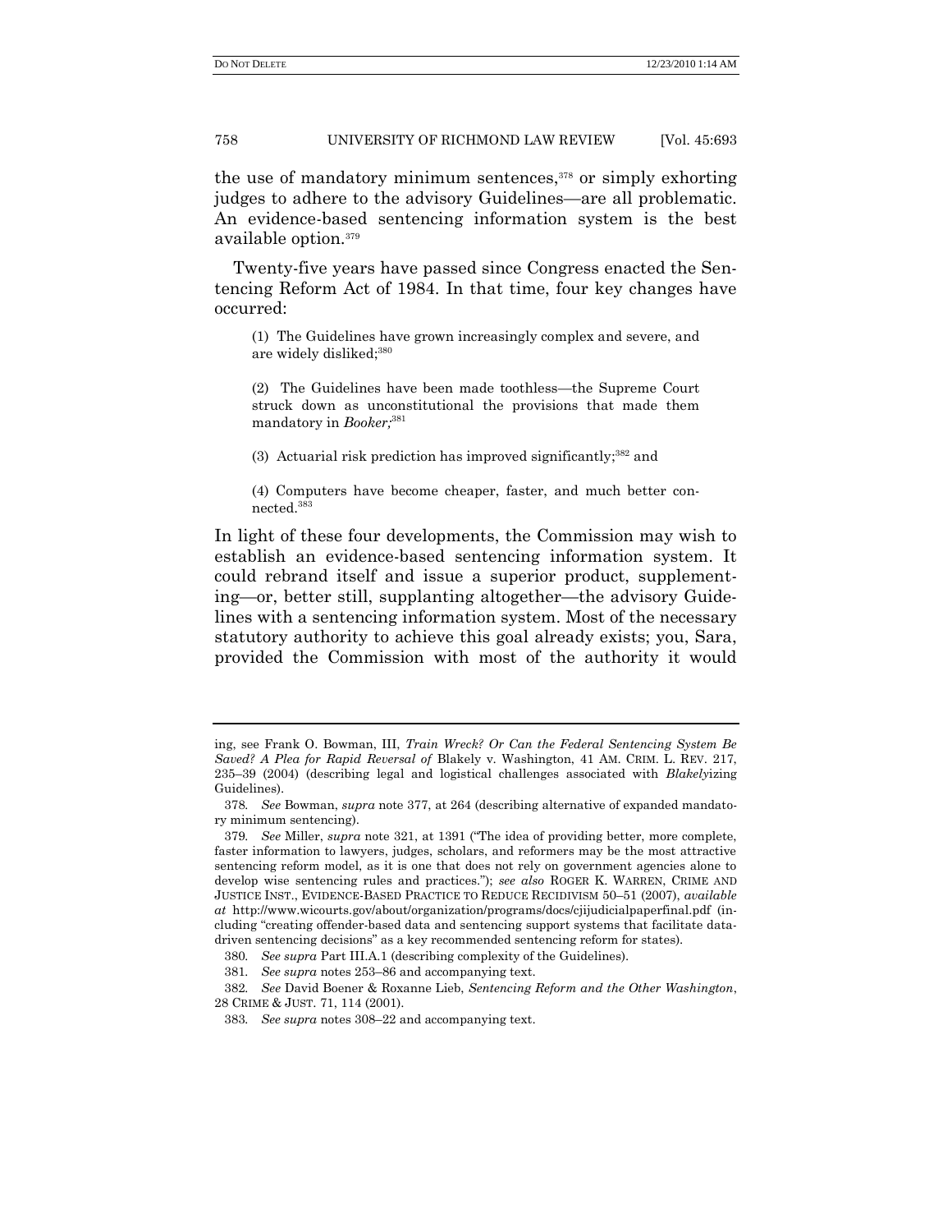the use of mandatory minimum sentences,[378] or simply exhorting judges to adhere to the advisory Guidelines—are all problematic. An evidence-based sentencing information system is the best available option.[379]

Twenty-five years have passed since Congress enacted the Sentencing Reform Act of 1984. In that time, four key changes have occurred:

> (1) The Guidelines have grown increasingly complex and severe, and are widely disliked;[380]
>
> (2) The Guidelines have been made toothless—the Supreme Court struck down as unconstitutional the provisions that made them mandatory in *Booker*;[381]
>
> (3) Actuarial risk prediction has improved significantly;[382] and
>
> (4) Computers have become cheaper, faster, and much better connected.[383]

In light of these four developments, the Commission may wish to establish an evidence-based sentencing information system. It could rebrand itself and issue a superior product, supplementing—or, better still, supplanting altogether—the advisory Guidelines with a sentencing information system. Most of the necessary statutory authority to achieve this goal already exists; you, Sara, provided the Commission with most of the authority it would

---

ing, see Frank O. Bowman, III, *Train Wreck? Or Can the Federal Sentencing System Be Saved? A Plea for Rapid Reversal of* Blakely v. Washington, 41 AM. CRIM. L. REV. 217, 235–39 (2004) (describing legal and logistical challenges associated with *Blakely*izing Guidelines).

378. *See* Bowman, *supra* note 377, at 264 (describing alternative of expanded mandatory minimum sentencing).

379. *See* Miller, *supra* note 321, at 1391 ("The idea of providing better, more complete, faster information to lawyers, judges, scholars, and reformers may be the most attractive sentencing reform model, as it is one that does not rely on government agencies alone to develop wise sentencing rules and practices."); *see also* ROGER K. WARREN, CRIME AND JUSTICE INST., EVIDENCE-BASED PRACTICE TO REDUCE RECIDIVISM 50–51 (2007), *available at* http://www.wicourts.gov/about/organization/programs/docs/cjijudicialpaperfinal.pdf (including "creating offender-based data and sentencing support systems that facilitate data-driven sentencing decisions" as a key recommended sentencing reform for states).

380. *See supra* Part III.A.1 (describing complexity of the Guidelines).

381. *See supra* notes 253–86 and accompanying text.

382. *See* David Boener & Roxanne Lieb, *Sentencing Reform and the Other Washington*, 28 CRIME & JUST. 71, 114 (2001).

383. *See supra* notes 308–22 and accompanying text.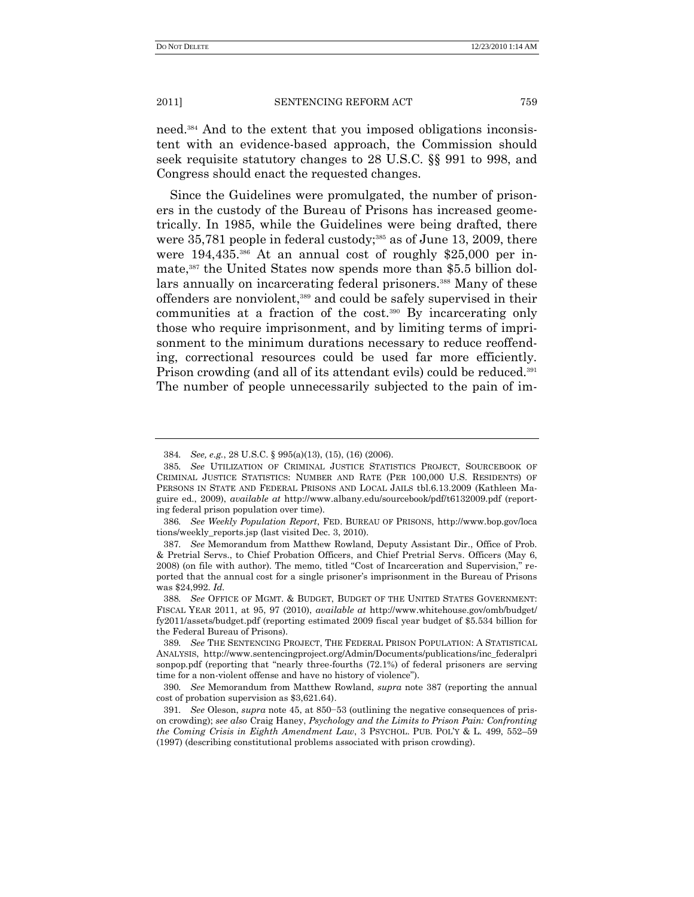need.[384] And to the extent that you imposed obligations inconsistent with an evidence-based approach, the Commission should seek requisite statutory changes to 28 U.S.C. §§ 991 to 998, and Congress should enact the requested changes.

Since the Guidelines were promulgated, the number of prisoners in the custody of the Bureau of Prisons has increased geometrically. In 1985, while the Guidelines were being drafted, there were 35,781 people in federal custody;[385] as of June 13, 2009, there were 194,435.[386] At an annual cost of roughly $25,000 per inmate,[387] the United States now spends more than $5.5 billion dollars annually on incarcerating federal prisoners.[388] Many of these offenders are nonviolent,[389] and could be safely supervised in their communities at a fraction of the cost.[390] By incarcerating only those who require imprisonment, and by limiting terms of imprisonment to the minimum durations necessary to reduce reoffending, correctional resources could be used far more efficiently. Prison crowding (and all of its attendant evils) could be reduced.[391] The number of people unnecessarily subjected to the pain of im-

---

384. *See, e.g.*, 28 U.S.C. § 995(a)(13), (15), (16) (2006).

385. *See* UTILIZATION OF CRIMINAL JUSTICE STATISTICS PROJECT, SOURCEBOOK OF CRIMINAL JUSTICE STATISTICS: NUMBER AND RATE (PER 100,000 U.S. RESIDENTS) OF PERSONS IN STATE AND FEDERAL PRISONS AND LOCAL JAILS tbl.6.13.2009 (Kathleen Maguire ed., 2009), *available at* http://www.albany.edu/sourcebook/pdf/t6132009.pdf (reporting federal prison population over time).

386. *See Weekly Population Report*, FED. BUREAU OF PRISONS, http://www.bop.gov/locations/weekly_reports.jsp (last visited Dec. 3, 2010).

387. *See* Memorandum from Matthew Rowland, Deputy Assistant Dir., Office of Prob. & Pretrial Servs., to Chief Probation Officers, and Chief Pretrial Servs. Officers (May 6, 2008) (on file with author). The memo, titled "Cost of Incarceration and Supervision," reported that the annual cost for a single prisoner's imprisonment in the Bureau of Prisons was $24,992. *Id.*

388. *See* OFFICE OF MGMT. & BUDGET, BUDGET OF THE UNITED STATES GOVERNMENT: FISCAL YEAR 2011, at 95, 97 (2010), *available at* http://www.whitehouse.gov/omb/budget/fy2011/assets/budget.pdf (reporting estimated 2009 fiscal year budget of $5.534 billion for the Federal Bureau of Prisons).

389. *See* THE SENTENCING PROJECT, THE FEDERAL PRISON POPULATION: A STATISTICAL ANALYSIS, http://www.sentencingproject.org/Admin/Documents/publications/inc_federalprisonpop.pdf (reporting that "nearly three-fourths (72.1%) of federal prisoners are serving time for a non-violent offense and have no history of violence").

390. *See* Memorandum from Matthew Rowland, *supra* note 387 (reporting the annual cost of probation supervision as $3,621.64).

391. *See* Oleson, *supra* note 45, at 850–53 (outlining the negative consequences of prison crowding); *see also* Craig Haney, *Psychology and the Limits to Prison Pain: Confronting the Coming Crisis in Eighth Amendment Law*, 3 PSYCHOL. PUB. POL'Y & L. 499, 552–59 (1997) (describing constitutional problems associated with prison crowding).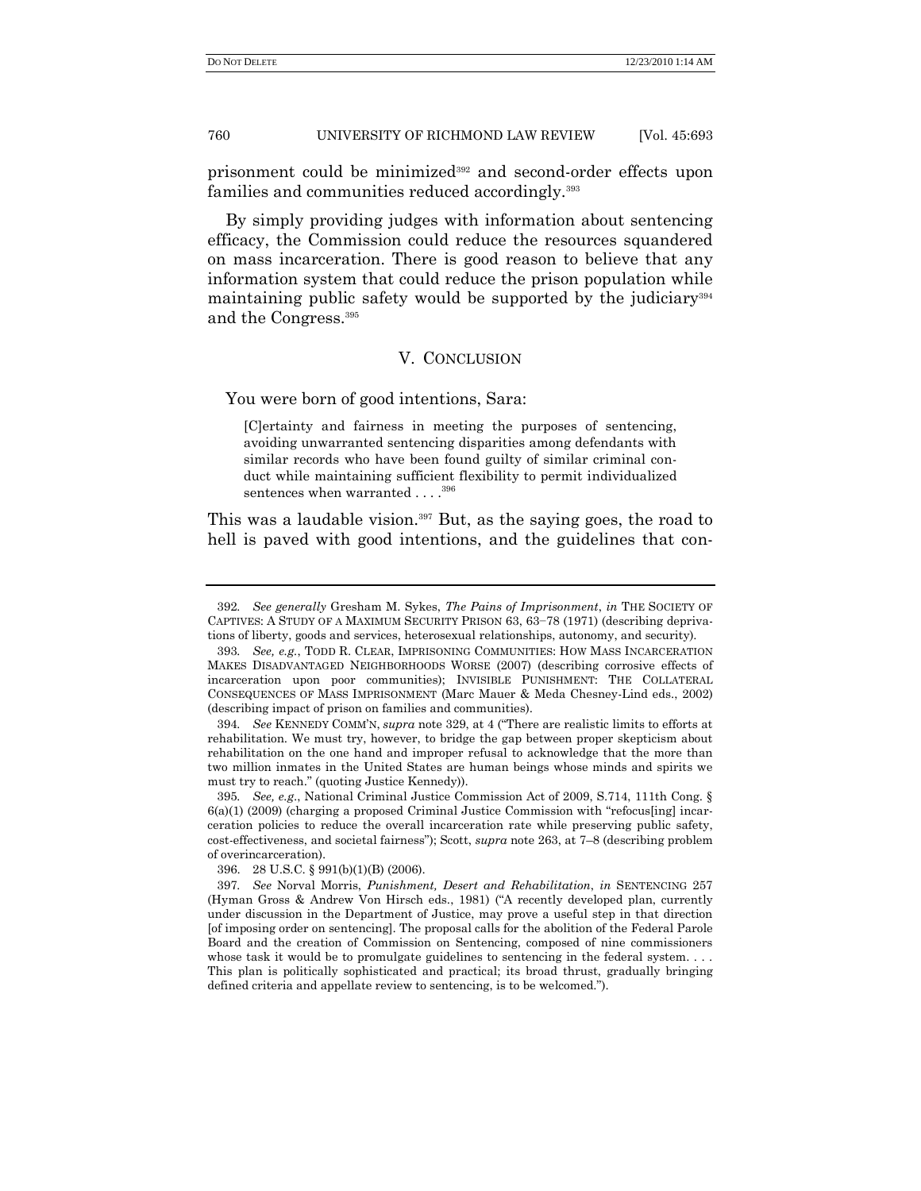prisonment could be minimized[392] and second-order effects upon families and communities reduced accordingly.[393]

By simply providing judges with information about sentencing efficacy, the Commission could reduce the resources squandered on mass incarceration. There is good reason to believe that any information system that could reduce the prison population while maintaining public safety would be supported by the judiciary[394] and the Congress.[395]

## V. CONCLUSION

You were born of good intentions, Sara:

> [C]ertainty and fairness in meeting the purposes of sentencing, avoiding unwarranted sentencing disparities among defendants with similar records who have been found guilty of similar criminal conduct while maintaining sufficient flexibility to permit individualized sentences when warranted . . . .[396]

This was a laudable vision.[397] But, as the saying goes, the road to hell is paved with good intentions, and the guidelines that con-

---

392. *See generally* Gresham M. Sykes, *The Pains of Imprisonment*, *in* THE SOCIETY OF CAPTIVES: A STUDY OF A MAXIMUM SECURITY PRISON 63, 63–78 (1971) (describing deprivations of liberty, goods and services, heterosexual relationships, autonomy, and security).

393. *See, e.g.*, TODD R. CLEAR, IMPRISONING COMMUNITIES: HOW MASS INCARCERATION MAKES DISADVANTAGED NEIGHBORHOODS WORSE (2007) (describing corrosive effects of incarceration upon poor communities); INVISIBLE PUNISHMENT: THE COLLATERAL CONSEQUENCES OF MASS IMPRISONMENT (Marc Mauer & Meda Chesney-Lind eds., 2002) (describing impact of prison on families and communities).

394. *See* KENNEDY COMM'N, *supra* note 329, at 4 ("There are realistic limits to efforts at rehabilitation. We must try, however, to bridge the gap between proper skepticism about rehabilitation on the one hand and improper refusal to acknowledge that the more than two million inmates in the United States are human beings whose minds and spirits we must try to reach." (quoting Justice Kennedy)).

395. *See, e.g.*, National Criminal Justice Commission Act of 2009, S.714, 111th Cong. § 6(a)(1) (2009) (charging a proposed Criminal Justice Commission with "refocus[ing] incarceration policies to reduce the overall incarceration rate while preserving public safety, cost-effectiveness, and societal fairness"); Scott, *supra* note 263, at 7–8 (describing problem of overincarceration).

396. 28 U.S.C. § 991(b)(1)(B) (2006).

397. *See* Norval Morris, *Punishment, Desert and Rehabilitation*, *in* SENTENCING 257 (Hyman Gross & Andrew Von Hirsch eds., 1981) ("A recently developed plan, currently under discussion in the Department of Justice, may prove a useful step in that direction [of imposing order on sentencing]. The proposal calls for the abolition of the Federal Parole Board and the creation of Commission on Sentencing, composed of nine commissioners whose task it would be to promulgate guidelines to sentencing in the federal system. . . . This plan is politically sophisticated and practical; its broad thrust, gradually bringing defined criteria and appellate review to sentencing, is to be welcomed.").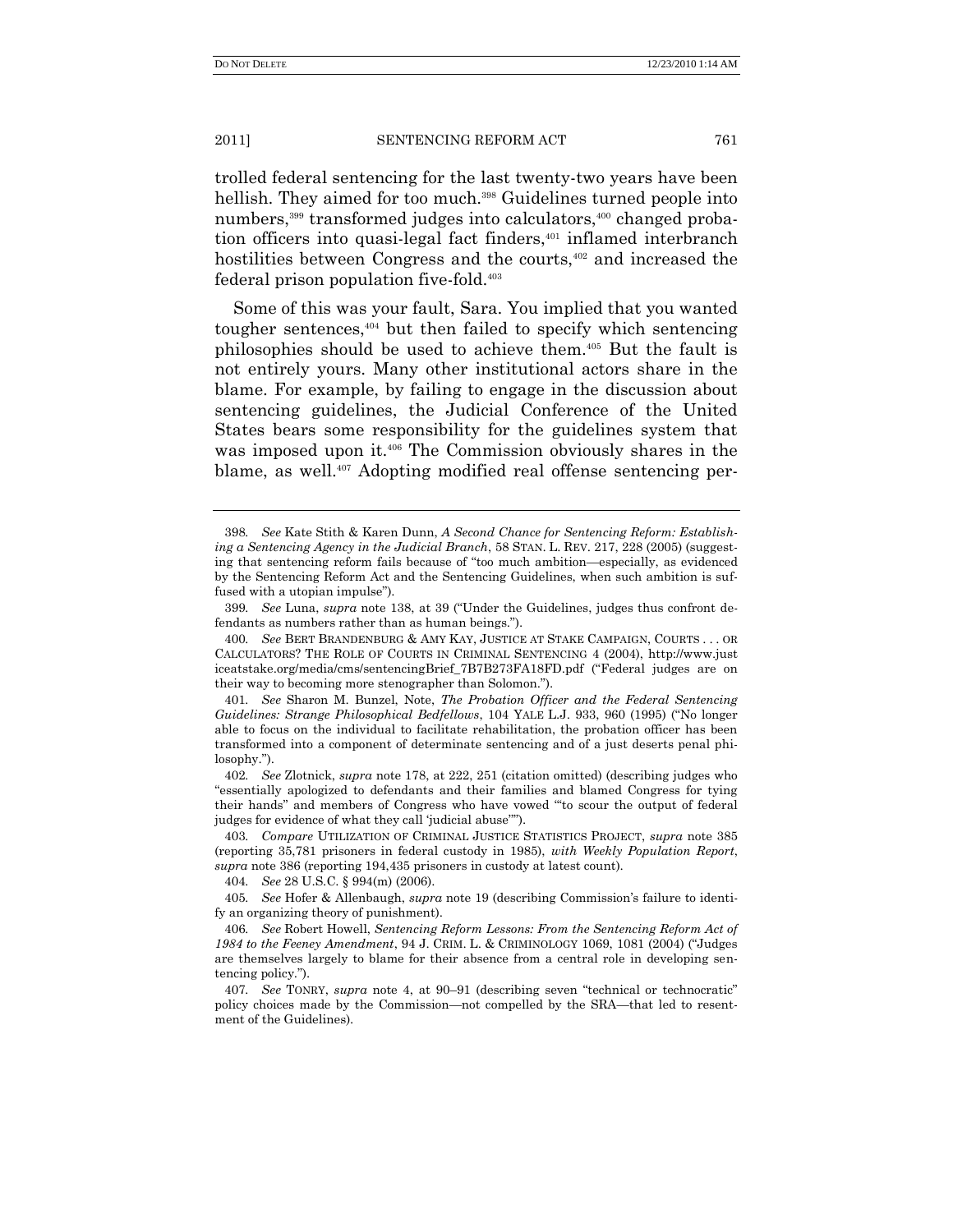trolled federal sentencing for the last twenty-two years have been hellish. They aimed for too much.[398] Guidelines turned people into numbers,[399] transformed judges into calculators,[400] changed probation officers into quasi-legal fact finders,[401] inflamed interbranch hostilities between Congress and the courts,[402] and increased the federal prison population five-fold.[403]

Some of this was your fault, Sara. You implied that you wanted tougher sentences,[404] but then failed to specify which sentencing philosophies should be used to achieve them.[405] But the fault is not entirely yours. Many other institutional actors share in the blame. For example, by failing to engage in the discussion about sentencing guidelines, the Judicial Conference of the United States bears some responsibility for the guidelines system that was imposed upon it.[406] The Commission obviously shares in the blame, as well.[407] Adopting modified real offense sentencing per-

---

398. *See* Kate Stith & Karen Dunn, *A Second Chance for Sentencing Reform: Establishing a Sentencing Agency in the Judicial Branch*, 58 STAN. L. REV. 217, 228 (2005) (suggesting that sentencing reform fails because of "too much ambition—especially, as evidenced by the Sentencing Reform Act and the Sentencing Guidelines, when such ambition is suffused with a utopian impulse").

399. *See* Luna, *supra* note 138, at 39 ("Under the Guidelines, judges thus confront defendants as numbers rather than as human beings.").

400. *See* BERT BRANDENBURG & AMY KAY, JUSTICE AT STAKE CAMPAIGN, COURTS . . . OR CALCULATORS? THE ROLE OF COURTS IN CRIMINAL SENTENCING 4 (2004), http://www.justiceatstake.org/media/cms/sentencingBrief_7B7B273FA18FD.pdf ("Federal judges are on their way to becoming more stenographer than Solomon.").

401. *See* Sharon M. Bunzel, Note, *The Probation Officer and the Federal Sentencing Guidelines: Strange Philosophical Bedfellows*, 104 YALE L.J. 933, 960 (1995) ("No longer able to focus on the individual to facilitate rehabilitation, the probation officer has been transformed into a component of determinate sentencing and of a just deserts penal philosophy.").

402. *See* Zlotnick, *supra* note 178, at 222, 251 (citation omitted) (describing judges who "essentially apologized to defendants and their families and blamed Congress for tying their hands" and members of Congress who have vowed "'to scour the output of federal judges for evidence of what they call 'judicial abuse''").

403. *Compare* UTILIZATION OF CRIMINAL JUSTICE STATISTICS PROJECT, *supra* note 385 (reporting 35,781 prisoners in federal custody in 1985), *with Weekly Population Report*, *supra* note 386 (reporting 194,435 prisoners in custody at latest count).

404. *See* 28 U.S.C. § 994(m) (2006).

405. *See* Hofer & Allenbaugh, *supra* note 19 (describing Commission's failure to identify an organizing theory of punishment).

406. *See* Robert Howell, *Sentencing Reform Lessons: From the Sentencing Reform Act of 1984 to the Feeney Amendment*, 94 J. CRIM. L. & CRIMINOLOGY 1069, 1081 (2004) ("Judges are themselves largely to blame for their absence from a central role in developing sentencing policy.").

407. *See* TONRY, *supra* note 4, at 90–91 (describing seven "technical or technocratic" policy choices made by the Commission—not compelled by the SRA—that led to resentment of the Guidelines).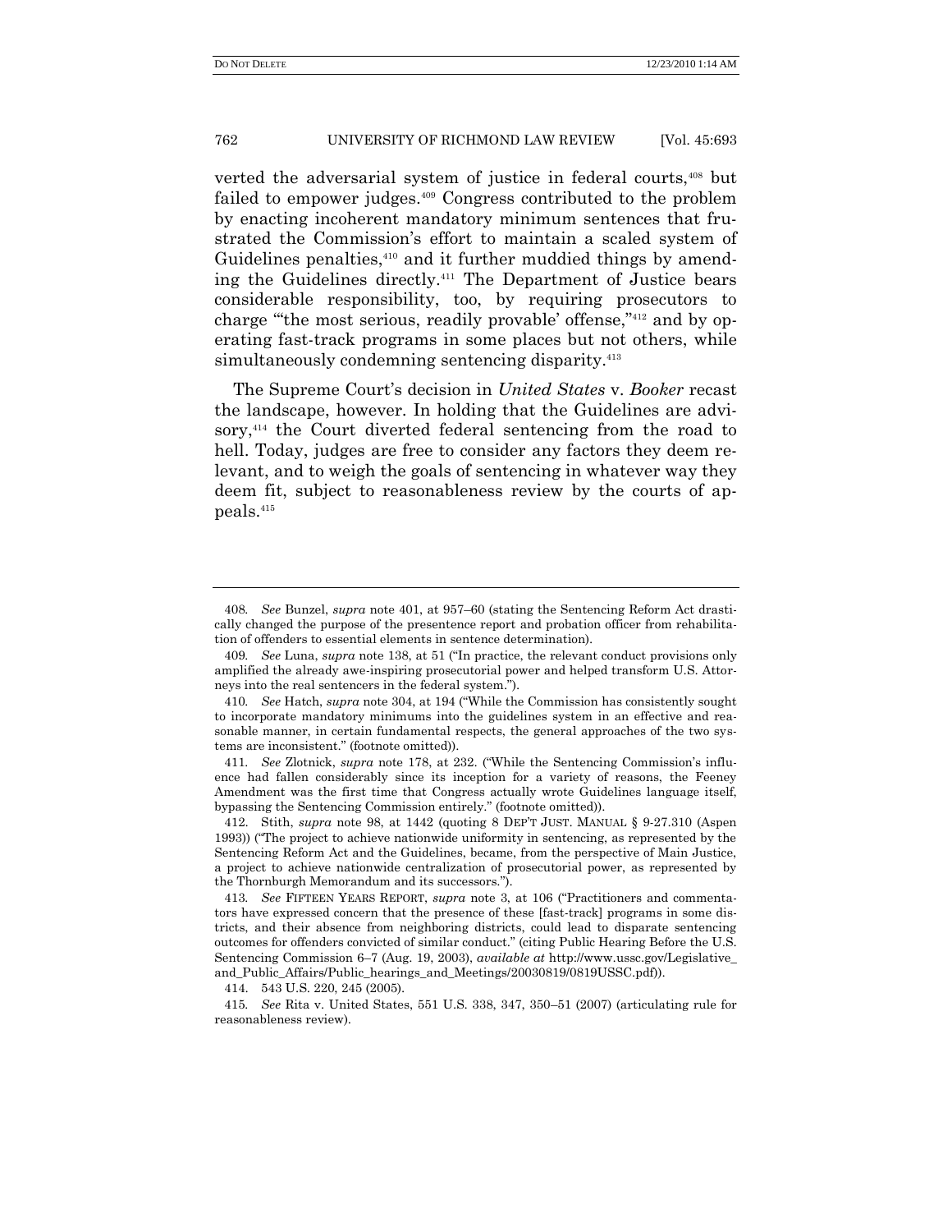verted the adversarial system of justice in federal courts,[408] but failed to empower judges.[409] Congress contributed to the problem by enacting incoherent mandatory minimum sentences that frustrated the Commission's effort to maintain a scaled system of Guidelines penalties,[410] and it further muddied things by amending the Guidelines directly.[411] The Department of Justice bears considerable responsibility, too, by requiring prosecutors to charge "'the most serious, readily provable' offense,"[412] and by operating fast-track programs in some places but not others, while simultaneously condemning sentencing disparity.[413]

The Supreme Court's decision in *United States* v. *Booker* recast the landscape, however. In holding that the Guidelines are advisory,[414] the Court diverted federal sentencing from the road to hell. Today, judges are free to consider any factors they deem relevant, and to weigh the goals of sentencing in whatever way they deem fit, subject to reasonableness review by the courts of appeals.[415]

---

408. *See* Bunzel, *supra* note 401, at 957–60 (stating the Sentencing Reform Act drastically changed the purpose of the presentence report and probation officer from rehabilitation of offenders to essential elements in sentence determination).

409. *See* Luna, *supra* note 138, at 51 ("In practice, the relevant conduct provisions only amplified the already awe-inspiring prosecutorial power and helped transform U.S. Attorneys into the real sentencers in the federal system.").

410. *See* Hatch, *supra* note 304, at 194 ("While the Commission has consistently sought to incorporate mandatory minimums into the guidelines system in an effective and reasonable manner, in certain fundamental respects, the general approaches of the two systems are inconsistent." (footnote omitted)).

411. *See* Zlotnick, *supra* note 178, at 232. ("While the Sentencing Commission's influence had fallen considerably since its inception for a variety of reasons, the Feeney Amendment was the first time that Congress actually wrote Guidelines language itself, bypassing the Sentencing Commission entirely." (footnote omitted)).

412. Stith, *supra* note 98, at 1442 (quoting 8 DEP'T JUST. MANUAL § 9-27.310 (Aspen 1993)) ("The project to achieve nationwide uniformity in sentencing, as represented by the Sentencing Reform Act and the Guidelines, became, from the perspective of Main Justice, a project to achieve nationwide centralization of prosecutorial power, as represented by the Thornburgh Memorandum and its successors.").

413. *See* FIFTEEN YEARS REPORT, *supra* note 3, at 106 ("Practitioners and commentators have expressed concern that the presence of these [fast-track] programs in some districts, and their absence from neighboring districts, could lead to disparate sentencing outcomes for offenders convicted of similar conduct." (citing Public Hearing Before the U.S. Sentencing Commission 6–7 (Aug. 19, 2003), *available at* http://www.ussc.gov/Legislative_and_Public_Affairs/Public_hearings_and_Meetings/20030819/0819USSC.pdf)).

414. 543 U.S. 220, 245 (2005).

415. *See* Rita v. United States, 551 U.S. 338, 347, 350–51 (2007) (articulating rule for reasonableness review).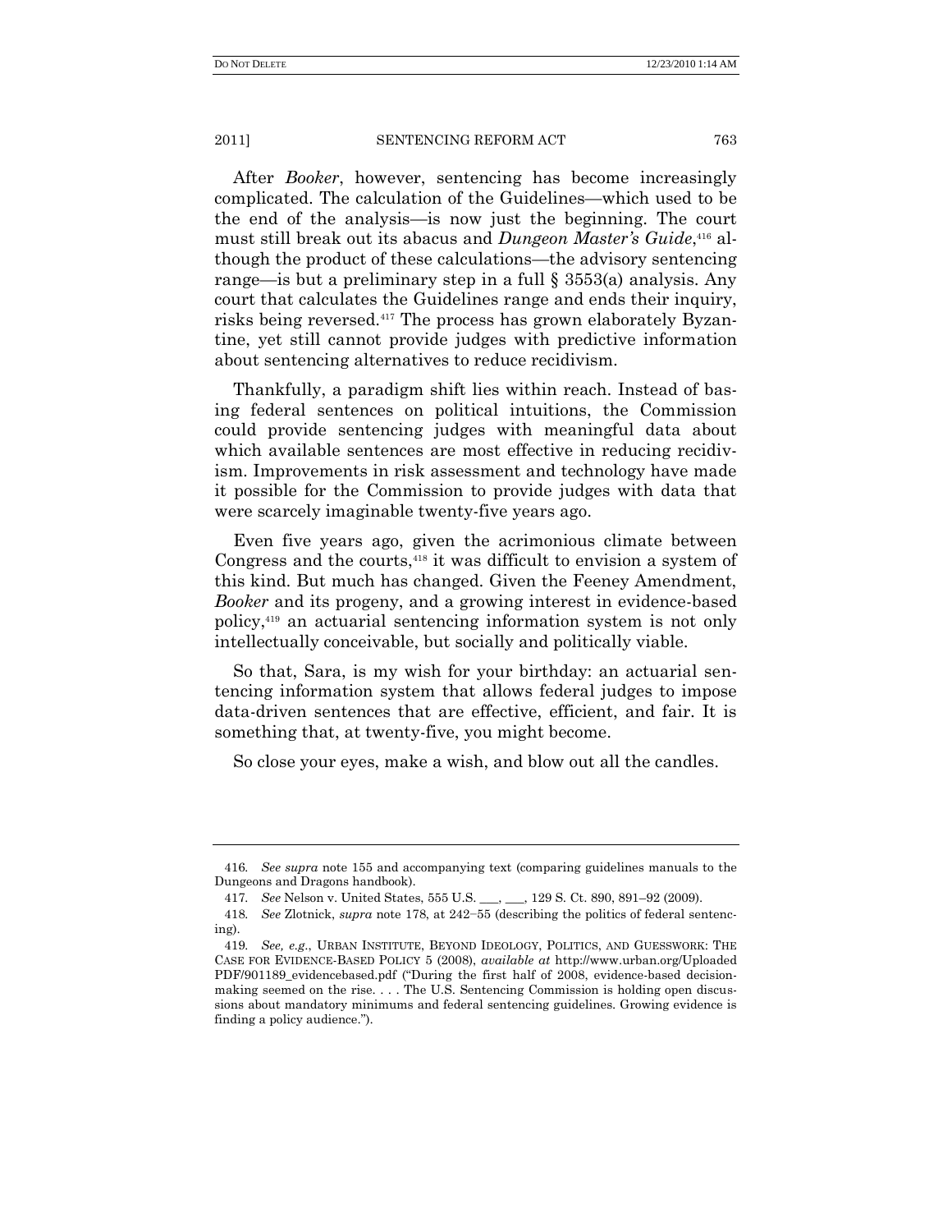After *Booker*, however, sentencing has become increasingly complicated. The calculation of the Guidelines—which used to be the end of the analysis—is now just the beginning. The court must still break out its abacus and *Dungeon Master's Guide*,[416] although the product of these calculations—the advisory sentencing range—is but a preliminary step in a full § 3553(a) analysis. Any court that calculates the Guidelines range and ends their inquiry, risks being reversed.[417] The process has grown elaborately Byzantine, yet still cannot provide judges with predictive information about sentencing alternatives to reduce recidivism.

Thankfully, a paradigm shift lies within reach. Instead of basing federal sentences on political intuitions, the Commission could provide sentencing judges with meaningful data about which available sentences are most effective in reducing recidivism. Improvements in risk assessment and technology have made it possible for the Commission to provide judges with data that were scarcely imaginable twenty-five years ago.

Even five years ago, given the acrimonious climate between Congress and the courts,[418] it was difficult to envision a system of this kind. But much has changed. Given the Feeney Amendment, *Booker* and its progeny, and a growing interest in evidence-based policy,[419] an actuarial sentencing information system is not only intellectually conceivable, but socially and politically viable.

So that, Sara, is my wish for your birthday: an actuarial sentencing information system that allows federal judges to impose data-driven sentences that are effective, efficient, and fair. It is something that, at twenty-five, you might become.

So close your eyes, make a wish, and blow out all the candles.

---

416. *See supra* note 155 and accompanying text (comparing guidelines manuals to the Dungeons and Dragons handbook).

417. *See* Nelson v. United States, 555 U.S. ___, ___, 129 S. Ct. 890, 891–92 (2009).

418. *See* Zlotnick, *supra* note 178, at 242–55 (describing the politics of federal sentencing).

419. *See, e.g.*, URBAN INSTITUTE, BEYOND IDEOLOGY, POLITICS, AND GUESSWORK: THE CASE FOR EVIDENCE-BASED POLICY 5 (2008), *available at* http://www.urban.org/UploadedPDF/901189_evidencebased.pdf ("During the first half of 2008, evidence-based decision-making seemed on the rise. . . . The U.S. Sentencing Commission is holding open discussions about mandatory minimums and federal sentencing guidelines. Growing evidence is finding a policy audience.").